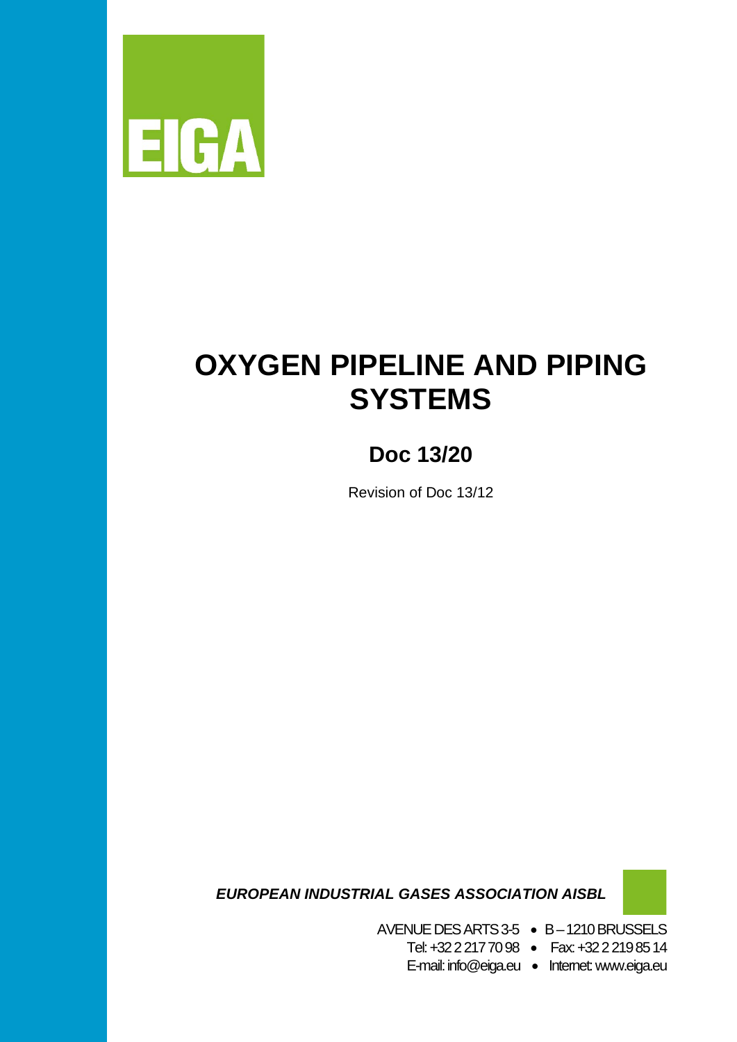EIGA

# OXYGEN PIPELINE AND PIPING SYSTEMS

## Doc 13/20

Revision of Doc 13/12

***EUROPEAN INDUSTRIAL GASES ASSOCIATION AISBL***

AVENUE DES ARTS 3-5 • B – 1210 BRUSSELS
Tel: +32 2 217 70 98 • Fax: +32 2 219 85 14
E-mail: info@eiga.eu • Internet: www.eiga.eu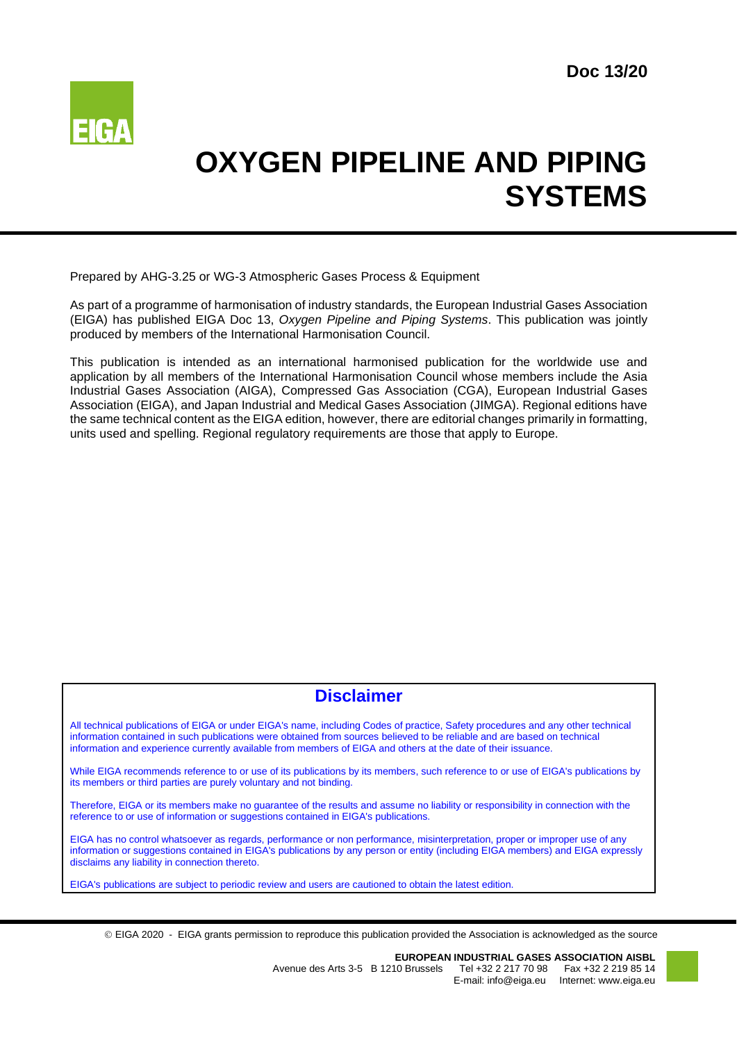**Doc 13/20**

# OXYGEN PIPELINE AND PIPING SYSTEMS

Prepared by AHG-3.25 or WG-3 Atmospheric Gases Process & Equipment

As part of a programme of harmonisation of industry standards, the European Industrial Gases Association (EIGA) has published EIGA Doc 13, *Oxygen Pipeline and Piping Systems*. This publication was jointly produced by members of the International Harmonisation Council.

This publication is intended as an international harmonised publication for the worldwide use and application by all members of the International Harmonisation Council whose members include the Asia Industrial Gases Association (AIGA), Compressed Gas Association (CGA), European Industrial Gases Association (EIGA), and Japan Industrial and Medical Gases Association (JIMGA). Regional editions have the same technical content as the EIGA edition, however, there are editorial changes primarily in formatting, units used and spelling. Regional regulatory requirements are those that apply to Europe.

## Disclaimer

All technical publications of EIGA or under EIGA's name, including Codes of practice, Safety procedures and any other technical information contained in such publications were obtained from sources believed to be reliable and are based on technical information and experience currently available from members of EIGA and others at the date of their issuance.

While EIGA recommends reference to or use of its publications by its members, such reference to or use of EIGA's publications by its members or third parties are purely voluntary and not binding.

Therefore, EIGA or its members make no guarantee of the results and assume no liability or responsibility in connection with the reference to or use of information or suggestions contained in EIGA's publications.

EIGA has no control whatsoever as regards, performance or non performance, misinterpretation, proper or improper use of any information or suggestions contained in EIGA's publications by any person or entity (including EIGA members) and EIGA expressly disclaims any liability in connection thereto.

EIGA's publications are subject to periodic review and users are cautioned to obtain the latest edition.

© EIGA 2020 - EIGA grants permission to reproduce this publication provided the Association is acknowledged as the source

**EUROPEAN INDUSTRIAL GASES ASSOCIATION AISBL**
Avenue des Arts 3-5 B 1210 Brussels Tel +32 2 217 70 98 Fax +32 2 219 85 14
E-mail: info@eiga.eu Internet: www.eiga.eu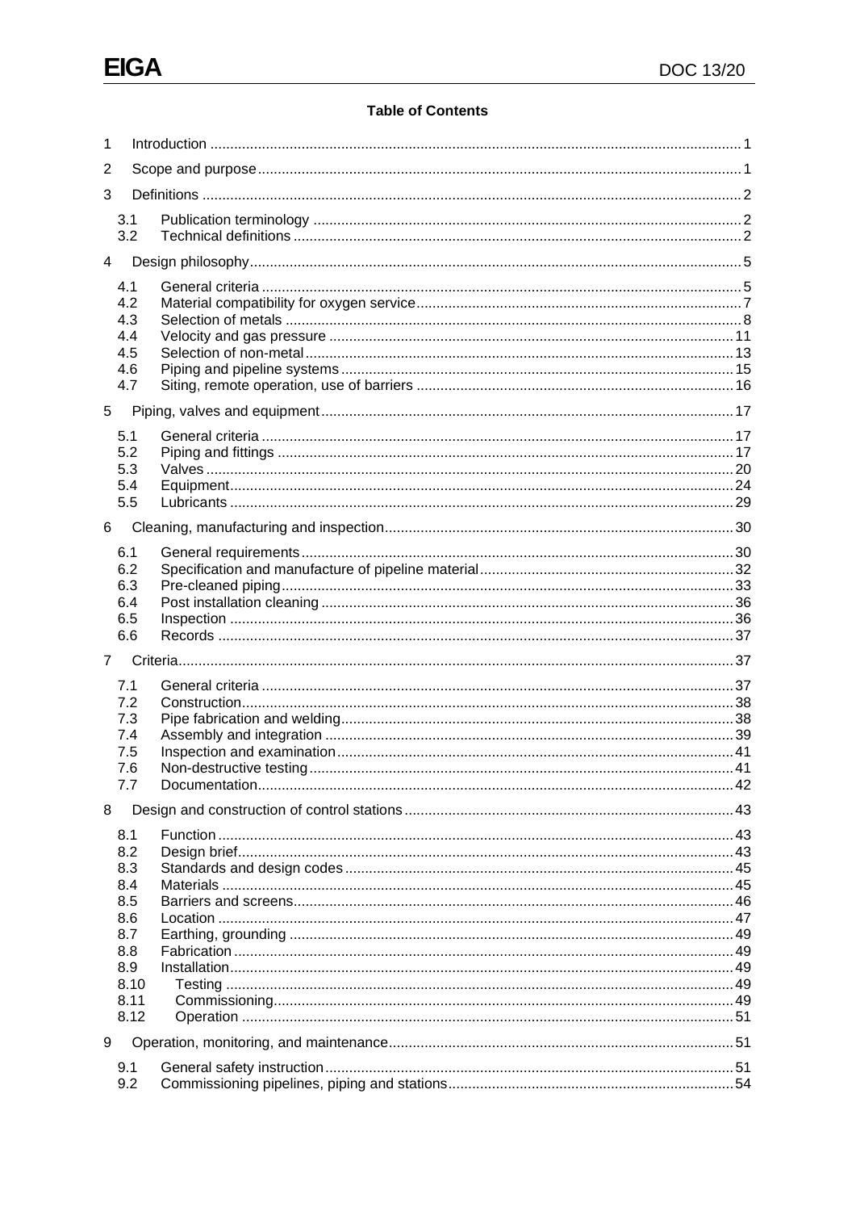**Table of Contents**

1 Introduction ........................................................................................................................ 1

2 Scope and purpose ............................................................................................................. 1

3 Definitions .......................................................................................................................... 2

- 3.1 Publication terminology ................................................................................................ 2
- 3.2 Technical definitions ..................................................................................................... 2

4 Design philosophy ............................................................................................................... 5

- 4.1 General criteria ............................................................................................................. 5
- 4.2 Material compatibility for oxygen service ...................................................................... 7
- 4.3 Selection of metals ....................................................................................................... 8
- 4.4 Velocity and gas pressure ........................................................................................... 11
- 4.5 Selection of non-metal ................................................................................................. 13
- 4.6 Piping and pipeline systems ........................................................................................ 15
- 4.7 Siting, remote operation, use of barriers ..................................................................... 16

5 Piping, valves and equipment ............................................................................................ 17

- 5.1 General criteria ........................................................................................................... 17
- 5.2 Piping and fittings ....................................................................................................... 17
- 5.3 Valves ......................................................................................................................... 20
- 5.4 Equipment ................................................................................................................... 24
- 5.5 Lubricants ................................................................................................................... 29

6 Cleaning, manufacturing and inspection ............................................................................ 30

- 6.1 General requirements ................................................................................................. 30
- 6.2 Specification and manufacture of pipeline material ..................................................... 32
- 6.3 Pre-cleaned piping ...................................................................................................... 33
- 6.4 Post installation cleaning ............................................................................................ 36
- 6.5 Inspection ................................................................................................................... 36
- 6.6 Records ...................................................................................................................... 37

7 Criteria ............................................................................................................................... 37

- 7.1 General criteria ........................................................................................................... 37
- 7.2 Construction ................................................................................................................ 38
- 7.3 Pipe fabrication and welding ........................................................................................ 38
- 7.4 Assembly and integration ............................................................................................ 39
- 7.5 Inspection and examination ......................................................................................... 41
- 7.6 Non-destructive testing ................................................................................................ 41
- 7.7 Documentation ............................................................................................................. 42

8 Design and construction of control stations ....................................................................... 43

- 8.1 Function ...................................................................................................................... 43
- 8.2 Design brief ................................................................................................................. 43
- 8.3 Standards and design codes ....................................................................................... 45
- 8.4 Materials ..................................................................................................................... 45
- 8.5 Barriers and screens .................................................................................................... 46
- 8.6 Location ...................................................................................................................... 47
- 8.7 Earthing, grounding ..................................................................................................... 49
- 8.8 Fabrication .................................................................................................................. 49
- 8.9 Installation ................................................................................................................... 49
- 8.10 Testing ...................................................................................................................... 49
- 8.11 Commissioning .......................................................................................................... 49
- 8.12 Operation .................................................................................................................. 51

9 Operation, monitoring, and maintenance ........................................................................... 51

- 9.1 General safety instruction ............................................................................................ 51
- 9.2 Commissioning pipelines, piping and stations ............................................................. 54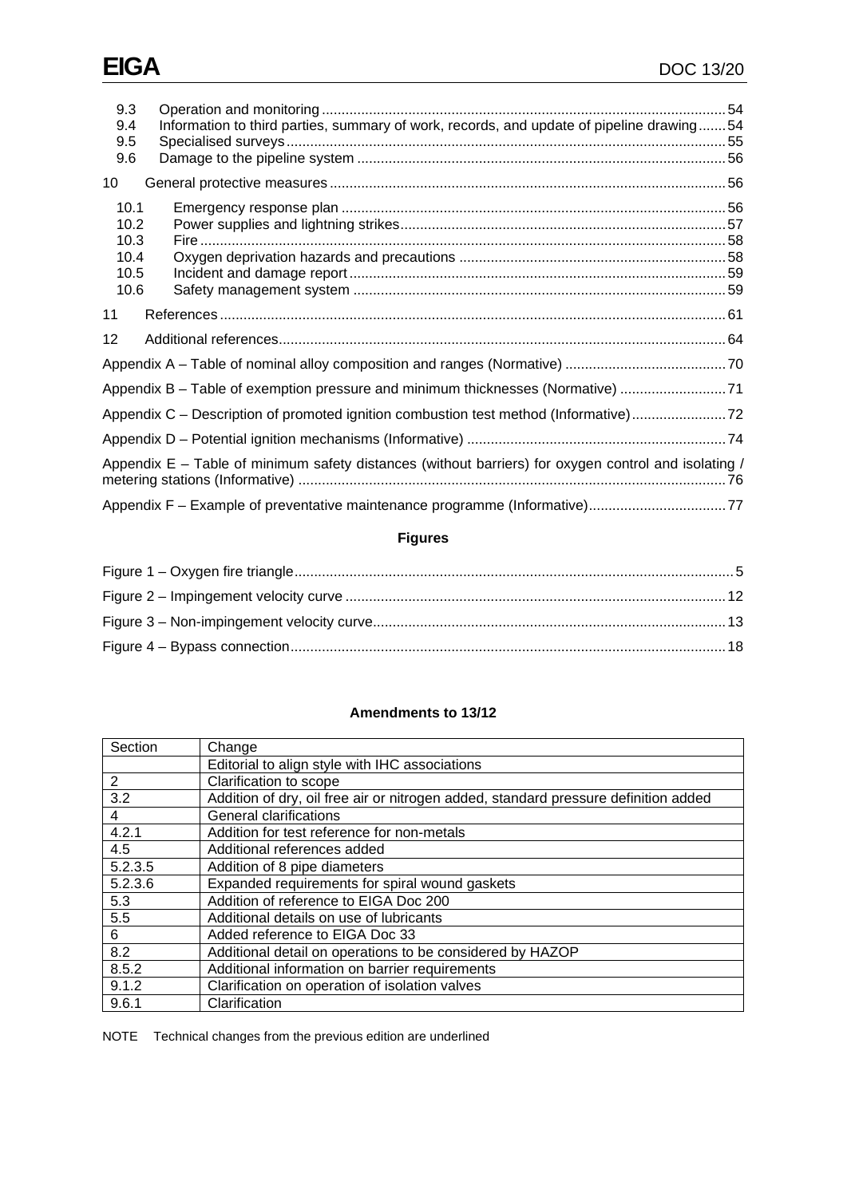9.3 Operation and monitoring ..... 54
9.4 Information to third parties, summary of work, records, and update of pipeline drawing ..... 54
9.5 Specialised surveys ..... 55
9.6 Damage to the pipeline system ..... 56

10 General protective measures ..... 56

10.1 Emergency response plan ..... 56
10.2 Power supplies and lightning strikes ..... 57
10.3 Fire ..... 58
10.4 Oxygen deprivation hazards and precautions ..... 58
10.5 Incident and damage report ..... 59
10.6 Safety management system ..... 59

11 References ..... 61

12 Additional references ..... 64

Appendix A – Table of nominal alloy composition and ranges (Normative) ..... 70

Appendix B – Table of exemption pressure and minimum thicknesses (Normative) ..... 71

Appendix C – Description of promoted ignition combustion test method (Informative) ..... 72

Appendix D – Potential ignition mechanisms (Informative) ..... 74

Appendix E – Table of minimum safety distances (without barriers) for oxygen control and isolating / metering stations (Informative) ..... 76

Appendix F – Example of preventative maintenance programme (Informative) ..... 77

**Figures**

Figure 1 – Oxygen fire triangle ..... 5

Figure 2 – Impingement velocity curve ..... 12

Figure 3 – Non-impingement velocity curve ..... 13

Figure 4 – Bypass connection ..... 18

**Amendments to 13/12**

| Section | Change |
|---|---|
| | Editorial to align style with IHC associations |
| 2 | Clarification to scope |
| 3.2 | Addition of dry, oil free air or nitrogen added, standard pressure definition added |
| 4 | General clarifications |
| 4.2.1 | Addition for test reference for non-metals |
| 4.5 | Additional references added |
| 5.2.3.5 | Addition of 8 pipe diameters |
| 5.2.3.6 | Expanded requirements for spiral wound gaskets |
| 5.3 | Addition of reference to EIGA Doc 200 |
| 5.5 | Additional details on use of lubricants |
| 6 | Added reference to EIGA Doc 33 |
| 8.2 | Additional detail on operations to be considered by HAZOP |
| 8.5.2 | Additional information on barrier requirements |
| 9.1.2 | Clarification on operation of isolation valves |
| 9.6.1 | Clarification |

NOTE Technical changes from the previous edition are underlined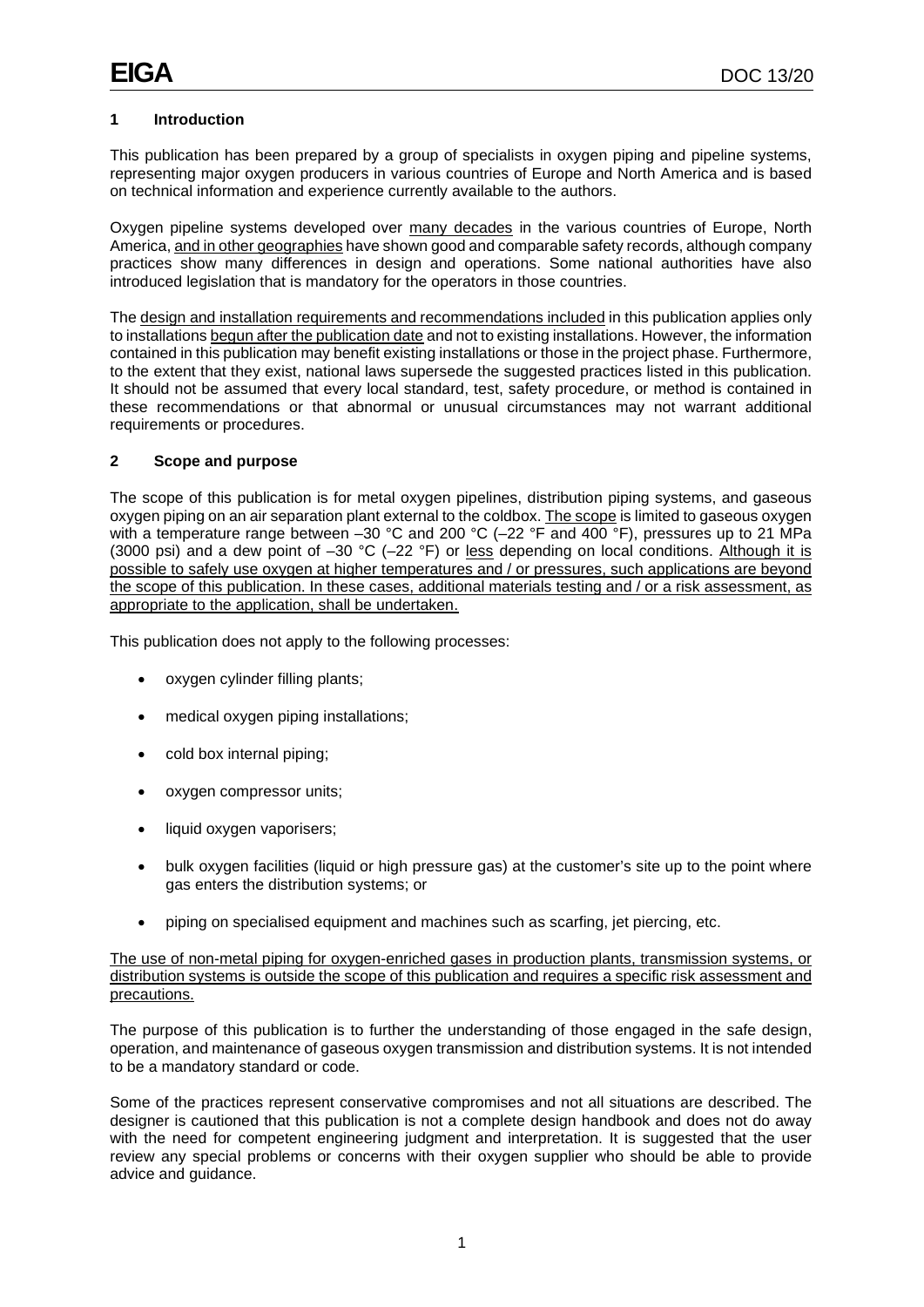## 1 Introduction

This publication has been prepared by a group of specialists in oxygen piping and pipeline systems, representing major oxygen producers in various countries of Europe and North America and is based on technical information and experience currently available to the authors.

Oxygen pipeline systems developed over many decades in the various countries of Europe, North America, and in other geographies have shown good and comparable safety records, although company practices show many differences in design and operations. Some national authorities have also introduced legislation that is mandatory for the operators in those countries.

The design and installation requirements and recommendations included in this publication applies only to installations begun after the publication date and not to existing installations. However, the information contained in this publication may benefit existing installations or those in the project phase. Furthermore, to the extent that they exist, national laws supersede the suggested practices listed in this publication. It should not be assumed that every local standard, test, safety procedure, or method is contained in these recommendations or that abnormal or unusual circumstances may not warrant additional requirements or procedures.

## 2 Scope and purpose

The scope of this publication is for metal oxygen pipelines, distribution piping systems, and gaseous oxygen piping on an air separation plant external to the coldbox. The scope is limited to gaseous oxygen with a temperature range between –30 °C and 200 °C (–22 °F and 400 °F), pressures up to 21 MPa (3000 psi) and a dew point of –30 °C (–22 °F) or less depending on local conditions. Although it is possible to safely use oxygen at higher temperatures and / or pressures, such applications are beyond the scope of this publication. In these cases, additional materials testing and / or a risk assessment, as appropriate to the application, shall be undertaken.

This publication does not apply to the following processes:

- oxygen cylinder filling plants;
- medical oxygen piping installations;
- cold box internal piping;
- oxygen compressor units;
- liquid oxygen vaporisers;
- bulk oxygen facilities (liquid or high pressure gas) at the customer's site up to the point where gas enters the distribution systems; or
- piping on specialised equipment and machines such as scarfing, jet piercing, etc.

The use of non-metal piping for oxygen-enriched gases in production plants, transmission systems, or distribution systems is outside the scope of this publication and requires a specific risk assessment and precautions.

The purpose of this publication is to further the understanding of those engaged in the safe design, operation, and maintenance of gaseous oxygen transmission and distribution systems. It is not intended to be a mandatory standard or code.

Some of the practices represent conservative compromises and not all situations are described. The designer is cautioned that this publication is not a complete design handbook and does not do away with the need for competent engineering judgment and interpretation. It is suggested that the user review any special problems or concerns with their oxygen supplier who should be able to provide advice and guidance.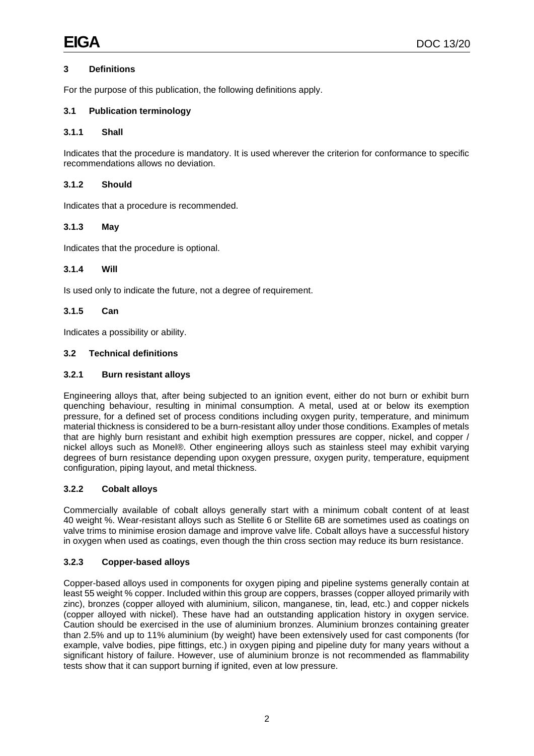## 3 Definitions

For the purpose of this publication, the following definitions apply.

### 3.1 Publication terminology

#### 3.1.1 Shall

Indicates that the procedure is mandatory. It is used wherever the criterion for conformance to specific recommendations allows no deviation.

#### 3.1.2 Should

Indicates that a procedure is recommended.

#### 3.1.3 May

Indicates that the procedure is optional.

#### 3.1.4 Will

Is used only to indicate the future, not a degree of requirement.

#### 3.1.5 Can

Indicates a possibility or ability.

### 3.2 Technical definitions

#### 3.2.1 Burn resistant alloys

Engineering alloys that, after being subjected to an ignition event, either do not burn or exhibit burn quenching behaviour, resulting in minimal consumption. A metal, used at or below its exemption pressure, for a defined set of process conditions including oxygen purity, temperature, and minimum material thickness is considered to be a burn-resistant alloy under those conditions. Examples of metals that are highly burn resistant and exhibit high exemption pressures are copper, nickel, and copper / nickel alloys such as Monel®. Other engineering alloys such as stainless steel may exhibit varying degrees of burn resistance depending upon oxygen pressure, oxygen purity, temperature, equipment configuration, piping layout, and metal thickness.

#### 3.2.2 Cobalt alloys

Commercially available of cobalt alloys generally start with a minimum cobalt content of at least 40 weight %. Wear-resistant alloys such as Stellite 6 or Stellite 6B are sometimes used as coatings on valve trims to minimise erosion damage and improve valve life. Cobalt alloys have a successful history in oxygen when used as coatings, even though the thin cross section may reduce its burn resistance.

#### 3.2.3 Copper-based alloys

Copper-based alloys used in components for oxygen piping and pipeline systems generally contain at least 55 weight % copper. Included within this group are coppers, brasses (copper alloyed primarily with zinc), bronzes (copper alloyed with aluminium, silicon, manganese, tin, lead, etc.) and copper nickels (copper alloyed with nickel). These have had an outstanding application history in oxygen service. Caution should be exercised in the use of aluminium bronzes. Aluminium bronzes containing greater than 2.5% and up to 11% aluminium (by weight) have been extensively used for cast components (for example, valve bodies, pipe fittings, etc.) in oxygen piping and pipeline duty for many years without a significant history of failure. However, use of aluminium bronze is not recommended as flammability tests show that it can support burning if ignited, even at low pressure.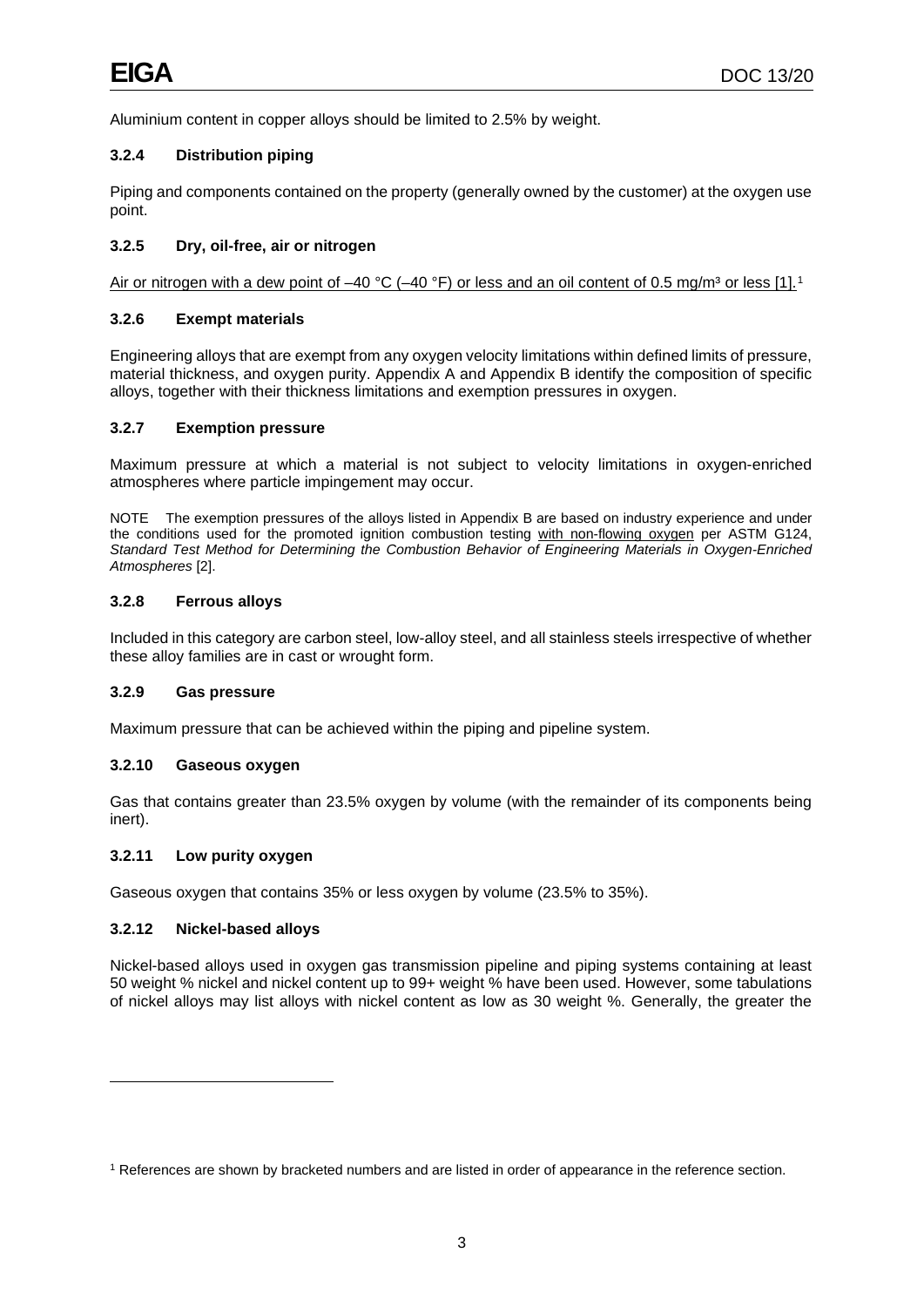Aluminium content in copper alloys should be limited to 2.5% by weight.

#### 3.2.4 Distribution piping

Piping and components contained on the property (generally owned by the customer) at the oxygen use point.

#### 3.2.5 Dry, oil-free, air or nitrogen

Air or nitrogen with a dew point of –40 °C (–40 °F) or less and an oil content of 0.5 mg/m³ or less [1].[1]

#### 3.2.6 Exempt materials

Engineering alloys that are exempt from any oxygen velocity limitations within defined limits of pressure, material thickness, and oxygen purity. Appendix A and Appendix B identify the composition of specific alloys, together with their thickness limitations and exemption pressures in oxygen.

#### 3.2.7 Exemption pressure

Maximum pressure at which a material is not subject to velocity limitations in oxygen-enriched atmospheres where particle impingement may occur.

NOTE The exemption pressures of the alloys listed in Appendix B are based on industry experience and under the conditions used for the promoted ignition combustion testing with non-flowing oxygen per ASTM G124, *Standard Test Method for Determining the Combustion Behavior of Engineering Materials in Oxygen-Enriched Atmospheres* [2].

#### 3.2.8 Ferrous alloys

Included in this category are carbon steel, low-alloy steel, and all stainless steels irrespective of whether these alloy families are in cast or wrought form.

#### 3.2.9 Gas pressure

Maximum pressure that can be achieved within the piping and pipeline system.

#### 3.2.10 Gaseous oxygen

Gas that contains greater than 23.5% oxygen by volume (with the remainder of its components being inert).

#### 3.2.11 Low purity oxygen

Gaseous oxygen that contains 35% or less oxygen by volume (23.5% to 35%).

#### 3.2.12 Nickel-based alloys

Nickel-based alloys used in oxygen gas transmission pipeline and piping systems containing at least 50 weight % nickel and nickel content up to 99+ weight % have been used. However, some tabulations of nickel alloys may list alloys with nickel content as low as 30 weight %. Generally, the greater the

---

[1] References are shown by bracketed numbers and are listed in order of appearance in the reference section.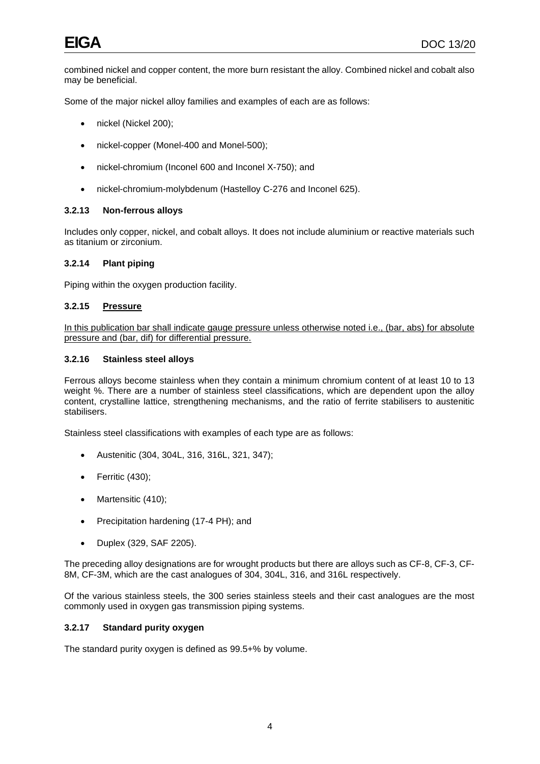combined nickel and copper content, the more burn resistant the alloy. Combined nickel and cobalt also may be beneficial.

Some of the major nickel alloy families and examples of each are as follows:

- nickel (Nickel 200);
- nickel-copper (Monel-400 and Monel-500);
- nickel-chromium (Inconel 600 and Inconel X-750); and
- nickel-chromium-molybdenum (Hastelloy C-276 and Inconel 625).

### 3.2.13 Non-ferrous alloys

Includes only copper, nickel, and cobalt alloys. It does not include aluminium or reactive materials such as titanium or zirconium.

### 3.2.14 Plant piping

Piping within the oxygen production facility.

### 3.2.15 <u>Pressure</u>

<u>In this publication bar shall indicate gauge pressure unless otherwise noted i.e., (bar, abs) for absolute pressure and (bar, dif) for differential pressure.</u>

### 3.2.16 Stainless steel alloys

Ferrous alloys become stainless when they contain a minimum chromium content of at least 10 to 13 weight %. There are a number of stainless steel classifications, which are dependent upon the alloy content, crystalline lattice, strengthening mechanisms, and the ratio of ferrite stabilisers to austenitic stabilisers.

Stainless steel classifications with examples of each type are as follows:

- Austenitic (304, 304L, 316, 316L, 321, 347);
- Ferritic (430);
- Martensitic (410);
- Precipitation hardening (17-4 PH); and
- Duplex (329, SAF 2205).

The preceding alloy designations are for wrought products but there are alloys such as CF-8, CF-3, CF-8M, CF-3M, which are the cast analogues of 304, 304L, 316, and 316L respectively.

Of the various stainless steels, the 300 series stainless steels and their cast analogues are the most commonly used in oxygen gas transmission piping systems.

### 3.2.17 Standard purity oxygen

The standard purity oxygen is defined as 99.5+% by volume.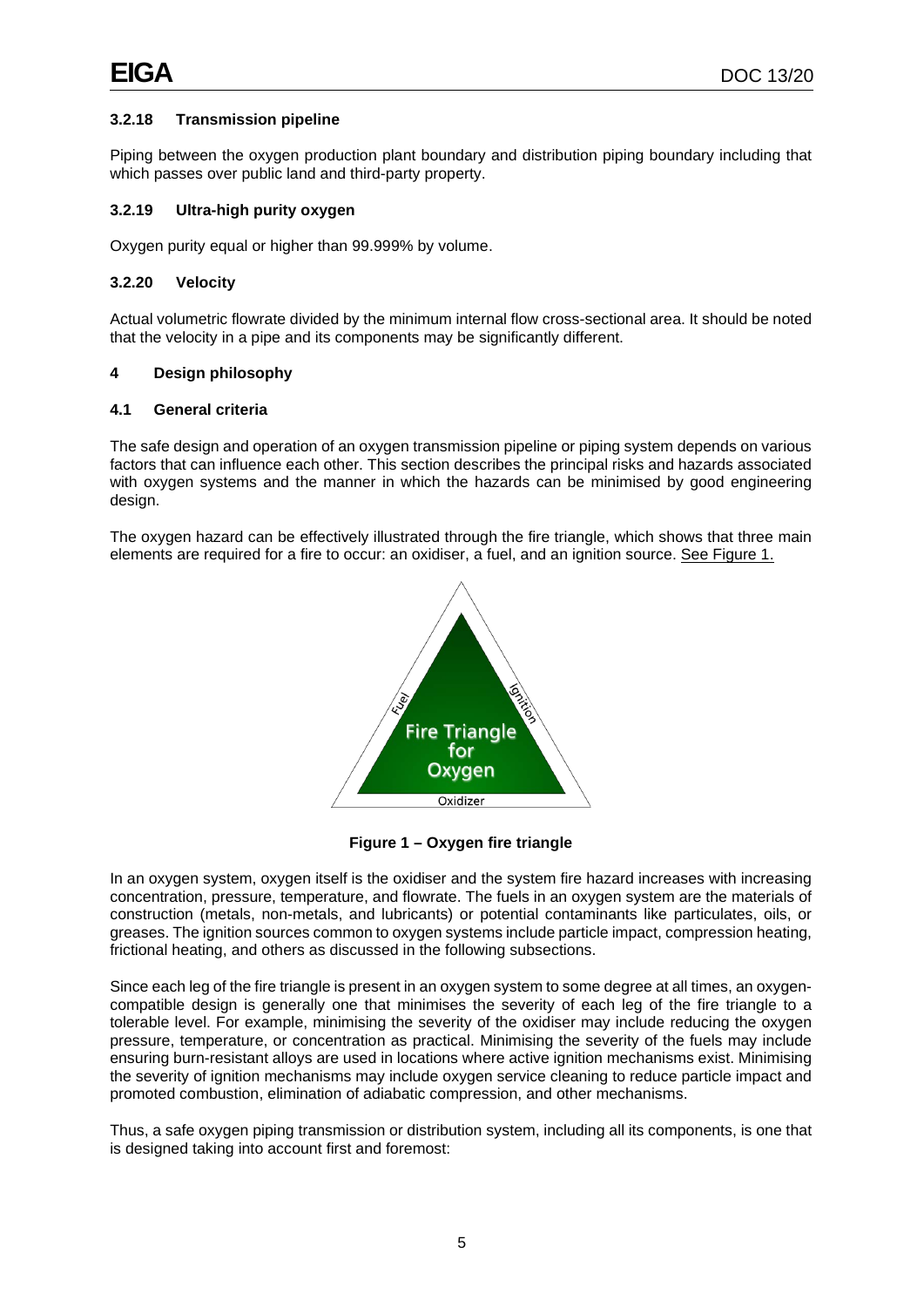### 3.2.18 Transmission pipeline

Piping between the oxygen production plant boundary and distribution piping boundary including that which passes over public land and third-party property.

### 3.2.19 Ultra-high purity oxygen

Oxygen purity equal or higher than 99.999% by volume.

### 3.2.20 Velocity

Actual volumetric flowrate divided by the minimum internal flow cross-sectional area. It should be noted that the velocity in a pipe and its components may be significantly different.

# 4 Design philosophy

## 4.1 General criteria

The safe design and operation of an oxygen transmission pipeline or piping system depends on various factors that can influence each other. This section describes the principal risks and hazards associated with oxygen systems and the manner in which the hazards can be minimised by good engineering design.

The oxygen hazard can be effectively illustrated through the fire triangle, which shows that three main elements are required for a fire to occur: an oxidiser, a fuel, and an ignition source. See Figure 1.

**Figure 1 – Oxygen fire triangle**

In an oxygen system, oxygen itself is the oxidiser and the system fire hazard increases with increasing concentration, pressure, temperature, and flowrate. The fuels in an oxygen system are the materials of construction (metals, non-metals, and lubricants) or potential contaminants like particulates, oils, or greases. The ignition sources common to oxygen systems include particle impact, compression heating, frictional heating, and others as discussed in the following subsections.

Since each leg of the fire triangle is present in an oxygen system to some degree at all times, an oxygen-compatible design is generally one that minimises the severity of each leg of the fire triangle to a tolerable level. For example, minimising the severity of the oxidiser may include reducing the oxygen pressure, temperature, or concentration as practical. Minimising the severity of the fuels may include ensuring burn-resistant alloys are used in locations where active ignition mechanisms exist. Minimising the severity of ignition mechanisms may include oxygen service cleaning to reduce particle impact and promoted combustion, elimination of adiabatic compression, and other mechanisms.

Thus, a safe oxygen piping transmission or distribution system, including all its components, is one that is designed taking into account first and foremost: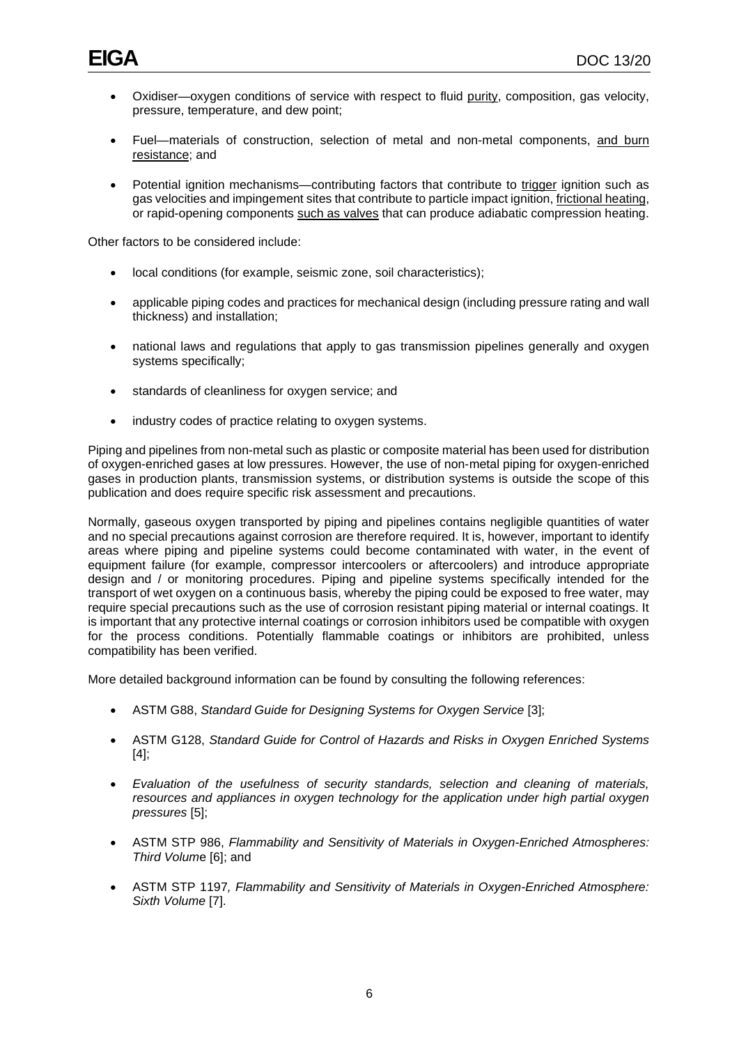- Oxidiser—oxygen conditions of service with respect to fluid purity, composition, gas velocity, pressure, temperature, and dew point;
- Fuel—materials of construction, selection of metal and non-metal components, and burn resistance; and
- Potential ignition mechanisms—contributing factors that contribute to trigger ignition such as gas velocities and impingement sites that contribute to particle impact ignition, frictional heating, or rapid-opening components such as valves that can produce adiabatic compression heating.

Other factors to be considered include:

- local conditions (for example, seismic zone, soil characteristics);
- applicable piping codes and practices for mechanical design (including pressure rating and wall thickness) and installation;
- national laws and regulations that apply to gas transmission pipelines generally and oxygen systems specifically;
- standards of cleanliness for oxygen service; and
- industry codes of practice relating to oxygen systems.

Piping and pipelines from non-metal such as plastic or composite material has been used for distribution of oxygen-enriched gases at low pressures. However, the use of non-metal piping for oxygen-enriched gases in production plants, transmission systems, or distribution systems is outside the scope of this publication and does require specific risk assessment and precautions.

Normally, gaseous oxygen transported by piping and pipelines contains negligible quantities of water and no special precautions against corrosion are therefore required. It is, however, important to identify areas where piping and pipeline systems could become contaminated with water, in the event of equipment failure (for example, compressor intercoolers or aftercoolers) and introduce appropriate design and / or monitoring procedures. Piping and pipeline systems specifically intended for the transport of wet oxygen on a continuous basis, whereby the piping could be exposed to free water, may require special precautions such as the use of corrosion resistant piping material or internal coatings. It is important that any protective internal coatings or corrosion inhibitors used be compatible with oxygen for the process conditions. Potentially flammable coatings or inhibitors are prohibited, unless compatibility has been verified.

More detailed background information can be found by consulting the following references:

- ASTM G88, *Standard Guide for Designing Systems for Oxygen Service* [3];
- ASTM G128, *Standard Guide for Control of Hazards and Risks in Oxygen Enriched Systems* [4];
- *Evaluation of the usefulness of security standards, selection and cleaning of materials, resources and appliances in oxygen technology for the application under high partial oxygen pressures* [5];
- ASTM STP 986, *Flammability and Sensitivity of Materials in Oxygen-Enriched Atmospheres: Third Volume* [6]; and
- ASTM STP 1197, *Flammability and Sensitivity of Materials in Oxygen-Enriched Atmosphere: Sixth Volume* [7].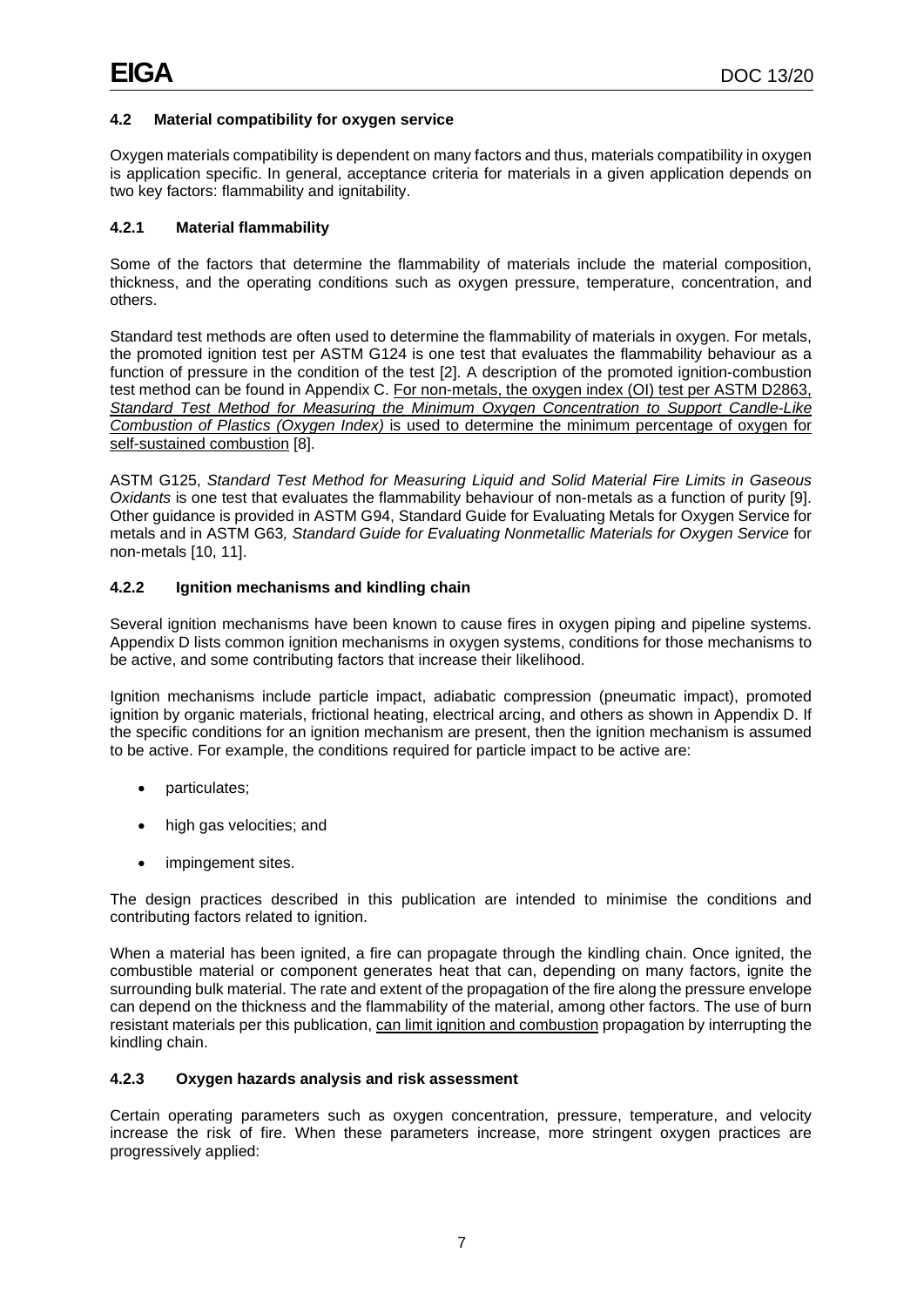### 4.2 Material compatibility for oxygen service

Oxygen materials compatibility is dependent on many factors and thus, materials compatibility in oxygen is application specific. In general, acceptance criteria for materials in a given application depends on two key factors: flammability and ignitability.

#### 4.2.1 Material flammability

Some of the factors that determine the flammability of materials include the material composition, thickness, and the operating conditions such as oxygen pressure, temperature, concentration, and others.

Standard test methods are often used to determine the flammability of materials in oxygen. For metals, the promoted ignition test per ASTM G124 is one test that evaluates the flammability behaviour as a function of pressure in the condition of the test [2]. A description of the promoted ignition-combustion test method can be found in Appendix C. For non-metals, the oxygen index (OI) test per ASTM D2863, *Standard Test Method for Measuring the Minimum Oxygen Concentration to Support Candle-Like Combustion of Plastics (Oxygen Index)* is used to determine the minimum percentage of oxygen for self-sustained combustion [8].

ASTM G125, *Standard Test Method for Measuring Liquid and Solid Material Fire Limits in Gaseous Oxidants* is one test that evaluates the flammability behaviour of non-metals as a function of purity [9]. Other guidance is provided in ASTM G94, Standard Guide for Evaluating Metals for Oxygen Service for metals and in ASTM G63*, Standard Guide for Evaluating Nonmetallic Materials for Oxygen Service* for non-metals [10, 11].

#### 4.2.2 Ignition mechanisms and kindling chain

Several ignition mechanisms have been known to cause fires in oxygen piping and pipeline systems. Appendix D lists common ignition mechanisms in oxygen systems, conditions for those mechanisms to be active, and some contributing factors that increase their likelihood.

Ignition mechanisms include particle impact, adiabatic compression (pneumatic impact), promoted ignition by organic materials, frictional heating, electrical arcing, and others as shown in Appendix D. If the specific conditions for an ignition mechanism are present, then the ignition mechanism is assumed to be active. For example, the conditions required for particle impact to be active are:

- particulates;
- high gas velocities; and
- impingement sites.

The design practices described in this publication are intended to minimise the conditions and contributing factors related to ignition.

When a material has been ignited, a fire can propagate through the kindling chain. Once ignited, the combustible material or component generates heat that can, depending on many factors, ignite the surrounding bulk material. The rate and extent of the propagation of the fire along the pressure envelope can depend on the thickness and the flammability of the material, among other factors. The use of burn resistant materials per this publication, can limit ignition and combustion propagation by interrupting the kindling chain.

#### 4.2.3 Oxygen hazards analysis and risk assessment

Certain operating parameters such as oxygen concentration, pressure, temperature, and velocity increase the risk of fire. When these parameters increase, more stringent oxygen practices are progressively applied: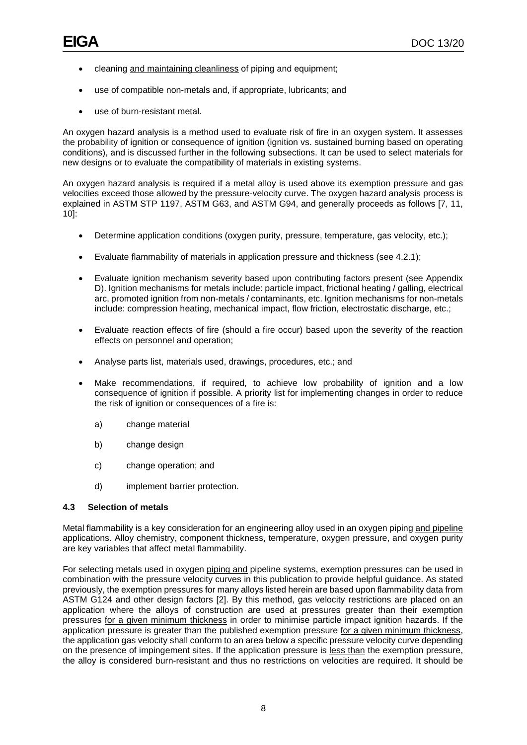- cleaning and maintaining cleanliness of piping and equipment;
- use of compatible non-metals and, if appropriate, lubricants; and
- use of burn-resistant metal.

An oxygen hazard analysis is a method used to evaluate risk of fire in an oxygen system. It assesses the probability of ignition or consequence of ignition (ignition vs. sustained burning based on operating conditions), and is discussed further in the following subsections. It can be used to select materials for new designs or to evaluate the compatibility of materials in existing systems.

An oxygen hazard analysis is required if a metal alloy is used above its exemption pressure and gas velocities exceed those allowed by the pressure-velocity curve. The oxygen hazard analysis process is explained in ASTM STP 1197, ASTM G63, and ASTM G94, and generally proceeds as follows [7, 11, 10]:

- Determine application conditions (oxygen purity, pressure, temperature, gas velocity, etc.);
- Evaluate flammability of materials in application pressure and thickness (see 4.2.1);
- Evaluate ignition mechanism severity based upon contributing factors present (see Appendix D). Ignition mechanisms for metals include: particle impact, frictional heating / galling, electrical arc, promoted ignition from non-metals / contaminants, etc. Ignition mechanisms for non-metals include: compression heating, mechanical impact, flow friction, electrostatic discharge, etc.;
- Evaluate reaction effects of fire (should a fire occur) based upon the severity of the reaction effects on personnel and operation;
- Analyse parts list, materials used, drawings, procedures, etc.; and
- Make recommendations, if required, to achieve low probability of ignition and a low consequence of ignition if possible. A priority list for implementing changes in order to reduce the risk of ignition or consequences of a fire is:

  a) change material

  b) change design

  c) change operation; and

  d) implement barrier protection.

### 4.3 Selection of metals

Metal flammability is a key consideration for an engineering alloy used in an oxygen piping and pipeline applications. Alloy chemistry, component thickness, temperature, oxygen pressure, and oxygen purity are key variables that affect metal flammability.

For selecting metals used in oxygen piping and pipeline systems, exemption pressures can be used in combination with the pressure velocity curves in this publication to provide helpful guidance. As stated previously, the exemption pressures for many alloys listed herein are based upon flammability data from ASTM G124 and other design factors [2]. By this method, gas velocity restrictions are placed on an application where the alloys of construction are used at pressures greater than their exemption pressures for a given minimum thickness in order to minimise particle impact ignition hazards. If the application pressure is greater than the published exemption pressure for a given minimum thickness, the application gas velocity shall conform to an area below a specific pressure velocity curve depending on the presence of impingement sites. If the application pressure is less than the exemption pressure, the alloy is considered burn-resistant and thus no restrictions on velocities are required. It should be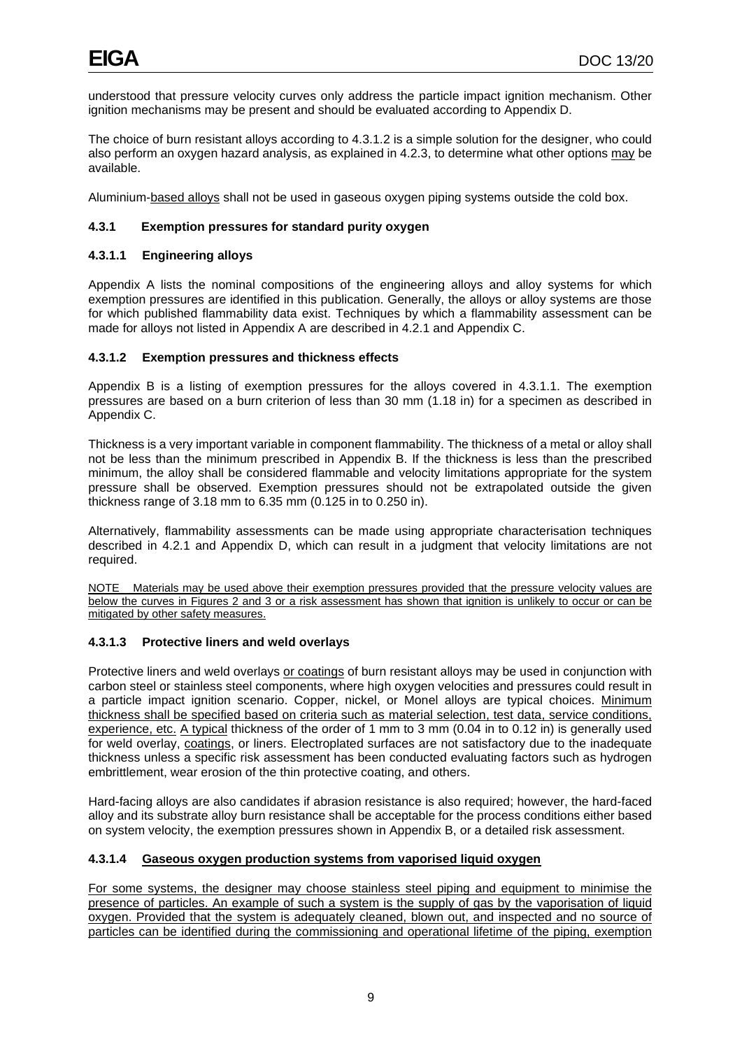understood that pressure velocity curves only address the particle impact ignition mechanism. Other ignition mechanisms may be present and should be evaluated according to Appendix D.

The choice of burn resistant alloys according to 4.3.1.2 is a simple solution for the designer, who could also perform an oxygen hazard analysis, as explained in 4.2.3, to determine what other options may be available.

Aluminium-based alloys shall not be used in gaseous oxygen piping systems outside the cold box.

### 4.3.1 Exemption pressures for standard purity oxygen

#### 4.3.1.1 Engineering alloys

Appendix A lists the nominal compositions of the engineering alloys and alloy systems for which exemption pressures are identified in this publication. Generally, the alloys or alloy systems are those for which published flammability data exist. Techniques by which a flammability assessment can be made for alloys not listed in Appendix A are described in 4.2.1 and Appendix C.

#### 4.3.1.2 Exemption pressures and thickness effects

Appendix B is a listing of exemption pressures for the alloys covered in 4.3.1.1. The exemption pressures are based on a burn criterion of less than 30 mm (1.18 in) for a specimen as described in Appendix C.

Thickness is a very important variable in component flammability. The thickness of a metal or alloy shall not be less than the minimum prescribed in Appendix B. If the thickness is less than the prescribed minimum, the alloy shall be considered flammable and velocity limitations appropriate for the system pressure shall be observed. Exemption pressures should not be extrapolated outside the given thickness range of 3.18 mm to 6.35 mm (0.125 in to 0.250 in).

Alternatively, flammability assessments can be made using appropriate characterisation techniques described in 4.2.1 and Appendix D, which can result in a judgment that velocity limitations are not required.

NOTE Materials may be used above their exemption pressures provided that the pressure velocity values are below the curves in Figures 2 and 3 or a risk assessment has shown that ignition is unlikely to occur or can be mitigated by other safety measures.

#### 4.3.1.3 Protective liners and weld overlays

Protective liners and weld overlays or coatings of burn resistant alloys may be used in conjunction with carbon steel or stainless steel components, where high oxygen velocities and pressures could result in a particle impact ignition scenario. Copper, nickel, or Monel alloys are typical choices. Minimum thickness shall be specified based on criteria such as material selection, test data, service conditions, experience, etc. A typical thickness of the order of 1 mm to 3 mm (0.04 in to 0.12 in) is generally used for weld overlay, coatings, or liners. Electroplated surfaces are not satisfactory due to the inadequate thickness unless a specific risk assessment has been conducted evaluating factors such as hydrogen embrittlement, wear erosion of the thin protective coating, and others.

Hard-facing alloys are also candidates if abrasion resistance is also required; however, the hard-faced alloy and its substrate alloy burn resistance shall be acceptable for the process conditions either based on system velocity, the exemption pressures shown in Appendix B, or a detailed risk assessment.

#### 4.3.1.4 Gaseous oxygen production systems from vaporised liquid oxygen

For some systems, the designer may choose stainless steel piping and equipment to minimise the presence of particles. An example of such a system is the supply of gas by the vaporisation of liquid oxygen. Provided that the system is adequately cleaned, blown out, and inspected and no source of particles can be identified during the commissioning and operational lifetime of the piping, exemption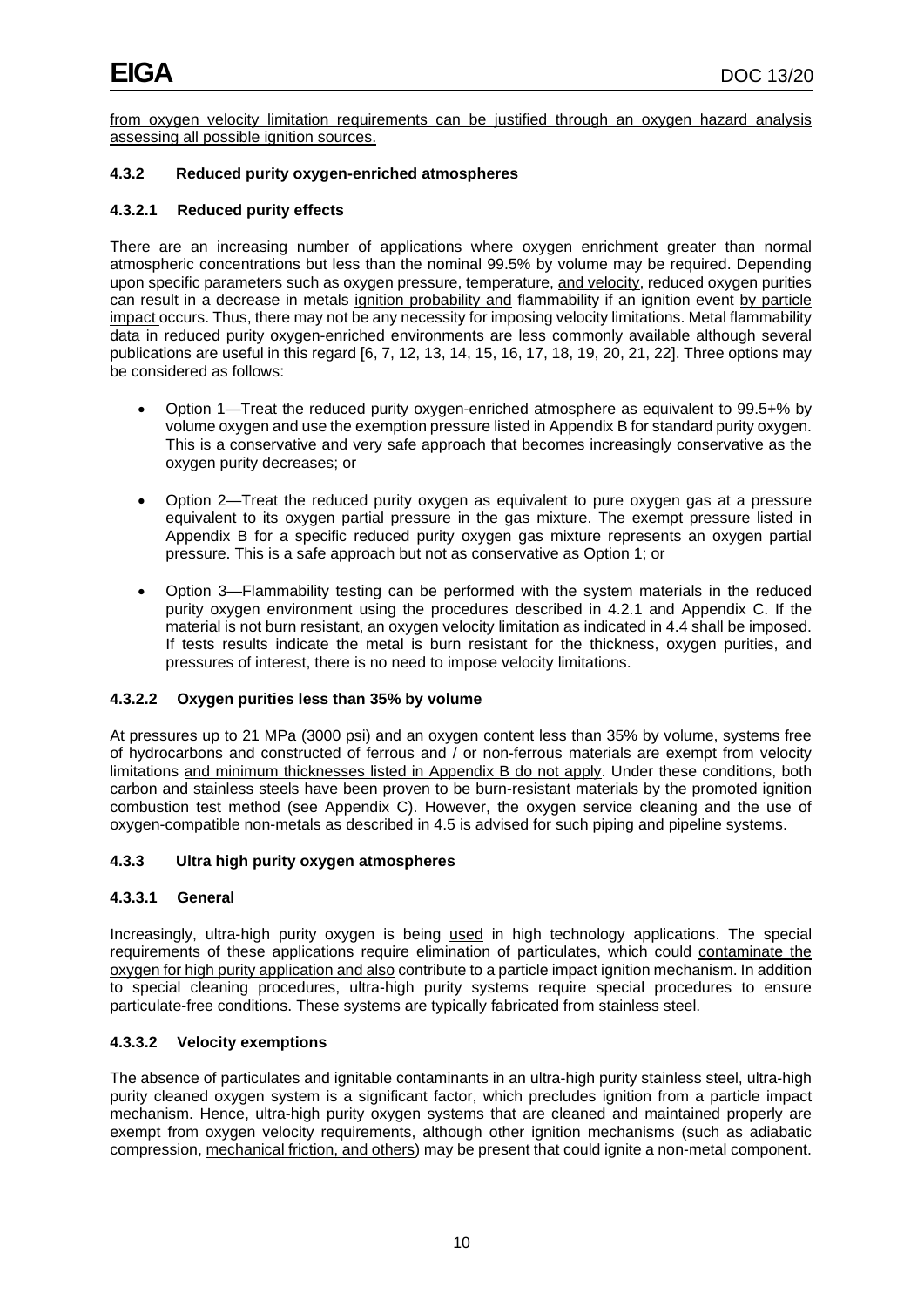from oxygen velocity limitation requirements can be justified through an oxygen hazard analysis assessing all possible ignition sources.

### 4.3.2 Reduced purity oxygen-enriched atmospheres

#### 4.3.2.1 Reduced purity effects

There are an increasing number of applications where oxygen enrichment greater than normal atmospheric concentrations but less than the nominal 99.5% by volume may be required. Depending upon specific parameters such as oxygen pressure, temperature, and velocity, reduced oxygen purities can result in a decrease in metals ignition probability and flammability if an ignition event by particle impact occurs. Thus, there may not be any necessity for imposing velocity limitations. Metal flammability data in reduced purity oxygen-enriched environments are less commonly available although several publications are useful in this regard [6, 7, 12, 13, 14, 15, 16, 17, 18, 19, 20, 21, 22]. Three options may be considered as follows:

- Option 1—Treat the reduced purity oxygen-enriched atmosphere as equivalent to 99.5+% by volume oxygen and use the exemption pressure listed in Appendix B for standard purity oxygen. This is a conservative and very safe approach that becomes increasingly conservative as the oxygen purity decreases; or

- Option 2—Treat the reduced purity oxygen as equivalent to pure oxygen gas at a pressure equivalent to its oxygen partial pressure in the gas mixture. The exempt pressure listed in Appendix B for a specific reduced purity oxygen gas mixture represents an oxygen partial pressure. This is a safe approach but not as conservative as Option 1; or

- Option 3—Flammability testing can be performed with the system materials in the reduced purity oxygen environment using the procedures described in 4.2.1 and Appendix C. If the material is not burn resistant, an oxygen velocity limitation as indicated in 4.4 shall be imposed. If tests results indicate the metal is burn resistant for the thickness, oxygen purities, and pressures of interest, there is no need to impose velocity limitations.

#### 4.3.2.2 Oxygen purities less than 35% by volume

At pressures up to 21 MPa (3000 psi) and an oxygen content less than 35% by volume, systems free of hydrocarbons and constructed of ferrous and / or non-ferrous materials are exempt from velocity limitations and minimum thicknesses listed in Appendix B do not apply. Under these conditions, both carbon and stainless steels have been proven to be burn-resistant materials by the promoted ignition combustion test method (see Appendix C). However, the oxygen service cleaning and the use of oxygen-compatible non-metals as described in 4.5 is advised for such piping and pipeline systems.

### 4.3.3 Ultra high purity oxygen atmospheres

#### 4.3.3.1 General

Increasingly, ultra-high purity oxygen is being used in high technology applications. The special requirements of these applications require elimination of particulates, which could contaminate the oxygen for high purity application and also contribute to a particle impact ignition mechanism. In addition to special cleaning procedures, ultra-high purity systems require special procedures to ensure particulate-free conditions. These systems are typically fabricated from stainless steel.

#### 4.3.3.2 Velocity exemptions

The absence of particulates and ignitable contaminants in an ultra-high purity stainless steel, ultra-high purity cleaned oxygen system is a significant factor, which precludes ignition from a particle impact mechanism. Hence, ultra-high purity oxygen systems that are cleaned and maintained properly are exempt from oxygen velocity requirements, although other ignition mechanisms (such as adiabatic compression, mechanical friction, and others) may be present that could ignite a non-metal component.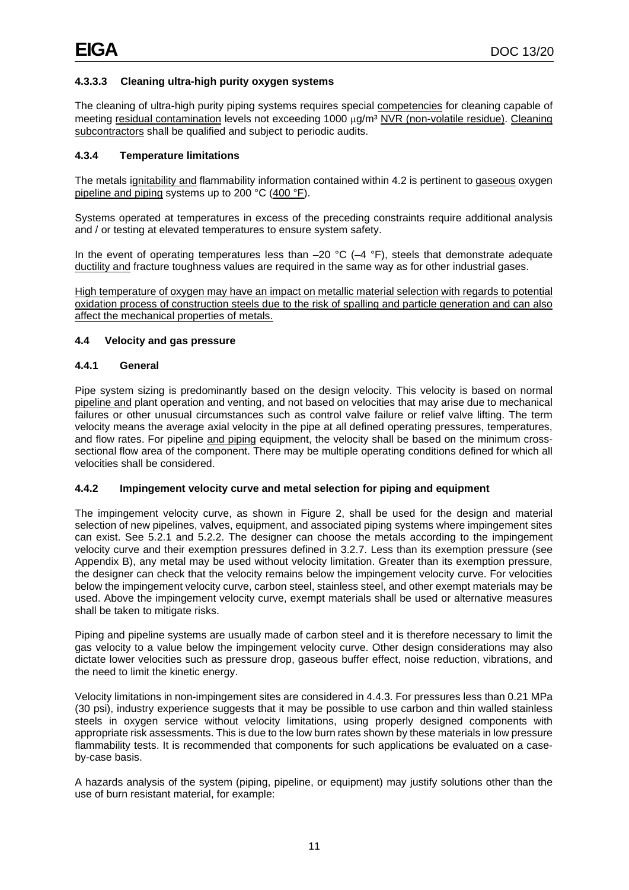#### 4.3.3.3 Cleaning ultra-high purity oxygen systems

The cleaning of ultra-high purity piping systems requires special competencies for cleaning capable of meeting residual contamination levels not exceeding 1000 μg/m³ NVR (non-volatile residue). Cleaning subcontractors shall be qualified and subject to periodic audits.

### 4.3.4 Temperature limitations

The metals ignitability and flammability information contained within 4.2 is pertinent to gaseous oxygen pipeline and piping systems up to 200 °C (400 °F).

Systems operated at temperatures in excess of the preceding constraints require additional analysis and / or testing at elevated temperatures to ensure system safety.

In the event of operating temperatures less than –20 °C (–4 °F), steels that demonstrate adequate ductility and fracture toughness values are required in the same way as for other industrial gases.

High temperature of oxygen may have an impact on metallic material selection with regards to potential oxidation process of construction steels due to the risk of spalling and particle generation and can also affect the mechanical properties of metals.

## 4.4 Velocity and gas pressure

### 4.4.1 General

Pipe system sizing is predominantly based on the design velocity. This velocity is based on normal pipeline and plant operation and venting, and not based on velocities that may arise due to mechanical failures or other unusual circumstances such as control valve failure or relief valve lifting. The term velocity means the average axial velocity in the pipe at all defined operating pressures, temperatures, and flow rates. For pipeline and piping equipment, the velocity shall be based on the minimum cross-sectional flow area of the component. There may be multiple operating conditions defined for which all velocities shall be considered.

### 4.4.2 Impingement velocity curve and metal selection for piping and equipment

The impingement velocity curve, as shown in Figure 2, shall be used for the design and material selection of new pipelines, valves, equipment, and associated piping systems where impingement sites can exist. See 5.2.1 and 5.2.2. The designer can choose the metals according to the impingement velocity curve and their exemption pressures defined in 3.2.7. Less than its exemption pressure (see Appendix B), any metal may be used without velocity limitation. Greater than its exemption pressure, the designer can check that the velocity remains below the impingement velocity curve. For velocities below the impingement velocity curve, carbon steel, stainless steel, and other exempt materials may be used. Above the impingement velocity curve, exempt materials shall be used or alternative measures shall be taken to mitigate risks.

Piping and pipeline systems are usually made of carbon steel and it is therefore necessary to limit the gas velocity to a value below the impingement velocity curve. Other design considerations may also dictate lower velocities such as pressure drop, gaseous buffer effect, noise reduction, vibrations, and the need to limit the kinetic energy.

Velocity limitations in non-impingement sites are considered in 4.4.3. For pressures less than 0.21 MPa (30 psi), industry experience suggests that it may be possible to use carbon and thin walled stainless steels in oxygen service without velocity limitations, using properly designed components with appropriate risk assessments. This is due to the low burn rates shown by these materials in low pressure flammability tests. It is recommended that components for such applications be evaluated on a case-by-case basis.

A hazards analysis of the system (piping, pipeline, or equipment) may justify solutions other than the use of burn resistant material, for example: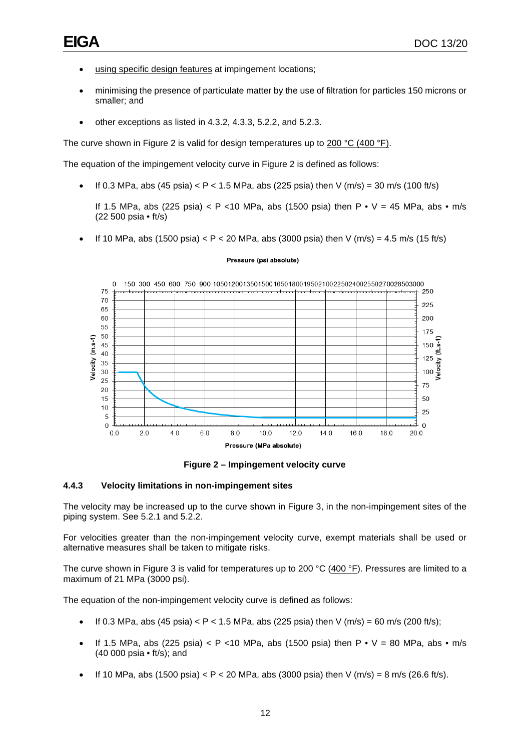- using specific design features at impingement locations;
- minimising the presence of particulate matter by the use of filtration for particles 150 microns or smaller; and
- other exceptions as listed in 4.3.2, 4.3.3, 5.2.2, and 5.2.3.

The curve shown in Figure 2 is valid for design temperatures up to 200 °C (400 °F).

The equation of the impingement velocity curve in Figure 2 is defined as follows:

- If 0.3 MPa, abs (45 psia) < P < 1.5 MPa, abs (225 psia) then V (m/s) = 30 m/s (100 ft/s)

  If 1.5 MPa, abs (225 psia) < P <10 MPa, abs (1500 psia) then P • V = 45 MPa, abs • m/s (22 500 psia • ft/s)

- If 10 MPa, abs (1500 psia) < P < 20 MPa, abs (3000 psia) then V (m/s) = 4.5 m/s (15 ft/s)

**Figure 2 – Impingement velocity curve**

### 4.4.3 Velocity limitations in non-impingement sites

The velocity may be increased up to the curve shown in Figure 3, in the non-impingement sites of the piping system. See 5.2.1 and 5.2.2.

For velocities greater than the non-impingement velocity curve, exempt materials shall be used or alternative measures shall be taken to mitigate risks.

The curve shown in Figure 3 is valid for temperatures up to 200 °C (400 °F). Pressures are limited to a maximum of 21 MPa (3000 psi).

The equation of the non-impingement velocity curve is defined as follows:

- If 0.3 MPa, abs (45 psia) < P < 1.5 MPa, abs (225 psia) then V (m/s) = 60 m/s (200 ft/s);
- If 1.5 MPa, abs (225 psia) < P <10 MPa, abs (1500 psia) then P • V = 80 MPa, abs • m/s (40 000 psia • ft/s); and
- If 10 MPa, abs (1500 psia) < P < 20 MPa, abs (3000 psia) then V (m/s) = 8 m/s (26.6 ft/s).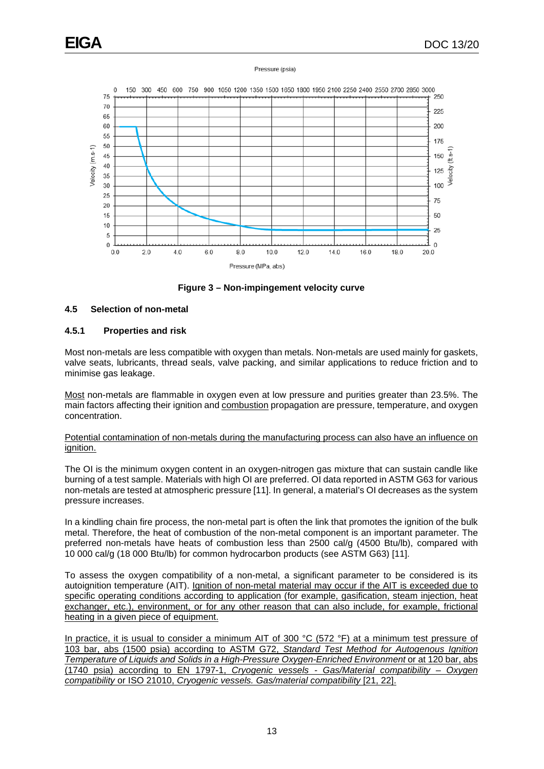Figure 3 – Non-impingement velocity curve

### 4.5 Selection of non-metal

#### 4.5.1 Properties and risk

Most non-metals are less compatible with oxygen than metals. Non-metals are used mainly for gaskets, valve seats, lubricants, thread seals, valve packing, and similar applications to reduce friction and to minimise gas leakage.

Most non-metals are flammable in oxygen even at low pressure and purities greater than 23.5%. The main factors affecting their ignition and combustion propagation are pressure, temperature, and oxygen concentration.

Potential contamination of non-metals during the manufacturing process can also have an influence on ignition.

The OI is the minimum oxygen content in an oxygen-nitrogen gas mixture that can sustain candle like burning of a test sample. Materials with high OI are preferred. OI data reported in ASTM G63 for various non-metals are tested at atmospheric pressure [11]. In general, a material's OI decreases as the system pressure increases.

In a kindling chain fire process, the non-metal part is often the link that promotes the ignition of the bulk metal. Therefore, the heat of combustion of the non-metal component is an important parameter. The preferred non-metals have heats of combustion less than 2500 cal/g (4500 Btu/lb), compared with 10 000 cal/g (18 000 Btu/lb) for common hydrocarbon products (see ASTM G63) [11].

To assess the oxygen compatibility of a non-metal, a significant parameter to be considered is its autoignition temperature (AIT). Ignition of non-metal material may occur if the AIT is exceeded due to specific operating conditions according to application (for example, gasification, steam injection, heat exchanger, etc.), environment, or for any other reason that can also include, for example, frictional heating in a given piece of equipment.

In practice, it is usual to consider a minimum AIT of 300 °C (572 °F) at a minimum test pressure of 103 bar, abs (1500 psia) according to ASTM G72, *Standard Test Method for Autogenous Ignition Temperature of Liquids and Solids in a High-Pressure Oxygen-Enriched Environment* or at 120 bar, abs (1740 psia) according to EN 1797-1, *Cryogenic vessels - Gas/Material compatibility – Oxygen compatibility* or ISO 21010, *Cryogenic vessels. Gas/material compatibility* [21, 22].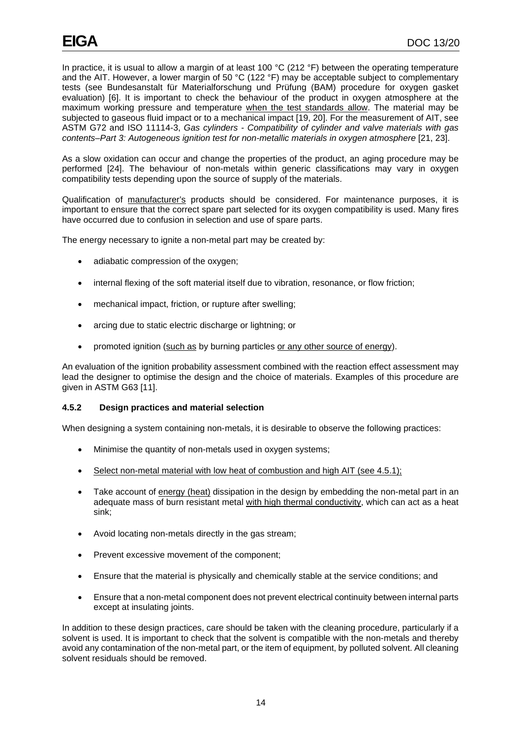In practice, it is usual to allow a margin of at least 100 °C (212 °F) between the operating temperature and the AIT. However, a lower margin of 50 °C (122 °F) may be acceptable subject to complementary tests (see Bundesanstalt für Materialforschung und Prüfung (BAM) procedure for oxygen gasket evaluation) [6]. It is important to check the behaviour of the product in oxygen atmosphere at the maximum working pressure and temperature when the test standards allow. The material may be subjected to gaseous fluid impact or to a mechanical impact [19, 20]. For the measurement of AIT, see ASTM G72 and ISO 11114-3, *Gas cylinders - Compatibility of cylinder and valve materials with gas contents–Part 3: Autogeneous ignition test for non-metallic materials in oxygen atmosphere* [21, 23].

As a slow oxidation can occur and change the properties of the product, an aging procedure may be performed [24]. The behaviour of non-metals within generic classifications may vary in oxygen compatibility tests depending upon the source of supply of the materials.

Qualification of manufacturer's products should be considered. For maintenance purposes, it is important to ensure that the correct spare part selected for its oxygen compatibility is used. Many fires have occurred due to confusion in selection and use of spare parts.

The energy necessary to ignite a non-metal part may be created by:

- adiabatic compression of the oxygen;
- internal flexing of the soft material itself due to vibration, resonance, or flow friction;
- mechanical impact, friction, or rupture after swelling;
- arcing due to static electric discharge or lightning; or
- promoted ignition (such as by burning particles or any other source of energy).

An evaluation of the ignition probability assessment combined with the reaction effect assessment may lead the designer to optimise the design and the choice of materials. Examples of this procedure are given in ASTM G63 [11].

### 4.5.2 Design practices and material selection

When designing a system containing non-metals, it is desirable to observe the following practices:

- Minimise the quantity of non-metals used in oxygen systems;
- Select non-metal material with low heat of combustion and high AIT (see 4.5.1);
- Take account of energy (heat) dissipation in the design by embedding the non-metal part in an adequate mass of burn resistant metal with high thermal conductivity, which can act as a heat sink;
- Avoid locating non-metals directly in the gas stream;
- Prevent excessive movement of the component;
- Ensure that the material is physically and chemically stable at the service conditions; and
- Ensure that a non-metal component does not prevent electrical continuity between internal parts except at insulating joints.

In addition to these design practices, care should be taken with the cleaning procedure, particularly if a solvent is used. It is important to check that the solvent is compatible with the non-metals and thereby avoid any contamination of the non-metal part, or the item of equipment, by polluted solvent. All cleaning solvent residuals should be removed.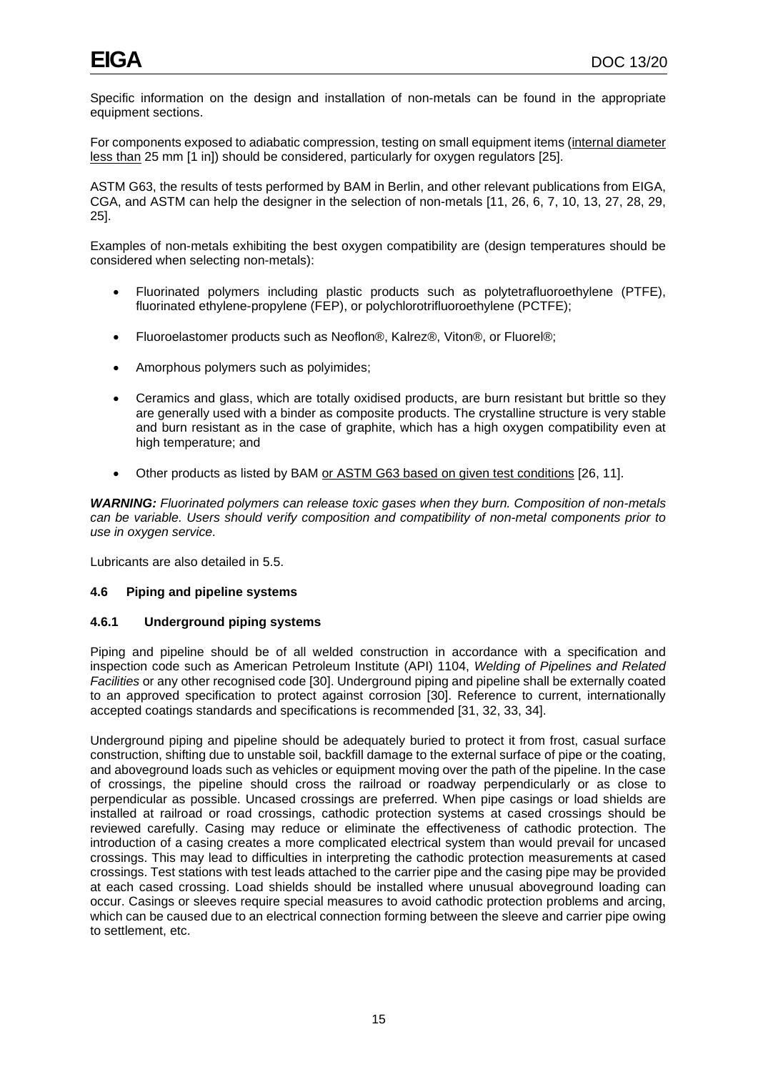Specific information on the design and installation of non-metals can be found in the appropriate equipment sections.

For components exposed to adiabatic compression, testing on small equipment items (internal diameter less than 25 mm [1 in]) should be considered, particularly for oxygen regulators [25].

ASTM G63, the results of tests performed by BAM in Berlin, and other relevant publications from EIGA, CGA, and ASTM can help the designer in the selection of non-metals [11, 26, 6, 7, 10, 13, 27, 28, 29, 25].

Examples of non-metals exhibiting the best oxygen compatibility are (design temperatures should be considered when selecting non-metals):

- Fluorinated polymers including plastic products such as polytetrafluoroethylene (PTFE), fluorinated ethylene-propylene (FEP), or polychlorotrifluoroethylene (PCTFE);
- Fluoroelastomer products such as Neoflon®, Kalrez®, Viton®, or Fluorel®;
- Amorphous polymers such as polyimides;
- Ceramics and glass, which are totally oxidised products, are burn resistant but brittle so they are generally used with a binder as composite products. The crystalline structure is very stable and burn resistant as in the case of graphite, which has a high oxygen compatibility even at high temperature; and
- Other products as listed by BAM or ASTM G63 based on given test conditions [26, 11].

***WARNING:*** *Fluorinated polymers can release toxic gases when they burn. Composition of non-metals can be variable. Users should verify composition and compatibility of non-metal components prior to use in oxygen service.*

Lubricants are also detailed in 5.5.

### 4.6 Piping and pipeline systems

#### 4.6.1 Underground piping systems

Piping and pipeline should be of all welded construction in accordance with a specification and inspection code such as American Petroleum Institute (API) 1104, *Welding of Pipelines and Related Facilities* or any other recognised code [30]. Underground piping and pipeline shall be externally coated to an approved specification to protect against corrosion [30]. Reference to current, internationally accepted coatings standards and specifications is recommended [31, 32, 33, 34].

Underground piping and pipeline should be adequately buried to protect it from frost, casual surface construction, shifting due to unstable soil, backfill damage to the external surface of pipe or the coating, and aboveground loads such as vehicles or equipment moving over the path of the pipeline. In the case of crossings, the pipeline should cross the railroad or roadway perpendicularly or as close to perpendicular as possible. Uncased crossings are preferred. When pipe casings or load shields are installed at railroad or road crossings, cathodic protection systems at cased crossings should be reviewed carefully. Casing may reduce or eliminate the effectiveness of cathodic protection. The introduction of a casing creates a more complicated electrical system than would prevail for uncased crossings. This may lead to difficulties in interpreting the cathodic protection measurements at cased crossings. Test stations with test leads attached to the carrier pipe and the casing pipe may be provided at each cased crossing. Load shields should be installed where unusual aboveground loading can occur. Casings or sleeves require special measures to avoid cathodic protection problems and arcing, which can be caused due to an electrical connection forming between the sleeve and carrier pipe owing to settlement, etc.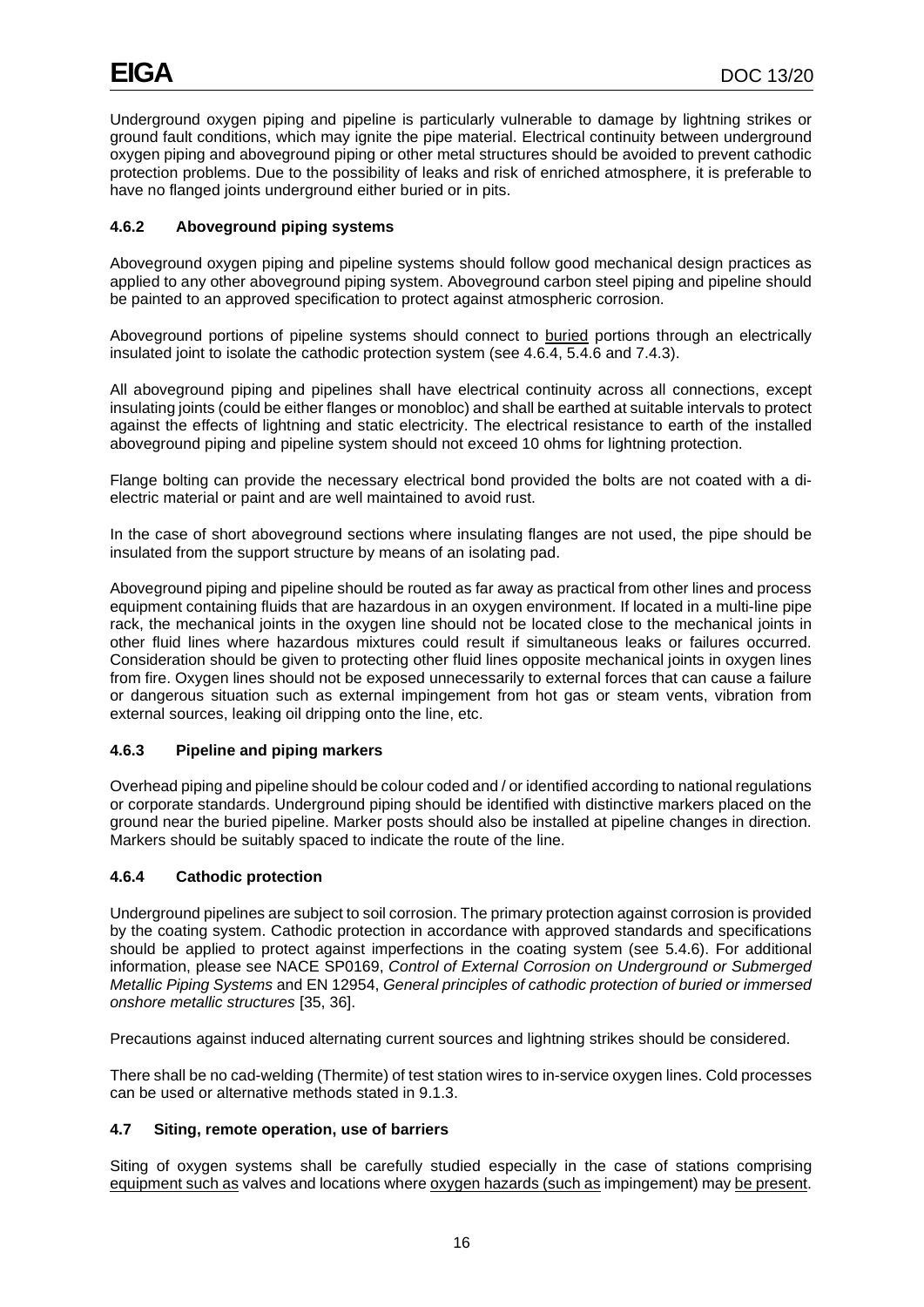Underground oxygen piping and pipeline is particularly vulnerable to damage by lightning strikes or ground fault conditions, which may ignite the pipe material. Electrical continuity between underground oxygen piping and aboveground piping or other metal structures should be avoided to prevent cathodic protection problems. Due to the possibility of leaks and risk of enriched atmosphere, it is preferable to have no flanged joints underground either buried or in pits.

### 4.6.2 Aboveground piping systems

Aboveground oxygen piping and pipeline systems should follow good mechanical design practices as applied to any other aboveground piping system. Aboveground carbon steel piping and pipeline should be painted to an approved specification to protect against atmospheric corrosion.

Aboveground portions of pipeline systems should connect to buried portions through an electrically insulated joint to isolate the cathodic protection system (see 4.6.4, 5.4.6 and 7.4.3).

All aboveground piping and pipelines shall have electrical continuity across all connections, except insulating joints (could be either flanges or monobloc) and shall be earthed at suitable intervals to protect against the effects of lightning and static electricity. The electrical resistance to earth of the installed aboveground piping and pipeline system should not exceed 10 ohms for lightning protection.

Flange bolting can provide the necessary electrical bond provided the bolts are not coated with a di-electric material or paint and are well maintained to avoid rust.

In the case of short aboveground sections where insulating flanges are not used, the pipe should be insulated from the support structure by means of an isolating pad.

Aboveground piping and pipeline should be routed as far away as practical from other lines and process equipment containing fluids that are hazardous in an oxygen environment. If located in a multi-line pipe rack, the mechanical joints in the oxygen line should not be located close to the mechanical joints in other fluid lines where hazardous mixtures could result if simultaneous leaks or failures occurred. Consideration should be given to protecting other fluid lines opposite mechanical joints in oxygen lines from fire. Oxygen lines should not be exposed unnecessarily to external forces that can cause a failure or dangerous situation such as external impingement from hot gas or steam vents, vibration from external sources, leaking oil dripping onto the line, etc.

### 4.6.3 Pipeline and piping markers

Overhead piping and pipeline should be colour coded and / or identified according to national regulations or corporate standards. Underground piping should be identified with distinctive markers placed on the ground near the buried pipeline. Marker posts should also be installed at pipeline changes in direction. Markers should be suitably spaced to indicate the route of the line.

### 4.6.4 Cathodic protection

Underground pipelines are subject to soil corrosion. The primary protection against corrosion is provided by the coating system. Cathodic protection in accordance with approved standards and specifications should be applied to protect against imperfections in the coating system (see 5.4.6). For additional information, please see NACE SP0169, *Control of External Corrosion on Underground or Submerged Metallic Piping Systems* and EN 12954, *General principles of cathodic protection of buried or immersed onshore metallic structures* [35, 36].

Precautions against induced alternating current sources and lightning strikes should be considered.

There shall be no cad-welding (Thermite) of test station wires to in-service oxygen lines. Cold processes can be used or alternative methods stated in 9.1.3.

## 4.7 Siting, remote operation, use of barriers

Siting of oxygen systems shall be carefully studied especially in the case of stations comprising equipment such as valves and locations where oxygen hazards (such as impingement) may be present.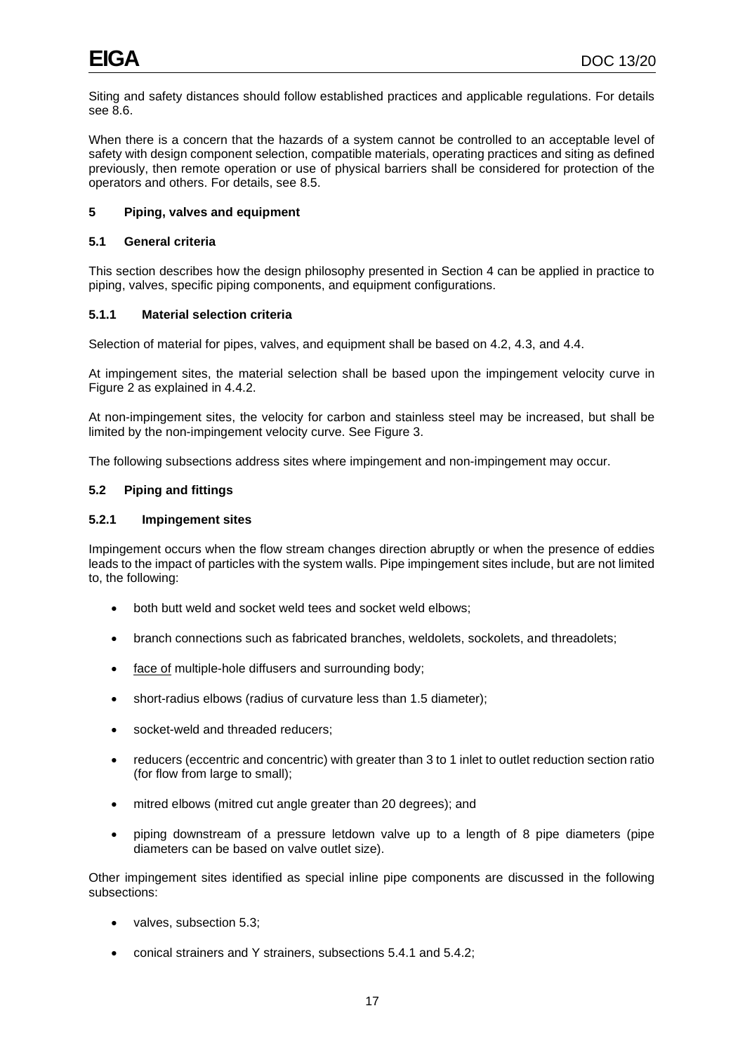Siting and safety distances should follow established practices and applicable regulations. For details see 8.6.

When there is a concern that the hazards of a system cannot be controlled to an acceptable level of safety with design component selection, compatible materials, operating practices and siting as defined previously, then remote operation or use of physical barriers shall be considered for protection of the operators and others. For details, see 8.5.

## 5 Piping, valves and equipment

### 5.1 General criteria

This section describes how the design philosophy presented in Section 4 can be applied in practice to piping, valves, specific piping components, and equipment configurations.

#### 5.1.1 Material selection criteria

Selection of material for pipes, valves, and equipment shall be based on 4.2, 4.3, and 4.4.

At impingement sites, the material selection shall be based upon the impingement velocity curve in Figure 2 as explained in 4.4.2.

At non-impingement sites, the velocity for carbon and stainless steel may be increased, but shall be limited by the non-impingement velocity curve. See Figure 3.

The following subsections address sites where impingement and non-impingement may occur.

### 5.2 Piping and fittings

#### 5.2.1 Impingement sites

Impingement occurs when the flow stream changes direction abruptly or when the presence of eddies leads to the impact of particles with the system walls. Pipe impingement sites include, but are not limited to, the following:

- both butt weld and socket weld tees and socket weld elbows;
- branch connections such as fabricated branches, weldolets, sockolets, and threadolets;
- face of multiple-hole diffusers and surrounding body;
- short-radius elbows (radius of curvature less than 1.5 diameter);
- socket-weld and threaded reducers;
- reducers (eccentric and concentric) with greater than 3 to 1 inlet to outlet reduction section ratio (for flow from large to small);
- mitred elbows (mitred cut angle greater than 20 degrees); and
- piping downstream of a pressure letdown valve up to a length of 8 pipe diameters (pipe diameters can be based on valve outlet size).

Other impingement sites identified as special inline pipe components are discussed in the following subsections:

- valves, subsection 5.3;
- conical strainers and Y strainers, subsections 5.4.1 and 5.4.2;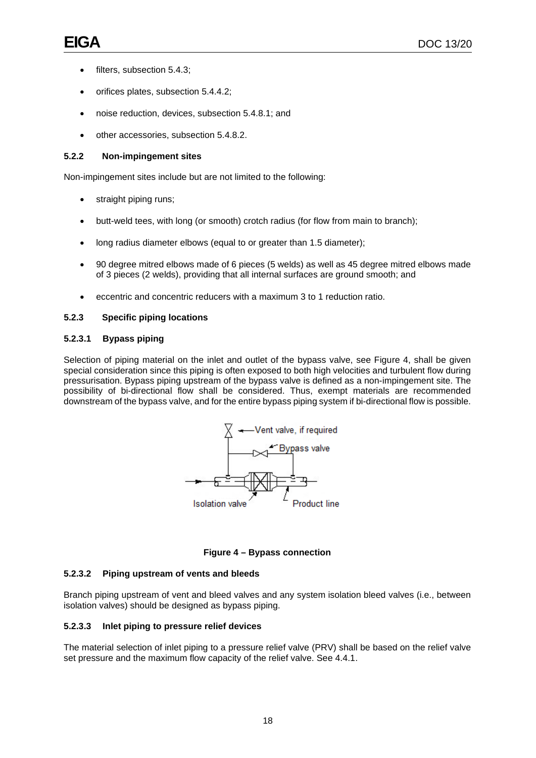- filters, subsection 5.4.3;
- orifices plates, subsection 5.4.4.2;
- noise reduction, devices, subsection 5.4.8.1; and
- other accessories, subsection 5.4.8.2.

### 5.2.2 Non-impingement sites

Non-impingement sites include but are not limited to the following:

- straight piping runs;
- butt-weld tees, with long (or smooth) crotch radius (for flow from main to branch);
- long radius diameter elbows (equal to or greater than 1.5 diameter);
- 90 degree mitred elbows made of 6 pieces (5 welds) as well as 45 degree mitred elbows made of 3 pieces (2 welds), providing that all internal surfaces are ground smooth; and
- eccentric and concentric reducers with a maximum 3 to 1 reduction ratio.

### 5.2.3 Specific piping locations

#### 5.2.3.1 Bypass piping

Selection of piping material on the inlet and outlet of the bypass valve, see Figure 4, shall be given special consideration since this piping is often exposed to both high velocities and turbulent flow during pressurisation. Bypass piping upstream of the bypass valve is defined as a non-impingement site. The possibility of bi-directional flow shall be considered. Thus, exempt materials are recommended downstream of the bypass valve, and for the entire bypass piping system if bi-directional flow is possible.

**Figure 4 – Bypass connection**

#### 5.2.3.2 Piping upstream of vents and bleeds

Branch piping upstream of vent and bleed valves and any system isolation bleed valves (i.e., between isolation valves) should be designed as bypass piping.

#### 5.2.3.3 Inlet piping to pressure relief devices

The material selection of inlet piping to a pressure relief valve (PRV) shall be based on the relief valve set pressure and the maximum flow capacity of the relief valve. See 4.4.1.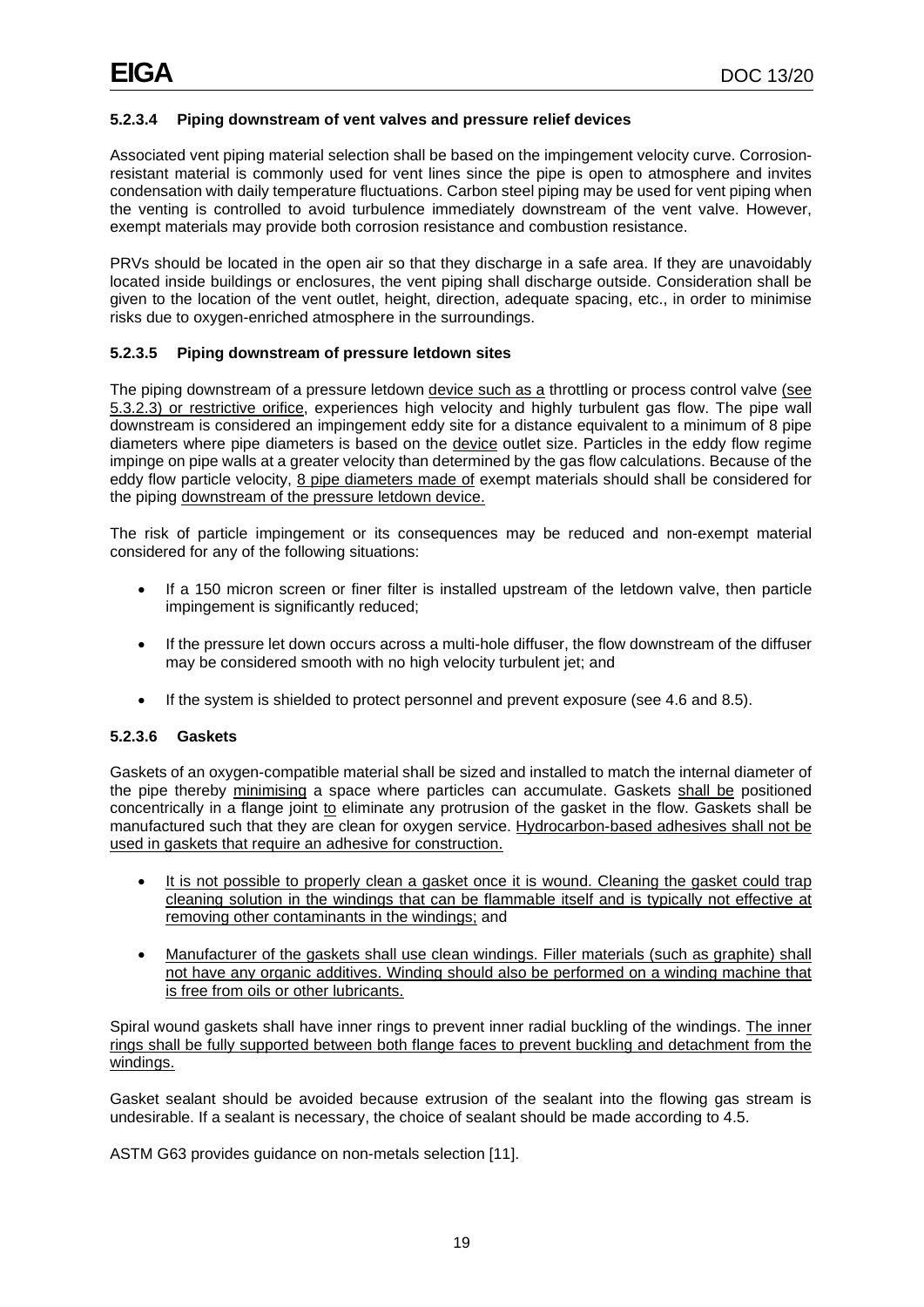#### 5.2.3.4 Piping downstream of vent valves and pressure relief devices

Associated vent piping material selection shall be based on the impingement velocity curve. Corrosion-resistant material is commonly used for vent lines since the pipe is open to atmosphere and invites condensation with daily temperature fluctuations. Carbon steel piping may be used for vent piping when the venting is controlled to avoid turbulence immediately downstream of the vent valve. However, exempt materials may provide both corrosion resistance and combustion resistance.

PRVs should be located in the open air so that they discharge in a safe area. If they are unavoidably located inside buildings or enclosures, the vent piping shall discharge outside. Consideration shall be given to the location of the vent outlet, height, direction, adequate spacing, etc., in order to minimise risks due to oxygen-enriched atmosphere in the surroundings.

#### 5.2.3.5 Piping downstream of pressure letdown sites

The piping downstream of a pressure letdown device such as a throttling or process control valve (see 5.3.2.3) or restrictive orifice, experiences high velocity and highly turbulent gas flow. The pipe wall downstream is considered an impingement eddy site for a distance equivalent to a minimum of 8 pipe diameters where pipe diameters is based on the device outlet size. Particles in the eddy flow regime impinge on pipe walls at a greater velocity than determined by the gas flow calculations. Because of the eddy flow particle velocity, 8 pipe diameters made of exempt materials should shall be considered for the piping downstream of the pressure letdown device.

The risk of particle impingement or its consequences may be reduced and non-exempt material considered for any of the following situations:

- If a 150 micron screen or finer filter is installed upstream of the letdown valve, then particle impingement is significantly reduced;
- If the pressure let down occurs across a multi-hole diffuser, the flow downstream of the diffuser may be considered smooth with no high velocity turbulent jet; and
- If the system is shielded to protect personnel and prevent exposure (see 4.6 and 8.5).

#### 5.2.3.6 Gaskets

Gaskets of an oxygen-compatible material shall be sized and installed to match the internal diameter of the pipe thereby minimising a space where particles can accumulate. Gaskets shall be positioned concentrically in a flange joint to eliminate any protrusion of the gasket in the flow. Gaskets shall be manufactured such that they are clean for oxygen service. Hydrocarbon-based adhesives shall not be used in gaskets that require an adhesive for construction.

- It is not possible to properly clean a gasket once it is wound. Cleaning the gasket could trap cleaning solution in the windings that can be flammable itself and is typically not effective at removing other contaminants in the windings; and
- Manufacturer of the gaskets shall use clean windings. Filler materials (such as graphite) shall not have any organic additives. Winding should also be performed on a winding machine that is free from oils or other lubricants.

Spiral wound gaskets shall have inner rings to prevent inner radial buckling of the windings. The inner rings shall be fully supported between both flange faces to prevent buckling and detachment from the windings.

Gasket sealant should be avoided because extrusion of the sealant into the flowing gas stream is undesirable. If a sealant is necessary, the choice of sealant should be made according to 4.5.

ASTM G63 provides guidance on non-metals selection [11].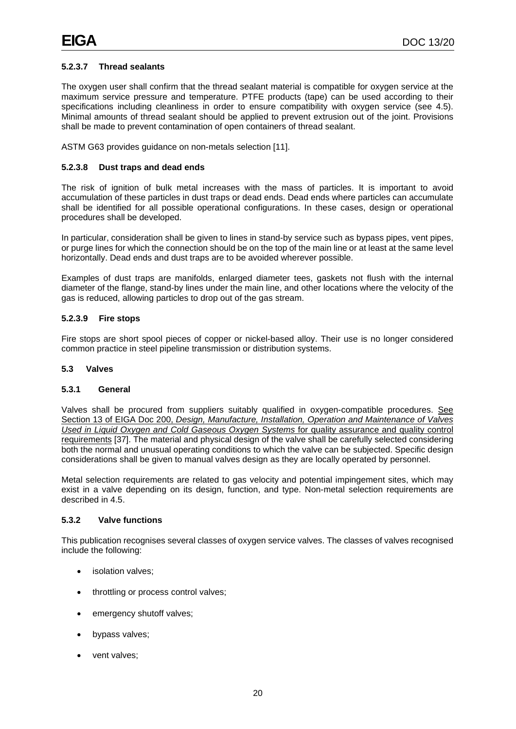#### 5.2.3.7 Thread sealants

The oxygen user shall confirm that the thread sealant material is compatible for oxygen service at the maximum service pressure and temperature. PTFE products (tape) can be used according to their specifications including cleanliness in order to ensure compatibility with oxygen service (see 4.5). Minimal amounts of thread sealant should be applied to prevent extrusion out of the joint. Provisions shall be made to prevent contamination of open containers of thread sealant.

ASTM G63 provides guidance on non-metals selection [11].

#### 5.2.3.8 Dust traps and dead ends

The risk of ignition of bulk metal increases with the mass of particles. It is important to avoid accumulation of these particles in dust traps or dead ends. Dead ends where particles can accumulate shall be identified for all possible operational configurations. In these cases, design or operational procedures shall be developed.

In particular, consideration shall be given to lines in stand-by service such as bypass pipes, vent pipes, or purge lines for which the connection should be on the top of the main line or at least at the same level horizontally. Dead ends and dust traps are to be avoided wherever possible.

Examples of dust traps are manifolds, enlarged diameter tees, gaskets not flush with the internal diameter of the flange, stand-by lines under the main line, and other locations where the velocity of the gas is reduced, allowing particles to drop out of the gas stream.

#### 5.2.3.9 Fire stops

Fire stops are short spool pieces of copper or nickel-based alloy. Their use is no longer considered common practice in steel pipeline transmission or distribution systems.

## 5.3 Valves

### 5.3.1 General

Valves shall be procured from suppliers suitably qualified in oxygen-compatible procedures. See Section 13 of EIGA Doc 200, *Design, Manufacture, Installation, Operation and Maintenance of Valves Used in Liquid Oxygen and Cold Gaseous Oxygen Systems* for quality assurance and quality control requirements [37]. The material and physical design of the valve shall be carefully selected considering both the normal and unusual operating conditions to which the valve can be subjected. Specific design considerations shall be given to manual valves design as they are locally operated by personnel.

Metal selection requirements are related to gas velocity and potential impingement sites, which may exist in a valve depending on its design, function, and type. Non-metal selection requirements are described in 4.5.

### 5.3.2 Valve functions

This publication recognises several classes of oxygen service valves. The classes of valves recognised include the following:

- isolation valves;
- throttling or process control valves;
- emergency shutoff valves;
- bypass valves;
- vent valves;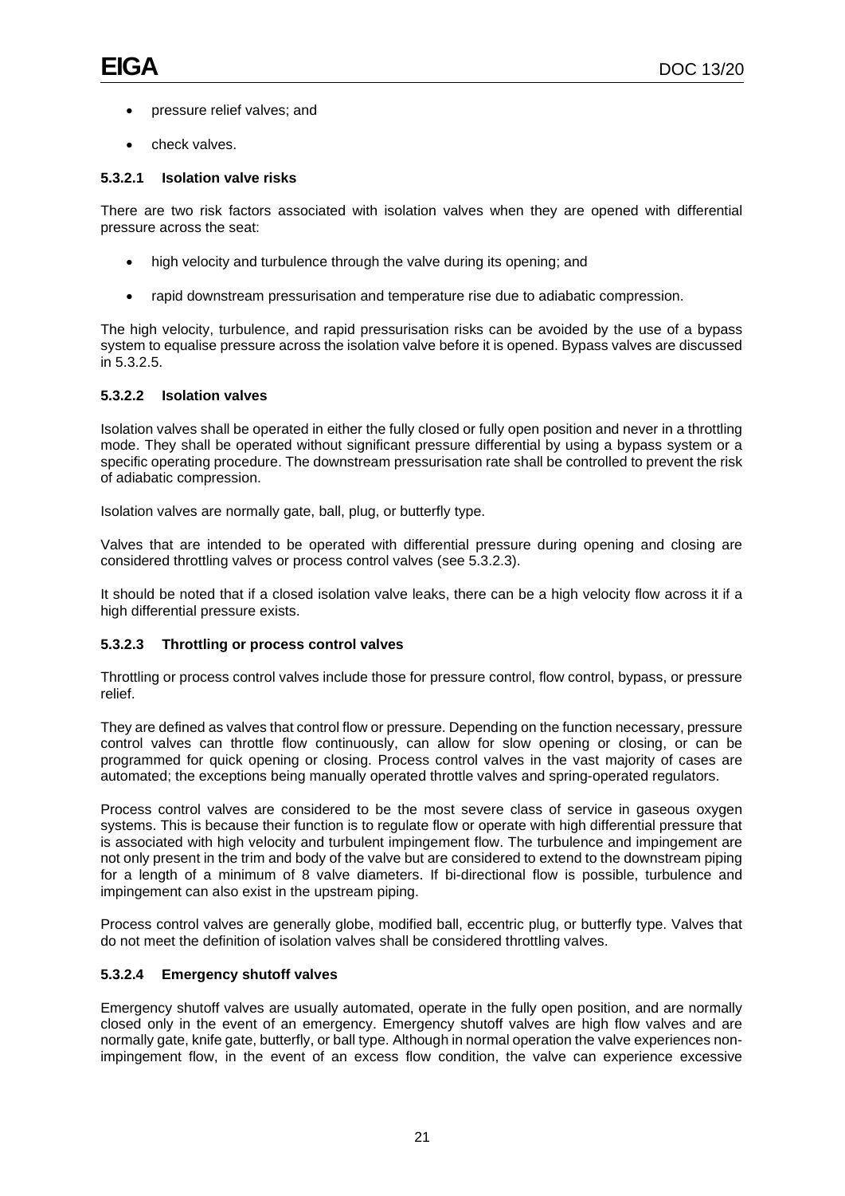- pressure relief valves; and
- check valves.

#### 5.3.2.1 Isolation valve risks

There are two risk factors associated with isolation valves when they are opened with differential pressure across the seat:

- high velocity and turbulence through the valve during its opening; and
- rapid downstream pressurisation and temperature rise due to adiabatic compression.

The high velocity, turbulence, and rapid pressurisation risks can be avoided by the use of a bypass system to equalise pressure across the isolation valve before it is opened. Bypass valves are discussed in 5.3.2.5.

#### 5.3.2.2 Isolation valves

Isolation valves shall be operated in either the fully closed or fully open position and never in a throttling mode. They shall be operated without significant pressure differential by using a bypass system or a specific operating procedure. The downstream pressurisation rate shall be controlled to prevent the risk of adiabatic compression.

Isolation valves are normally gate, ball, plug, or butterfly type.

Valves that are intended to be operated with differential pressure during opening and closing are considered throttling valves or process control valves (see 5.3.2.3).

It should be noted that if a closed isolation valve leaks, there can be a high velocity flow across it if a high differential pressure exists.

#### 5.3.2.3 Throttling or process control valves

Throttling or process control valves include those for pressure control, flow control, bypass, or pressure relief.

They are defined as valves that control flow or pressure. Depending on the function necessary, pressure control valves can throttle flow continuously, can allow for slow opening or closing, or can be programmed for quick opening or closing. Process control valves in the vast majority of cases are automated; the exceptions being manually operated throttle valves and spring-operated regulators.

Process control valves are considered to be the most severe class of service in gaseous oxygen systems. This is because their function is to regulate flow or operate with high differential pressure that is associated with high velocity and turbulent impingement flow. The turbulence and impingement are not only present in the trim and body of the valve but are considered to extend to the downstream piping for a length of a minimum of 8 valve diameters. If bi-directional flow is possible, turbulence and impingement can also exist in the upstream piping.

Process control valves are generally globe, modified ball, eccentric plug, or butterfly type. Valves that do not meet the definition of isolation valves shall be considered throttling valves.

#### 5.3.2.4 Emergency shutoff valves

Emergency shutoff valves are usually automated, operate in the fully open position, and are normally closed only in the event of an emergency. Emergency shutoff valves are high flow valves and are normally gate, knife gate, butterfly, or ball type. Although in normal operation the valve experiences non-impingement flow, in the event of an excess flow condition, the valve can experience excessive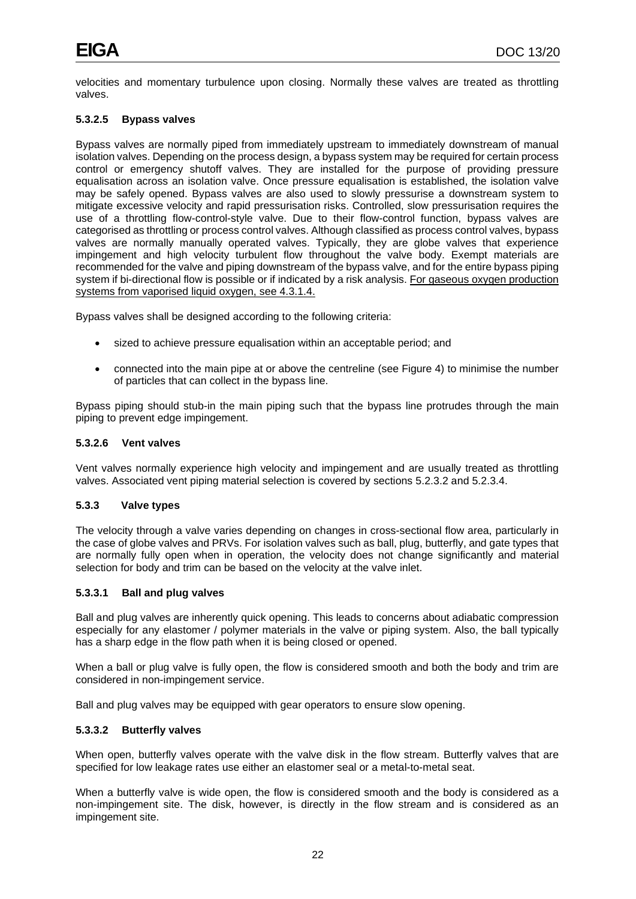velocities and momentary turbulence upon closing. Normally these valves are treated as throttling valves.

#### 5.3.2.5 Bypass valves

Bypass valves are normally piped from immediately upstream to immediately downstream of manual isolation valves. Depending on the process design, a bypass system may be required for certain process control or emergency shutoff valves. They are installed for the purpose of providing pressure equalisation across an isolation valve. Once pressure equalisation is established, the isolation valve may be safely opened. Bypass valves are also used to slowly pressurise a downstream system to mitigate excessive velocity and rapid pressurisation risks. Controlled, slow pressurisation requires the use of a throttling flow-control-style valve. Due to their flow-control function, bypass valves are categorised as throttling or process control valves. Although classified as process control valves, bypass valves are normally manually operated valves. Typically, they are globe valves that experience impingement and high velocity turbulent flow throughout the valve body. Exempt materials are recommended for the valve and piping downstream of the bypass valve, and for the entire bypass piping system if bi-directional flow is possible or if indicated by a risk analysis. For gaseous oxygen production systems from vaporised liquid oxygen, see 4.3.1.4.

Bypass valves shall be designed according to the following criteria:

- sized to achieve pressure equalisation within an acceptable period; and
- connected into the main pipe at or above the centreline (see Figure 4) to minimise the number of particles that can collect in the bypass line.

Bypass piping should stub-in the main piping such that the bypass line protrudes through the main piping to prevent edge impingement.

#### 5.3.2.6 Vent valves

Vent valves normally experience high velocity and impingement and are usually treated as throttling valves. Associated vent piping material selection is covered by sections 5.2.3.2 and 5.2.3.4.

### 5.3.3 Valve types

The velocity through a valve varies depending on changes in cross-sectional flow area, particularly in the case of globe valves and PRVs. For isolation valves such as ball, plug, butterfly, and gate types that are normally fully open when in operation, the velocity does not change significantly and material selection for body and trim can be based on the velocity at the valve inlet.

#### 5.3.3.1 Ball and plug valves

Ball and plug valves are inherently quick opening. This leads to concerns about adiabatic compression especially for any elastomer / polymer materials in the valve or piping system. Also, the ball typically has a sharp edge in the flow path when it is being closed or opened.

When a ball or plug valve is fully open, the flow is considered smooth and both the body and trim are considered in non-impingement service.

Ball and plug valves may be equipped with gear operators to ensure slow opening.

#### 5.3.3.2 Butterfly valves

When open, butterfly valves operate with the valve disk in the flow stream. Butterfly valves that are specified for low leakage rates use either an elastomer seal or a metal-to-metal seat.

When a butterfly valve is wide open, the flow is considered smooth and the body is considered as a non-impingement site. The disk, however, is directly in the flow stream and is considered as an impingement site.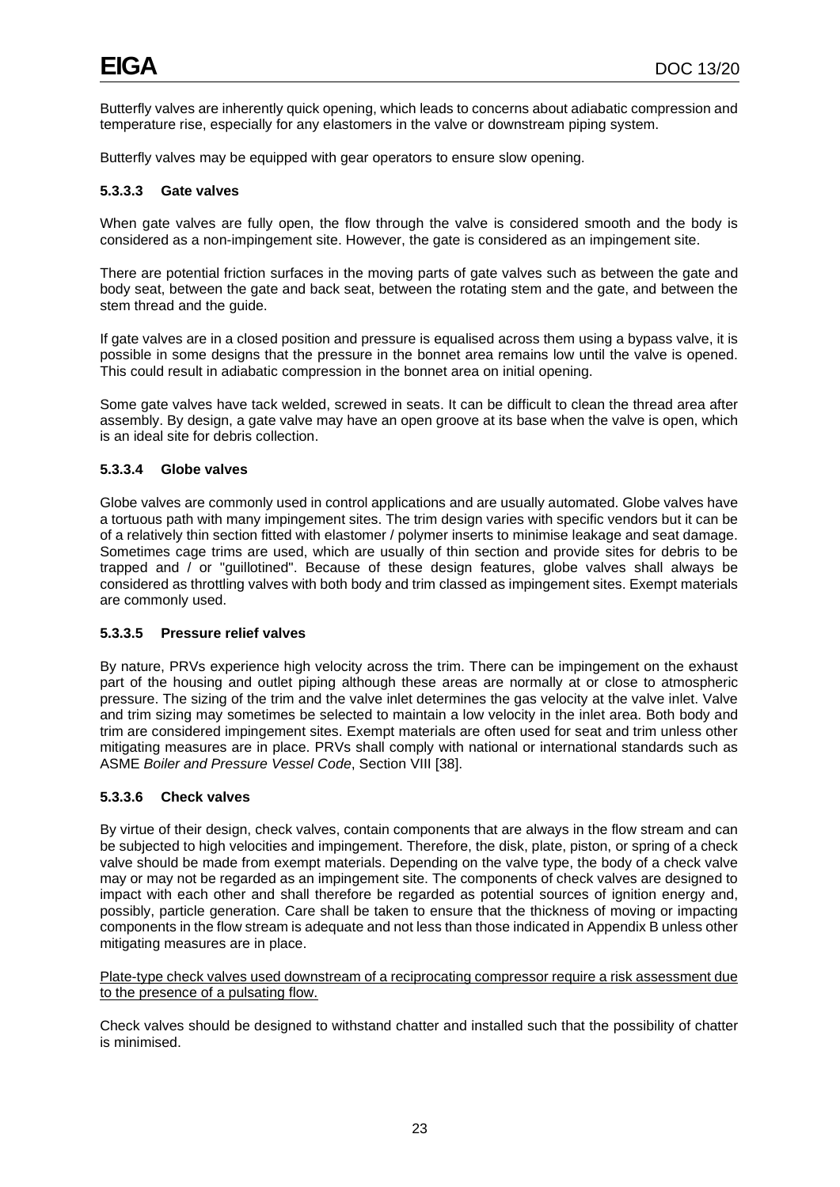Butterfly valves are inherently quick opening, which leads to concerns about adiabatic compression and temperature rise, especially for any elastomers in the valve or downstream piping system.

Butterfly valves may be equipped with gear operators to ensure slow opening.

#### 5.3.3.3 Gate valves

When gate valves are fully open, the flow through the valve is considered smooth and the body is considered as a non-impingement site. However, the gate is considered as an impingement site.

There are potential friction surfaces in the moving parts of gate valves such as between the gate and body seat, between the gate and back seat, between the rotating stem and the gate, and between the stem thread and the guide.

If gate valves are in a closed position and pressure is equalised across them using a bypass valve, it is possible in some designs that the pressure in the bonnet area remains low until the valve is opened. This could result in adiabatic compression in the bonnet area on initial opening.

Some gate valves have tack welded, screwed in seats. It can be difficult to clean the thread area after assembly. By design, a gate valve may have an open groove at its base when the valve is open, which is an ideal site for debris collection.

#### 5.3.3.4 Globe valves

Globe valves are commonly used in control applications and are usually automated. Globe valves have a tortuous path with many impingement sites. The trim design varies with specific vendors but it can be of a relatively thin section fitted with elastomer / polymer inserts to minimise leakage and seat damage. Sometimes cage trims are used, which are usually of thin section and provide sites for debris to be trapped and / or "guillotined". Because of these design features, globe valves shall always be considered as throttling valves with both body and trim classed as impingement sites. Exempt materials are commonly used.

#### 5.3.3.5 Pressure relief valves

By nature, PRVs experience high velocity across the trim. There can be impingement on the exhaust part of the housing and outlet piping although these areas are normally at or close to atmospheric pressure. The sizing of the trim and the valve inlet determines the gas velocity at the valve inlet. Valve and trim sizing may sometimes be selected to maintain a low velocity in the inlet area. Both body and trim are considered impingement sites. Exempt materials are often used for seat and trim unless other mitigating measures are in place. PRVs shall comply with national or international standards such as ASME *Boiler and Pressure Vessel Code*, Section VIII [38].

#### 5.3.3.6 Check valves

By virtue of their design, check valves, contain components that are always in the flow stream and can be subjected to high velocities and impingement. Therefore, the disk, plate, piston, or spring of a check valve should be made from exempt materials. Depending on the valve type, the body of a check valve may or may not be regarded as an impingement site. The components of check valves are designed to impact with each other and shall therefore be regarded as potential sources of ignition energy and, possibly, particle generation. Care shall be taken to ensure that the thickness of moving or impacting components in the flow stream is adequate and not less than those indicated in Appendix B unless other mitigating measures are in place.

Plate-type check valves used downstream of a reciprocating compressor require a risk assessment due to the presence of a pulsating flow.

Check valves should be designed to withstand chatter and installed such that the possibility of chatter is minimised.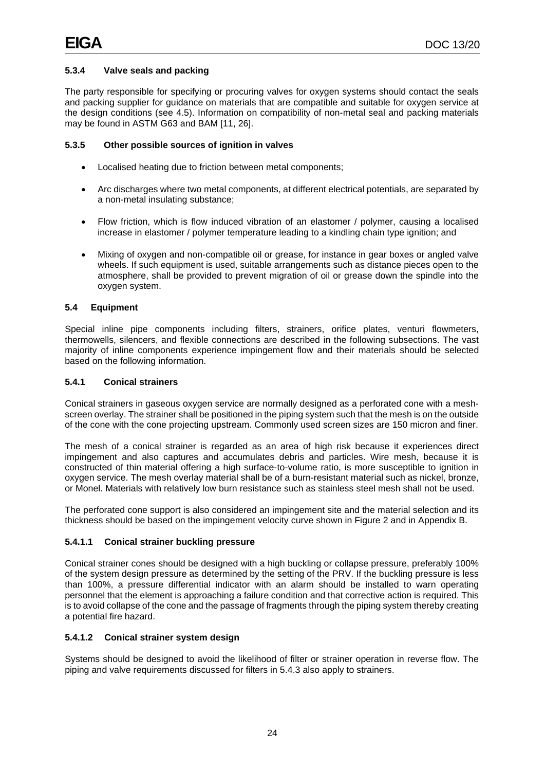#### 5.3.4 Valve seals and packing

The party responsible for specifying or procuring valves for oxygen systems should contact the seals and packing supplier for guidance on materials that are compatible and suitable for oxygen service at the design conditions (see 4.5). Information on compatibility of non-metal seal and packing materials may be found in ASTM G63 and BAM [11, 26].

#### 5.3.5 Other possible sources of ignition in valves

- Localised heating due to friction between metal components;
- Arc discharges where two metal components, at different electrical potentials, are separated by a non-metal insulating substance;
- Flow friction, which is flow induced vibration of an elastomer / polymer, causing a localised increase in elastomer / polymer temperature leading to a kindling chain type ignition; and
- Mixing of oxygen and non-compatible oil or grease, for instance in gear boxes or angled valve wheels. If such equipment is used, suitable arrangements such as distance pieces open to the atmosphere, shall be provided to prevent migration of oil or grease down the spindle into the oxygen system.

### 5.4 Equipment

Special inline pipe components including filters, strainers, orifice plates, venturi flowmeters, thermowells, silencers, and flexible connections are described in the following subsections. The vast majority of inline components experience impingement flow and their materials should be selected based on the following information.

#### 5.4.1 Conical strainers

Conical strainers in gaseous oxygen service are normally designed as a perforated cone with a mesh-screen overlay. The strainer shall be positioned in the piping system such that the mesh is on the outside of the cone with the cone projecting upstream. Commonly used screen sizes are 150 micron and finer.

The mesh of a conical strainer is regarded as an area of high risk because it experiences direct impingement and also captures and accumulates debris and particles. Wire mesh, because it is constructed of thin material offering a high surface-to-volume ratio, is more susceptible to ignition in oxygen service. The mesh overlay material shall be of a burn-resistant material such as nickel, bronze, or Monel. Materials with relatively low burn resistance such as stainless steel mesh shall not be used.

The perforated cone support is also considered an impingement site and the material selection and its thickness should be based on the impingement velocity curve shown in Figure 2 and in Appendix B.

##### 5.4.1.1 Conical strainer buckling pressure

Conical strainer cones should be designed with a high buckling or collapse pressure, preferably 100% of the system design pressure as determined by the setting of the PRV. If the buckling pressure is less than 100%, a pressure differential indicator with an alarm should be installed to warn operating personnel that the element is approaching a failure condition and that corrective action is required. This is to avoid collapse of the cone and the passage of fragments through the piping system thereby creating a potential fire hazard.

##### 5.4.1.2 Conical strainer system design

Systems should be designed to avoid the likelihood of filter or strainer operation in reverse flow. The piping and valve requirements discussed for filters in 5.4.3 also apply to strainers.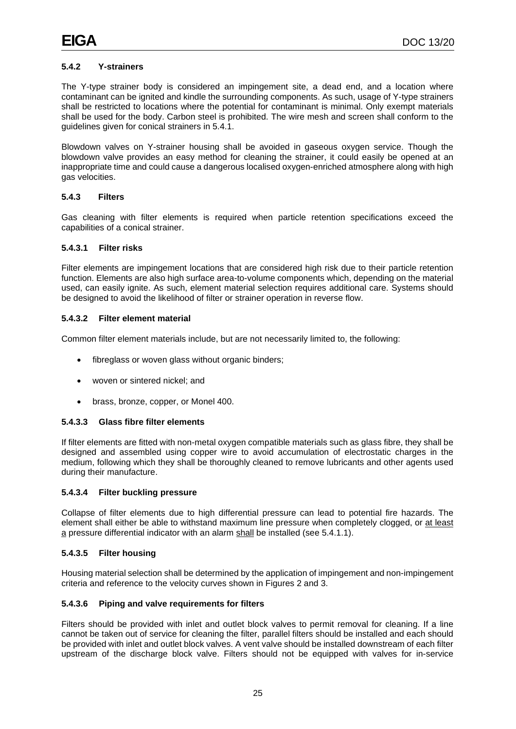#### 5.4.2 Y-strainers

The Y-type strainer body is considered an impingement site, a dead end, and a location where contaminant can be ignited and kindle the surrounding components. As such, usage of Y-type strainers shall be restricted to locations where the potential for contaminant is minimal. Only exempt materials shall be used for the body. Carbon steel is prohibited. The wire mesh and screen shall conform to the guidelines given for conical strainers in 5.4.1.

Blowdown valves on Y-strainer housing shall be avoided in gaseous oxygen service. Though the blowdown valve provides an easy method for cleaning the strainer, it could easily be opened at an inappropriate time and could cause a dangerous localised oxygen-enriched atmosphere along with high gas velocities.

#### 5.4.3 Filters

Gas cleaning with filter elements is required when particle retention specifications exceed the capabilities of a conical strainer.

##### 5.4.3.1 Filter risks

Filter elements are impingement locations that are considered high risk due to their particle retention function. Elements are also high surface area-to-volume components which, depending on the material used, can easily ignite. As such, element material selection requires additional care. Systems should be designed to avoid the likelihood of filter or strainer operation in reverse flow.

##### 5.4.3.2 Filter element material

Common filter element materials include, but are not necessarily limited to, the following:

- fibreglass or woven glass without organic binders;
- woven or sintered nickel; and
- brass, bronze, copper, or Monel 400.

##### 5.4.3.3 Glass fibre filter elements

If filter elements are fitted with non-metal oxygen compatible materials such as glass fibre, they shall be designed and assembled using copper wire to avoid accumulation of electrostatic charges in the medium, following which they shall be thoroughly cleaned to remove lubricants and other agents used during their manufacture.

##### 5.4.3.4 Filter buckling pressure

Collapse of filter elements due to high differential pressure can lead to potential fire hazards. The element shall either be able to withstand maximum line pressure when completely clogged, or <u>at least a</u> pressure differential indicator with an alarm <u>shall</u> be installed (see 5.4.1.1).

##### 5.4.3.5 Filter housing

Housing material selection shall be determined by the application of impingement and non-impingement criteria and reference to the velocity curves shown in Figures 2 and 3.

##### 5.4.3.6 Piping and valve requirements for filters

Filters should be provided with inlet and outlet block valves to permit removal for cleaning. If a line cannot be taken out of service for cleaning the filter, parallel filters should be installed and each should be provided with inlet and outlet block valves. A vent valve should be installed downstream of each filter upstream of the discharge block valve. Filters should not be equipped with valves for in-service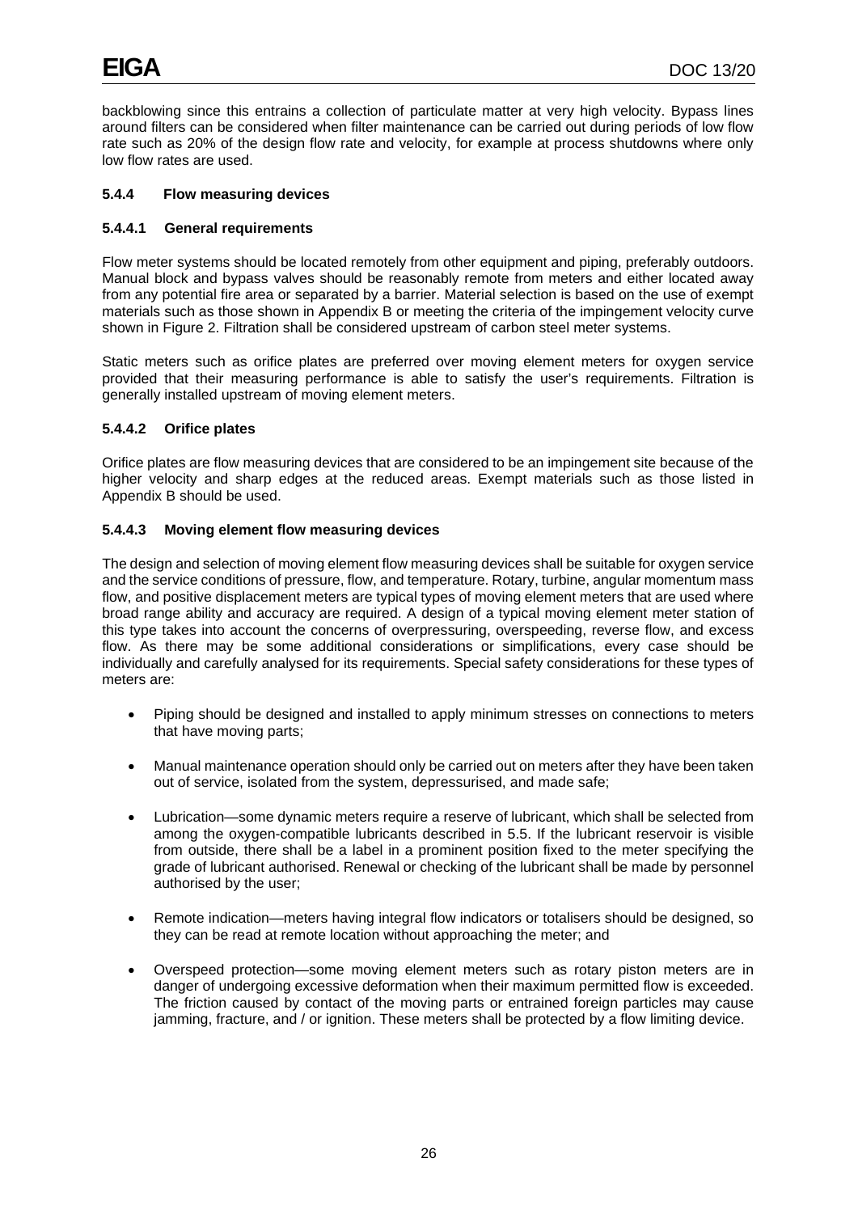backblowing since this entrains a collection of particulate matter at very high velocity. Bypass lines around filters can be considered when filter maintenance can be carried out during periods of low flow rate such as 20% of the design flow rate and velocity, for example at process shutdowns where only low flow rates are used.

### 5.4.4 Flow measuring devices

#### 5.4.4.1 General requirements

Flow meter systems should be located remotely from other equipment and piping, preferably outdoors. Manual block and bypass valves should be reasonably remote from meters and either located away from any potential fire area or separated by a barrier. Material selection is based on the use of exempt materials such as those shown in Appendix B or meeting the criteria of the impingement velocity curve shown in Figure 2. Filtration shall be considered upstream of carbon steel meter systems.

Static meters such as orifice plates are preferred over moving element meters for oxygen service provided that their measuring performance is able to satisfy the user's requirements. Filtration is generally installed upstream of moving element meters.

#### 5.4.4.2 Orifice plates

Orifice plates are flow measuring devices that are considered to be an impingement site because of the higher velocity and sharp edges at the reduced areas. Exempt materials such as those listed in Appendix B should be used.

#### 5.4.4.3 Moving element flow measuring devices

The design and selection of moving element flow measuring devices shall be suitable for oxygen service and the service conditions of pressure, flow, and temperature. Rotary, turbine, angular momentum mass flow, and positive displacement meters are typical types of moving element meters that are used where broad range ability and accuracy are required. A design of a typical moving element meter station of this type takes into account the concerns of overpressuring, overspeeding, reverse flow, and excess flow. As there may be some additional considerations or simplifications, every case should be individually and carefully analysed for its requirements. Special safety considerations for these types of meters are:

- Piping should be designed and installed to apply minimum stresses on connections to meters that have moving parts;
- Manual maintenance operation should only be carried out on meters after they have been taken out of service, isolated from the system, depressurised, and made safe;
- Lubrication—some dynamic meters require a reserve of lubricant, which shall be selected from among the oxygen-compatible lubricants described in 5.5. If the lubricant reservoir is visible from outside, there shall be a label in a prominent position fixed to the meter specifying the grade of lubricant authorised. Renewal or checking of the lubricant shall be made by personnel authorised by the user;
- Remote indication—meters having integral flow indicators or totalisers should be designed, so they can be read at remote location without approaching the meter; and
- Overspeed protection—some moving element meters such as rotary piston meters are in danger of undergoing excessive deformation when their maximum permitted flow is exceeded. The friction caused by contact of the moving parts or entrained foreign particles may cause jamming, fracture, and / or ignition. These meters shall be protected by a flow limiting device.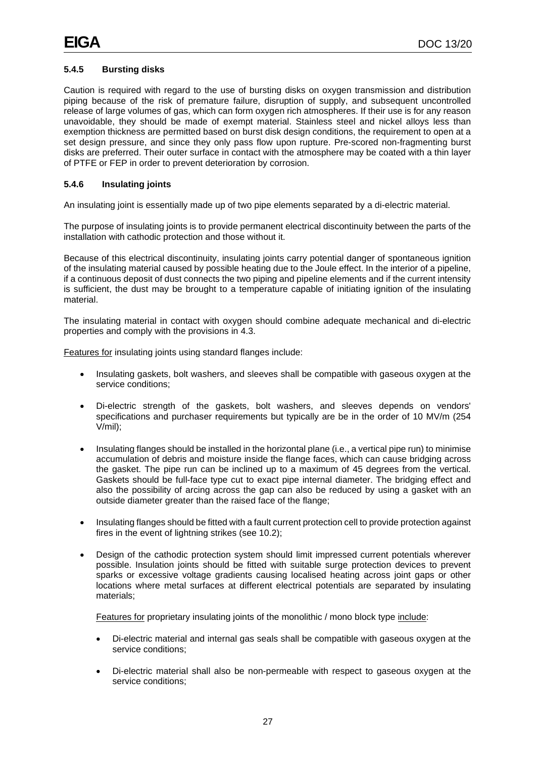### 5.4.5 Bursting disks

Caution is required with regard to the use of bursting disks on oxygen transmission and distribution piping because of the risk of premature failure, disruption of supply, and subsequent uncontrolled release of large volumes of gas, which can form oxygen rich atmospheres. If their use is for any reason unavoidable, they should be made of exempt material. Stainless steel and nickel alloys less than exemption thickness are permitted based on burst disk design conditions, the requirement to open at a set design pressure, and since they only pass flow upon rupture. Pre-scored non-fragmenting burst disks are preferred. Their outer surface in contact with the atmosphere may be coated with a thin layer of PTFE or FEP in order to prevent deterioration by corrosion.

### 5.4.6 Insulating joints

An insulating joint is essentially made up of two pipe elements separated by a di-electric material.

The purpose of insulating joints is to provide permanent electrical discontinuity between the parts of the installation with cathodic protection and those without it.

Because of this electrical discontinuity, insulating joints carry potential danger of spontaneous ignition of the insulating material caused by possible heating due to the Joule effect. In the interior of a pipeline, if a continuous deposit of dust connects the two piping and pipeline elements and if the current intensity is sufficient, the dust may be brought to a temperature capable of initiating ignition of the insulating material.

The insulating material in contact with oxygen should combine adequate mechanical and di-electric properties and comply with the provisions in 4.3.

Features for insulating joints using standard flanges include:

- Insulating gaskets, bolt washers, and sleeves shall be compatible with gaseous oxygen at the service conditions;
- Di-electric strength of the gaskets, bolt washers, and sleeves depends on vendors' specifications and purchaser requirements but typically are be in the order of 10 MV/m (254 V/mil);
- Insulating flanges should be installed in the horizontal plane (i.e., a vertical pipe run) to minimise accumulation of debris and moisture inside the flange faces, which can cause bridging across the gasket. The pipe run can be inclined up to a maximum of 45 degrees from the vertical. Gaskets should be full-face type cut to exact pipe internal diameter. The bridging effect and also the possibility of arcing across the gap can also be reduced by using a gasket with an outside diameter greater than the raised face of the flange;
- Insulating flanges should be fitted with a fault current protection cell to provide protection against fires in the event of lightning strikes (see 10.2);
- Design of the cathodic protection system should limit impressed current potentials wherever possible. Insulation joints should be fitted with suitable surge protection devices to prevent sparks or excessive voltage gradients causing localised heating across joint gaps or other locations where metal surfaces at different electrical potentials are separated by insulating materials;

  Features for proprietary insulating joints of the monolithic / mono block type include:

  - Di-electric material and internal gas seals shall be compatible with gaseous oxygen at the service conditions;
  - Di-electric material shall also be non-permeable with respect to gaseous oxygen at the service conditions;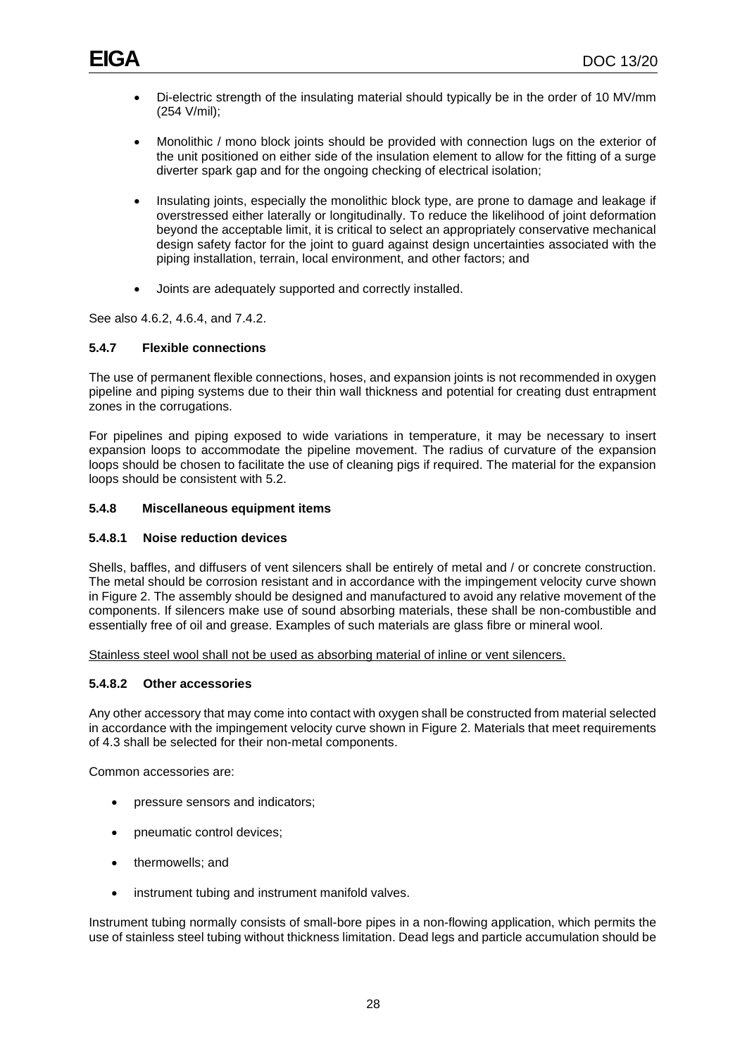- Di-electric strength of the insulating material should typically be in the order of 10 MV/mm (254 V/mil);

- Monolithic / mono block joints should be provided with connection lugs on the exterior of the unit positioned on either side of the insulation element to allow for the fitting of a surge diverter spark gap and for the ongoing checking of electrical isolation;

- Insulating joints, especially the monolithic block type, are prone to damage and leakage if overstressed either laterally or longitudinally. To reduce the likelihood of joint deformation beyond the acceptable limit, it is critical to select an appropriately conservative mechanical design safety factor for the joint to guard against design uncertainties associated with the piping installation, terrain, local environment, and other factors; and

- Joints are adequately supported and correctly installed.

See also 4.6.2, 4.6.4, and 7.4.2.

#### 5.4.7 Flexible connections

The use of permanent flexible connections, hoses, and expansion joints is not recommended in oxygen pipeline and piping systems due to their thin wall thickness and potential for creating dust entrapment zones in the corrugations.

For pipelines and piping exposed to wide variations in temperature, it may be necessary to insert expansion loops to accommodate the pipeline movement. The radius of curvature of the expansion loops should be chosen to facilitate the use of cleaning pigs if required. The material for the expansion loops should be consistent with 5.2.

#### 5.4.8 Miscellaneous equipment items

##### 5.4.8.1 Noise reduction devices

Shells, baffles, and diffusers of vent silencers shall be entirely of metal and / or concrete construction. The metal should be corrosion resistant and in accordance with the impingement velocity curve shown in Figure 2. The assembly should be designed and manufactured to avoid any relative movement of the components. If silencers make use of sound absorbing materials, these shall be non-combustible and essentially free of oil and grease. Examples of such materials are glass fibre or mineral wool.

<u>Stainless steel wool shall not be used as absorbing material of inline or vent silencers.</u>

##### 5.4.8.2 Other accessories

Any other accessory that may come into contact with oxygen shall be constructed from material selected in accordance with the impingement velocity curve shown in Figure 2. Materials that meet requirements of 4.3 shall be selected for their non-metal components.

Common accessories are:

- pressure sensors and indicators;

- pneumatic control devices;

- thermowells; and

- instrument tubing and instrument manifold valves.

Instrument tubing normally consists of small-bore pipes in a non-flowing application, which permits the use of stainless steel tubing without thickness limitation. Dead legs and particle accumulation should be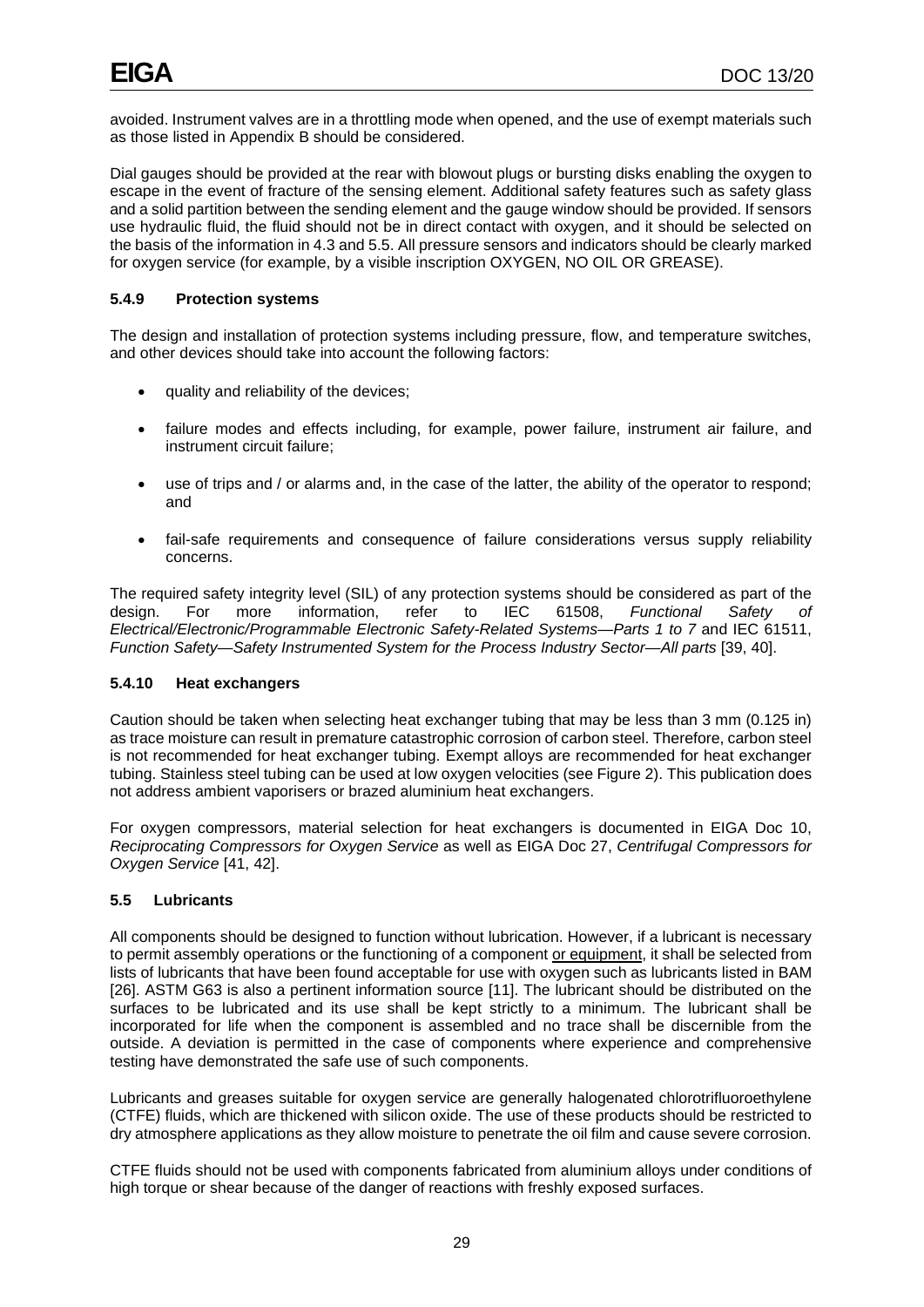avoided. Instrument valves are in a throttling mode when opened, and the use of exempt materials such as those listed in Appendix B should be considered.

Dial gauges should be provided at the rear with blowout plugs or bursting disks enabling the oxygen to escape in the event of fracture of the sensing element. Additional safety features such as safety glass and a solid partition between the sending element and the gauge window should be provided. If sensors use hydraulic fluid, the fluid should not be in direct contact with oxygen, and it should be selected on the basis of the information in 4.3 and 5.5. All pressure sensors and indicators should be clearly marked for oxygen service (for example, by a visible inscription OXYGEN, NO OIL OR GREASE).

#### 5.4.9 Protection systems

The design and installation of protection systems including pressure, flow, and temperature switches, and other devices should take into account the following factors:

- quality and reliability of the devices;
- failure modes and effects including, for example, power failure, instrument air failure, and instrument circuit failure;
- use of trips and / or alarms and, in the case of the latter, the ability of the operator to respond; and
- fail-safe requirements and consequence of failure considerations versus supply reliability concerns.

The required safety integrity level (SIL) of any protection systems should be considered as part of the design. For more information, refer to IEC 61508, *Functional Safety of Electrical/Electronic/Programmable Electronic Safety-Related Systems—Parts 1 to 7* and IEC 61511, *Function Safety—Safety Instrumented System for the Process Industry Sector—All parts* [39, 40].

#### 5.4.10 Heat exchangers

Caution should be taken when selecting heat exchanger tubing that may be less than 3 mm (0.125 in) as trace moisture can result in premature catastrophic corrosion of carbon steel. Therefore, carbon steel is not recommended for heat exchanger tubing. Exempt alloys are recommended for heat exchanger tubing. Stainless steel tubing can be used at low oxygen velocities (see Figure 2). This publication does not address ambient vaporisers or brazed aluminium heat exchangers.

For oxygen compressors, material selection for heat exchangers is documented in EIGA Doc 10, *Reciprocating Compressors for Oxygen Service* as well as EIGA Doc 27, *Centrifugal Compressors for Oxygen Service* [41, 42].

### 5.5 Lubricants

All components should be designed to function without lubrication. However, if a lubricant is necessary to permit assembly operations or the functioning of a component or equipment, it shall be selected from lists of lubricants that have been found acceptable for use with oxygen such as lubricants listed in BAM [26]. ASTM G63 is also a pertinent information source [11]. The lubricant should be distributed on the surfaces to be lubricated and its use shall be kept strictly to a minimum. The lubricant shall be incorporated for life when the component is assembled and no trace shall be discernible from the outside. A deviation is permitted in the case of components where experience and comprehensive testing have demonstrated the safe use of such components.

Lubricants and greases suitable for oxygen service are generally halogenated chlorotrifluoroethylene (CTFE) fluids, which are thickened with silicon oxide. The use of these products should be restricted to dry atmosphere applications as they allow moisture to penetrate the oil film and cause severe corrosion.

CTFE fluids should not be used with components fabricated from aluminium alloys under conditions of high torque or shear because of the danger of reactions with freshly exposed surfaces.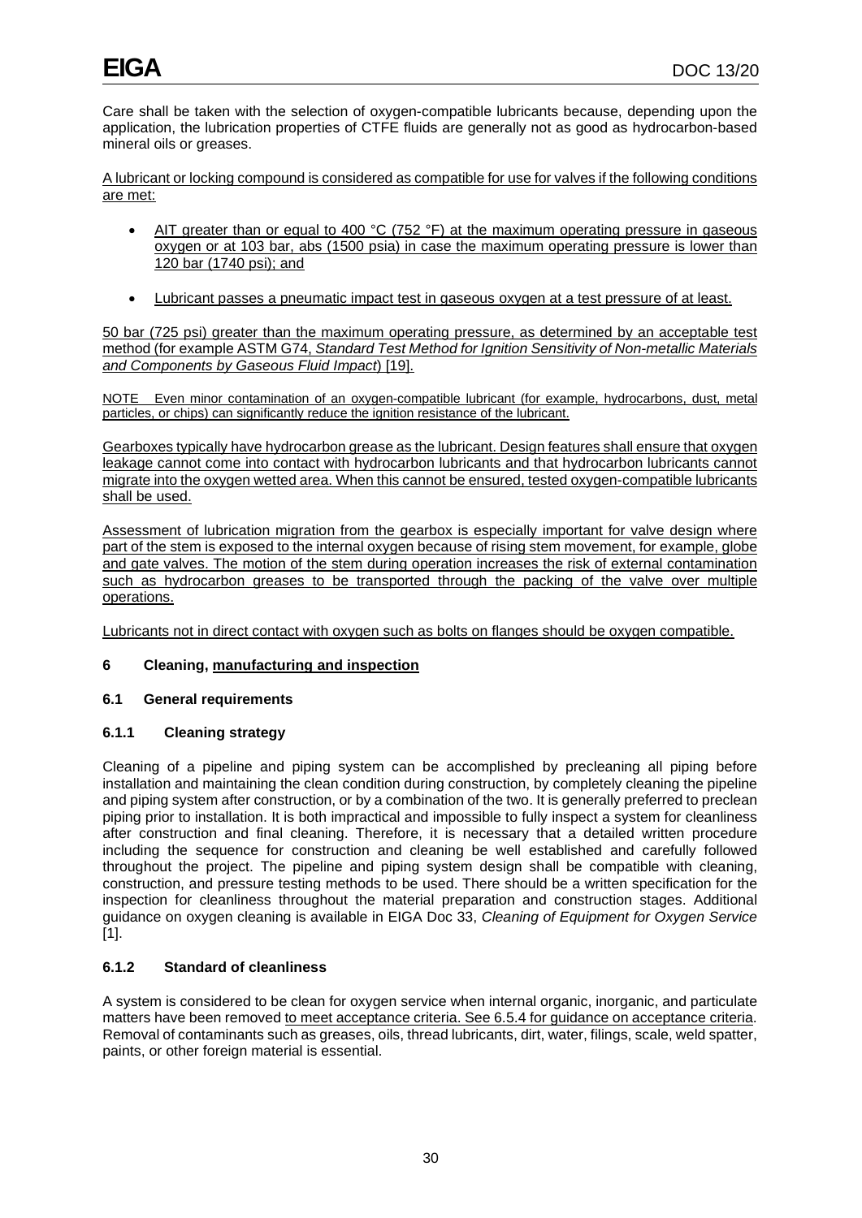Care shall be taken with the selection of oxygen-compatible lubricants because, depending upon the application, the lubrication properties of CTFE fluids are generally not as good as hydrocarbon-based mineral oils or greases.

A lubricant or locking compound is considered as compatible for use for valves if the following conditions are met:

- AIT greater than or equal to 400 °C (752 °F) at the maximum operating pressure in gaseous oxygen or at 103 bar, abs (1500 psia) in case the maximum operating pressure is lower than 120 bar (1740 psi); and

- Lubricant passes a pneumatic impact test in gaseous oxygen at a test pressure of at least.

50 bar (725 psi) greater than the maximum operating pressure, as determined by an acceptable test method (for example ASTM G74, *Standard Test Method for Ignition Sensitivity of Non-metallic Materials and Components by Gaseous Fluid Impact*) [19].

NOTE Even minor contamination of an oxygen-compatible lubricant (for example, hydrocarbons, dust, metal particles, or chips) can significantly reduce the ignition resistance of the lubricant.

Gearboxes typically have hydrocarbon grease as the lubricant. Design features shall ensure that oxygen leakage cannot come into contact with hydrocarbon lubricants and that hydrocarbon lubricants cannot migrate into the oxygen wetted area. When this cannot be ensured, tested oxygen-compatible lubricants shall be used.

Assessment of lubrication migration from the gearbox is especially important for valve design where part of the stem is exposed to the internal oxygen because of rising stem movement, for example, globe and gate valves. The motion of the stem during operation increases the risk of external contamination such as hydrocarbon greases to be transported through the packing of the valve over multiple operations.

Lubricants not in direct contact with oxygen such as bolts on flanges should be oxygen compatible.

## 6 Cleaning, manufacturing and inspection

### 6.1 General requirements

#### 6.1.1 Cleaning strategy

Cleaning of a pipeline and piping system can be accomplished by precleaning all piping before installation and maintaining the clean condition during construction, by completely cleaning the pipeline and piping system after construction, or by a combination of the two. It is generally preferred to preclean piping prior to installation. It is both impractical and impossible to fully inspect a system for cleanliness after construction and final cleaning. Therefore, it is necessary that a detailed written procedure including the sequence for construction and cleaning be well established and carefully followed throughout the project. The pipeline and piping system design shall be compatible with cleaning, construction, and pressure testing methods to be used. There should be a written specification for the inspection for cleanliness throughout the material preparation and construction stages. Additional guidance on oxygen cleaning is available in EIGA Doc 33, *Cleaning of Equipment for Oxygen Service* [1].

#### 6.1.2 Standard of cleanliness

A system is considered to be clean for oxygen service when internal organic, inorganic, and particulate matters have been removed to meet acceptance criteria. See 6.5.4 for guidance on acceptance criteria. Removal of contaminants such as greases, oils, thread lubricants, dirt, water, filings, scale, weld spatter, paints, or other foreign material is essential.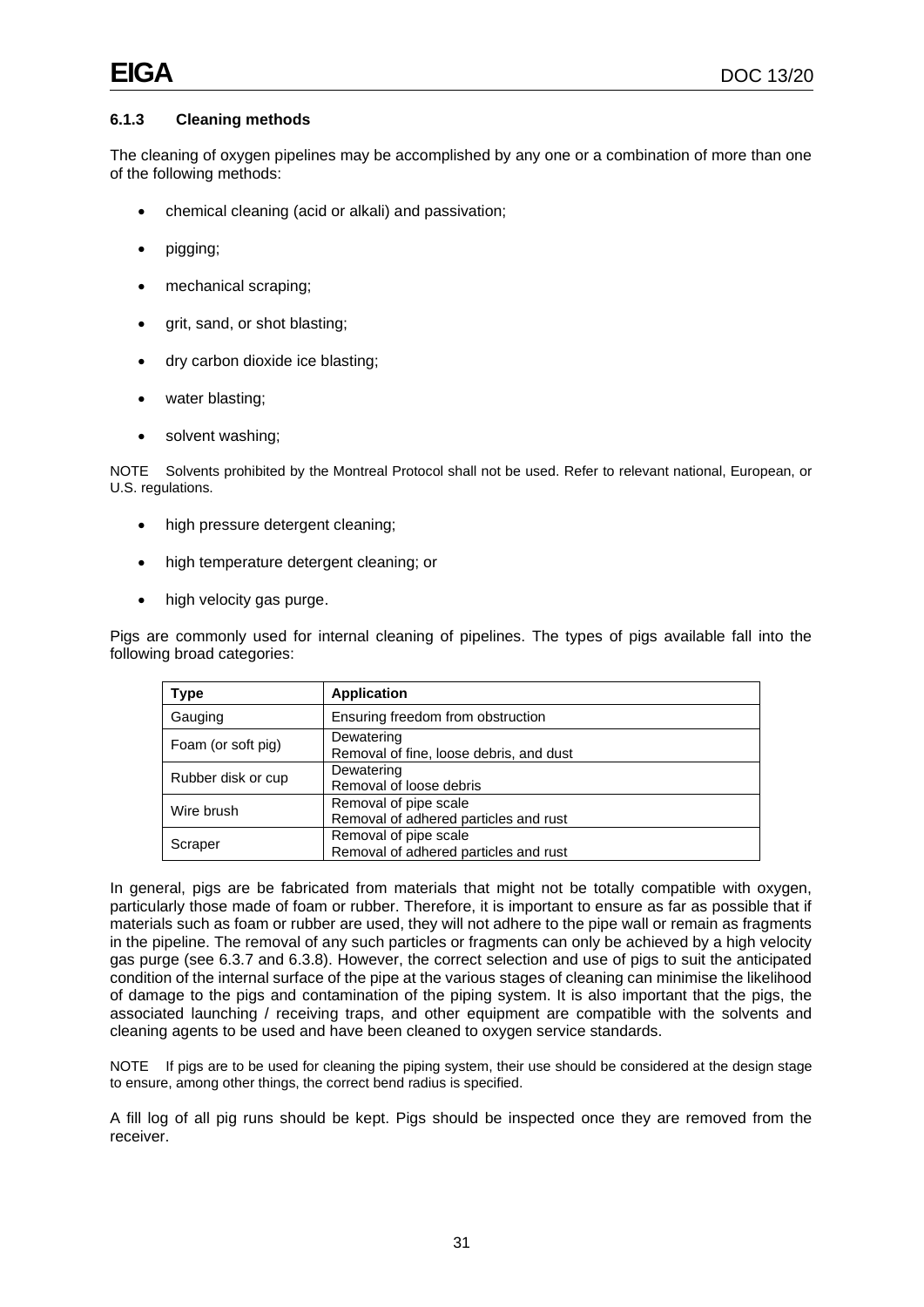### 6.1.3 Cleaning methods

The cleaning of oxygen pipelines may be accomplished by any one or a combination of more than one of the following methods:

- chemical cleaning (acid or alkali) and passivation;
- pigging;
- mechanical scraping;
- grit, sand, or shot blasting;
- dry carbon dioxide ice blasting;
- water blasting;
- solvent washing;

NOTE Solvents prohibited by the Montreal Protocol shall not be used. Refer to relevant national, European, or U.S. regulations.

- high pressure detergent cleaning;
- high temperature detergent cleaning; or
- high velocity gas purge.

Pigs are commonly used for internal cleaning of pipelines. The types of pigs available fall into the following broad categories:

| Type | Application |
|---|---|
| Gauging | Ensuring freedom from obstruction |
| Foam (or soft pig) | Dewatering<br>Removal of fine, loose debris, and dust |
| Rubber disk or cup | Dewatering<br>Removal of loose debris |
| Wire brush | Removal of pipe scale<br>Removal of adhered particles and rust |
| Scraper | Removal of pipe scale<br>Removal of adhered particles and rust |

In general, pigs are be fabricated from materials that might not be totally compatible with oxygen, particularly those made of foam or rubber. Therefore, it is important to ensure as far as possible that if materials such as foam or rubber are used, they will not adhere to the pipe wall or remain as fragments in the pipeline. The removal of any such particles or fragments can only be achieved by a high velocity gas purge (see 6.3.7 and 6.3.8). However, the correct selection and use of pigs to suit the anticipated condition of the internal surface of the pipe at the various stages of cleaning can minimise the likelihood of damage to the pigs and contamination of the piping system. It is also important that the pigs, the associated launching / receiving traps, and other equipment are compatible with the solvents and cleaning agents to be used and have been cleaned to oxygen service standards.

NOTE If pigs are to be used for cleaning the piping system, their use should be considered at the design stage to ensure, among other things, the correct bend radius is specified.

A fill log of all pig runs should be kept. Pigs should be inspected once they are removed from the receiver.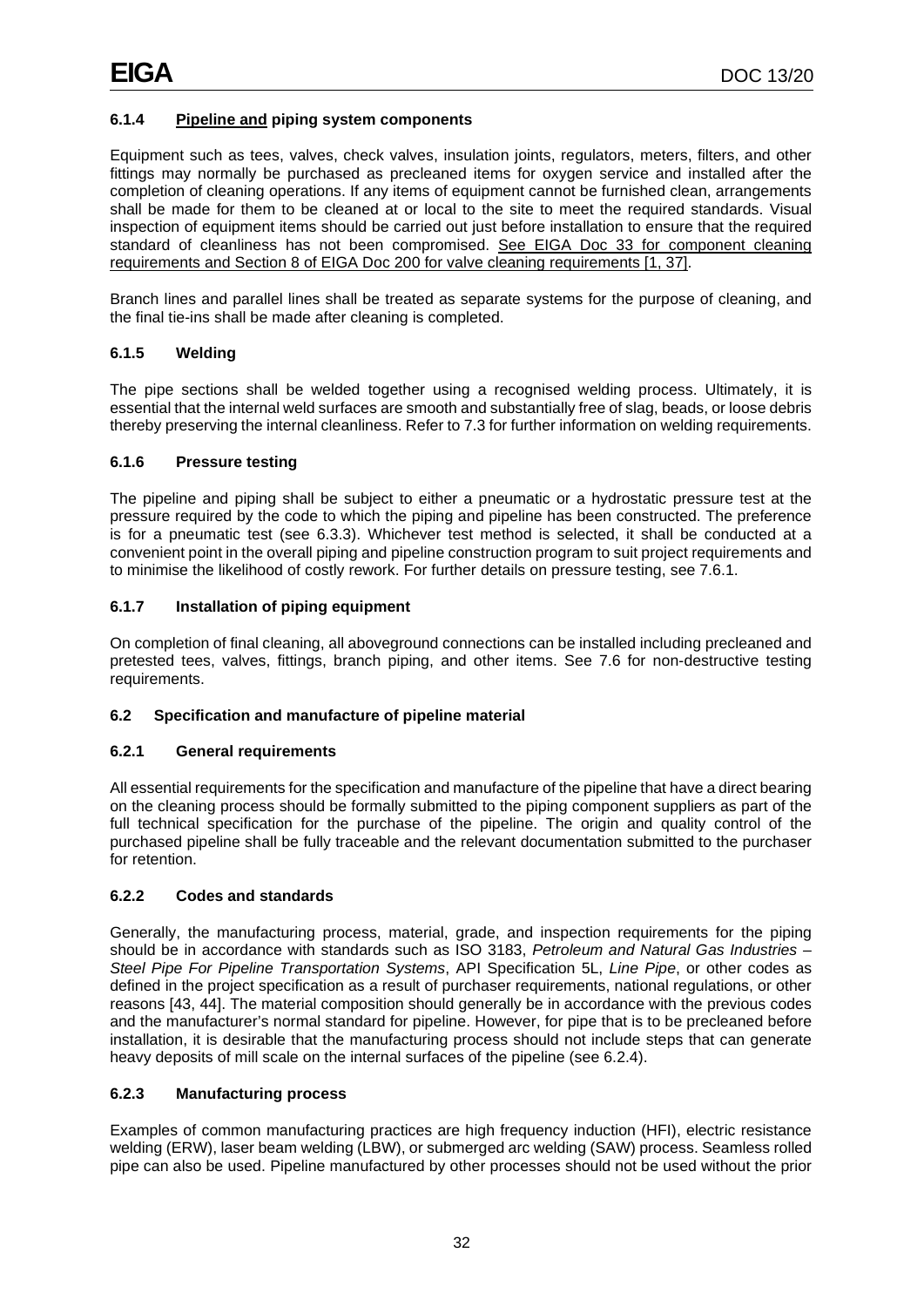### 6.1.4 Pipeline and piping system components

Equipment such as tees, valves, check valves, insulation joints, regulators, meters, filters, and other fittings may normally be purchased as precleaned items for oxygen service and installed after the completion of cleaning operations. If any items of equipment cannot be furnished clean, arrangements shall be made for them to be cleaned at or local to the site to meet the required standards. Visual inspection of equipment items should be carried out just before installation to ensure that the required standard of cleanliness has not been compromised. See EIGA Doc 33 for component cleaning requirements and Section 8 of EIGA Doc 200 for valve cleaning requirements [1, 37].

Branch lines and parallel lines shall be treated as separate systems for the purpose of cleaning, and the final tie-ins shall be made after cleaning is completed.

### 6.1.5 Welding

The pipe sections shall be welded together using a recognised welding process. Ultimately, it is essential that the internal weld surfaces are smooth and substantially free of slag, beads, or loose debris thereby preserving the internal cleanliness. Refer to 7.3 for further information on welding requirements.

### 6.1.6 Pressure testing

The pipeline and piping shall be subject to either a pneumatic or a hydrostatic pressure test at the pressure required by the code to which the piping and pipeline has been constructed. The preference is for a pneumatic test (see 6.3.3). Whichever test method is selected, it shall be conducted at a convenient point in the overall piping and pipeline construction program to suit project requirements and to minimise the likelihood of costly rework. For further details on pressure testing, see 7.6.1.

### 6.1.7 Installation of piping equipment

On completion of final cleaning, all aboveground connections can be installed including precleaned and pretested tees, valves, fittings, branch piping, and other items. See 7.6 for non-destructive testing requirements.

## 6.2 Specification and manufacture of pipeline material

### 6.2.1 General requirements

All essential requirements for the specification and manufacture of the pipeline that have a direct bearing on the cleaning process should be formally submitted to the piping component suppliers as part of the full technical specification for the purchase of the pipeline. The origin and quality control of the purchased pipeline shall be fully traceable and the relevant documentation submitted to the purchaser for retention.

### 6.2.2 Codes and standards

Generally, the manufacturing process, material, grade, and inspection requirements for the piping should be in accordance with standards such as ISO 3183, *Petroleum and Natural Gas Industries – Steel Pipe For Pipeline Transportation Systems*, API Specification 5L, *Line Pipe*, or other codes as defined in the project specification as a result of purchaser requirements, national regulations, or other reasons [43, 44]. The material composition should generally be in accordance with the previous codes and the manufacturer's normal standard for pipeline. However, for pipe that is to be precleaned before installation, it is desirable that the manufacturing process should not include steps that can generate heavy deposits of mill scale on the internal surfaces of the pipeline (see 6.2.4).

### 6.2.3 Manufacturing process

Examples of common manufacturing practices are high frequency induction (HFI), electric resistance welding (ERW), laser beam welding (LBW), or submerged arc welding (SAW) process. Seamless rolled pipe can also be used. Pipeline manufactured by other processes should not be used without the prior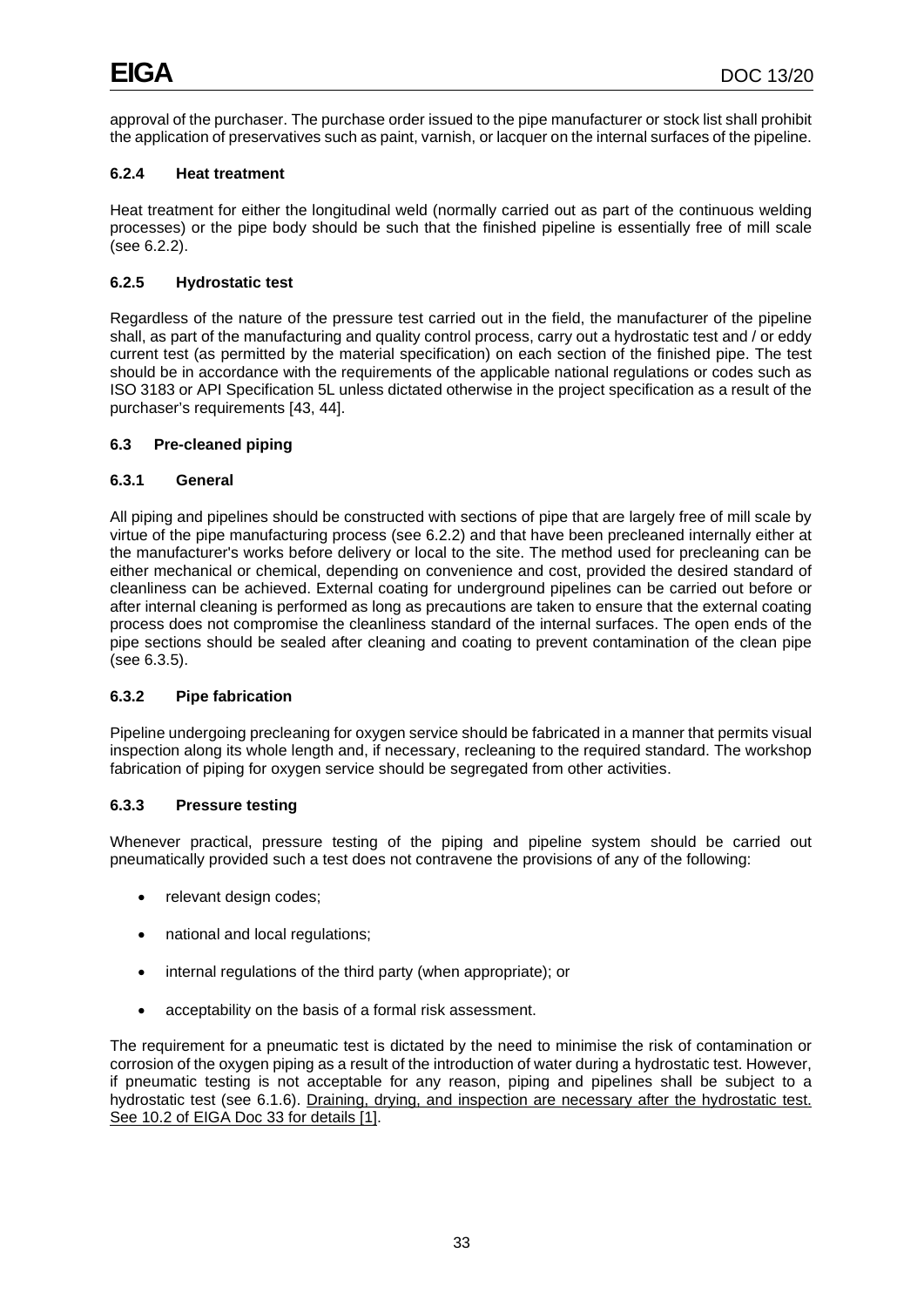approval of the purchaser. The purchase order issued to the pipe manufacturer or stock list shall prohibit the application of preservatives such as paint, varnish, or lacquer on the internal surfaces of the pipeline.

#### 6.2.4 Heat treatment

Heat treatment for either the longitudinal weld (normally carried out as part of the continuous welding processes) or the pipe body should be such that the finished pipeline is essentially free of mill scale (see 6.2.2).

#### 6.2.5 Hydrostatic test

Regardless of the nature of the pressure test carried out in the field, the manufacturer of the pipeline shall, as part of the manufacturing and quality control process, carry out a hydrostatic test and / or eddy current test (as permitted by the material specification) on each section of the finished pipe. The test should be in accordance with the requirements of the applicable national regulations or codes such as ISO 3183 or API Specification 5L unless dictated otherwise in the project specification as a result of the purchaser's requirements [43, 44].

### 6.3 Pre-cleaned piping

#### 6.3.1 General

All piping and pipelines should be constructed with sections of pipe that are largely free of mill scale by virtue of the pipe manufacturing process (see 6.2.2) and that have been precleaned internally either at the manufacturer's works before delivery or local to the site. The method used for precleaning can be either mechanical or chemical, depending on convenience and cost, provided the desired standard of cleanliness can be achieved. External coating for underground pipelines can be carried out before or after internal cleaning is performed as long as precautions are taken to ensure that the external coating process does not compromise the cleanliness standard of the internal surfaces. The open ends of the pipe sections should be sealed after cleaning and coating to prevent contamination of the clean pipe (see 6.3.5).

#### 6.3.2 Pipe fabrication

Pipeline undergoing precleaning for oxygen service should be fabricated in a manner that permits visual inspection along its whole length and, if necessary, recleaning to the required standard. The workshop fabrication of piping for oxygen service should be segregated from other activities.

#### 6.3.3 Pressure testing

Whenever practical, pressure testing of the piping and pipeline system should be carried out pneumatically provided such a test does not contravene the provisions of any of the following:

- relevant design codes;
- national and local regulations;
- internal regulations of the third party (when appropriate); or
- acceptability on the basis of a formal risk assessment.

The requirement for a pneumatic test is dictated by the need to minimise the risk of contamination or corrosion of the oxygen piping as a result of the introduction of water during a hydrostatic test. However, if pneumatic testing is not acceptable for any reason, piping and pipelines shall be subject to a hydrostatic test (see 6.1.6). Draining, drying, and inspection are necessary after the hydrostatic test. See 10.2 of EIGA Doc 33 for details [1].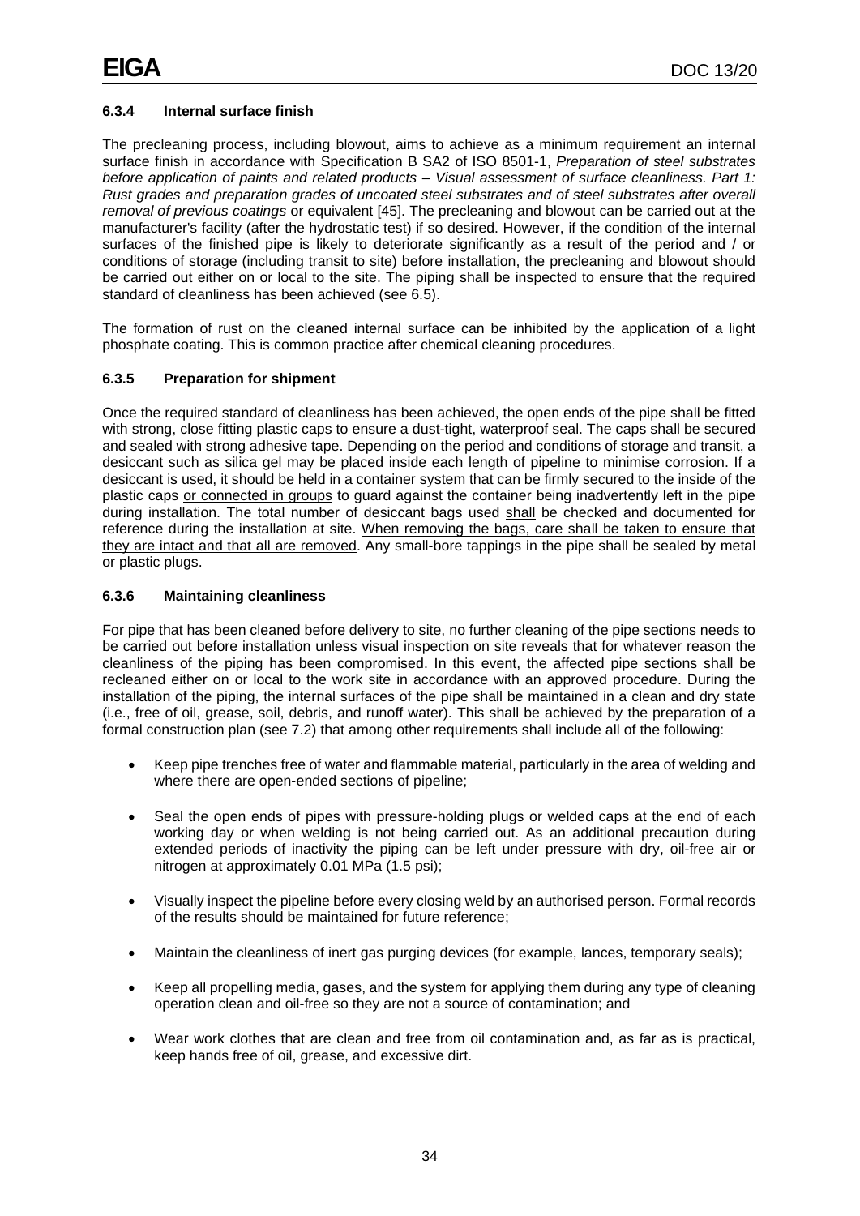### 6.3.4 Internal surface finish

The precleaning process, including blowout, aims to achieve as a minimum requirement an internal surface finish in accordance with Specification B SA2 of ISO 8501-1, *Preparation of steel substrates before application of paints and related products – Visual assessment of surface cleanliness. Part 1: Rust grades and preparation grades of uncoated steel substrates and of steel substrates after overall removal of previous coatings* or equivalent [45]. The precleaning and blowout can be carried out at the manufacturer's facility (after the hydrostatic test) if so desired. However, if the condition of the internal surfaces of the finished pipe is likely to deteriorate significantly as a result of the period and / or conditions of storage (including transit to site) before installation, the precleaning and blowout should be carried out either on or local to the site. The piping shall be inspected to ensure that the required standard of cleanliness has been achieved (see 6.5).

The formation of rust on the cleaned internal surface can be inhibited by the application of a light phosphate coating. This is common practice after chemical cleaning procedures.

### 6.3.5 Preparation for shipment

Once the required standard of cleanliness has been achieved, the open ends of the pipe shall be fitted with strong, close fitting plastic caps to ensure a dust-tight, waterproof seal. The caps shall be secured and sealed with strong adhesive tape. Depending on the period and conditions of storage and transit, a desiccant such as silica gel may be placed inside each length of pipeline to minimise corrosion. If a desiccant is used, it should be held in a container system that can be firmly secured to the inside of the plastic caps <u>or connected in groups</u> to guard against the container being inadvertently left in the pipe during installation. The total number of desiccant bags used <u>shall</u> be checked and documented for reference during the installation at site. <u>When removing the bags, care shall be taken to ensure that they are intact and that all are removed</u>. Any small-bore tappings in the pipe shall be sealed by metal or plastic plugs.

### 6.3.6 Maintaining cleanliness

For pipe that has been cleaned before delivery to site, no further cleaning of the pipe sections needs to be carried out before installation unless visual inspection on site reveals that for whatever reason the cleanliness of the piping has been compromised. In this event, the affected pipe sections shall be recleaned either on or local to the work site in accordance with an approved procedure. During the installation of the piping, the internal surfaces of the pipe shall be maintained in a clean and dry state (i.e., free of oil, grease, soil, debris, and runoff water). This shall be achieved by the preparation of a formal construction plan (see 7.2) that among other requirements shall include all of the following:

- Keep pipe trenches free of water and flammable material, particularly in the area of welding and where there are open-ended sections of pipeline;
- Seal the open ends of pipes with pressure-holding plugs or welded caps at the end of each working day or when welding is not being carried out. As an additional precaution during extended periods of inactivity the piping can be left under pressure with dry, oil-free air or nitrogen at approximately 0.01 MPa (1.5 psi);
- Visually inspect the pipeline before every closing weld by an authorised person. Formal records of the results should be maintained for future reference;
- Maintain the cleanliness of inert gas purging devices (for example, lances, temporary seals);
- Keep all propelling media, gases, and the system for applying them during any type of cleaning operation clean and oil-free so they are not a source of contamination; and
- Wear work clothes that are clean and free from oil contamination and, as far as is practical, keep hands free of oil, grease, and excessive dirt.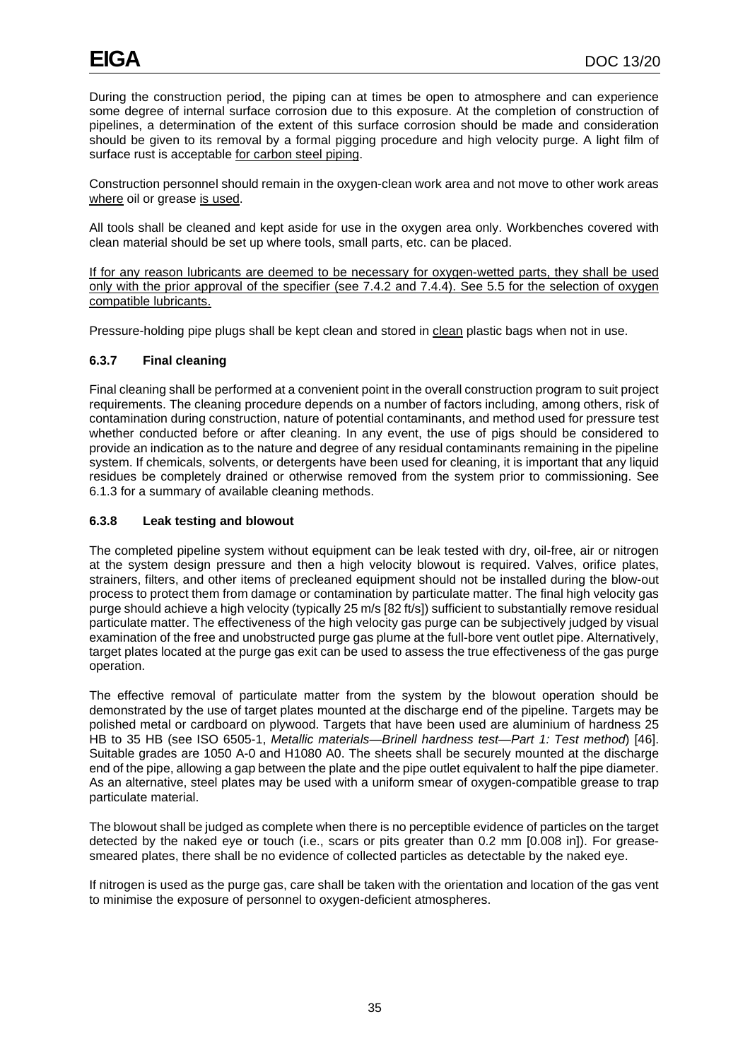During the construction period, the piping can at times be open to atmosphere and can experience some degree of internal surface corrosion due to this exposure. At the completion of construction of pipelines, a determination of the extent of this surface corrosion should be made and consideration should be given to its removal by a formal pigging procedure and high velocity purge. A light film of surface rust is acceptable <u>for carbon steel piping</u>.

Construction personnel should remain in the oxygen-clean work area and not move to other work areas <u>where</u> oil or grease <u>is used</u>.

All tools shall be cleaned and kept aside for use in the oxygen area only. Workbenches covered with clean material should be set up where tools, small parts, etc. can be placed.

<u>If for any reason lubricants are deemed to be necessary for oxygen-wetted parts, they shall be used only with the prior approval of the specifier (see 7.4.2 and 7.4.4). See 5.5 for the selection of oxygen compatible lubricants.</u>

Pressure-holding pipe plugs shall be kept clean and stored in <u>clean</u> plastic bags when not in use.

### 6.3.7 Final cleaning

Final cleaning shall be performed at a convenient point in the overall construction program to suit project requirements. The cleaning procedure depends on a number of factors including, among others, risk of contamination during construction, nature of potential contaminants, and method used for pressure test whether conducted before or after cleaning. In any event, the use of pigs should be considered to provide an indication as to the nature and degree of any residual contaminants remaining in the pipeline system. If chemicals, solvents, or detergents have been used for cleaning, it is important that any liquid residues be completely drained or otherwise removed from the system prior to commissioning. See 6.1.3 for a summary of available cleaning methods.

### 6.3.8 Leak testing and blowout

The completed pipeline system without equipment can be leak tested with dry, oil-free, air or nitrogen at the system design pressure and then a high velocity blowout is required. Valves, orifice plates, strainers, filters, and other items of precleaned equipment should not be installed during the blow-out process to protect them from damage or contamination by particulate matter. The final high velocity gas purge should achieve a high velocity (typically 25 m/s [82 ft/s]) sufficient to substantially remove residual particulate matter. The effectiveness of the high velocity gas purge can be subjectively judged by visual examination of the free and unobstructed purge gas plume at the full-bore vent outlet pipe. Alternatively, target plates located at the purge gas exit can be used to assess the true effectiveness of the gas purge operation.

The effective removal of particulate matter from the system by the blowout operation should be demonstrated by the use of target plates mounted at the discharge end of the pipeline. Targets may be polished metal or cardboard on plywood. Targets that have been used are aluminium of hardness 25 HB to 35 HB (see ISO 6505-1, *Metallic materials—Brinell hardness test—Part 1: Test method*) [46]. Suitable grades are 1050 A-0 and H1080 A0. The sheets shall be securely mounted at the discharge end of the pipe, allowing a gap between the plate and the pipe outlet equivalent to half the pipe diameter. As an alternative, steel plates may be used with a uniform smear of oxygen-compatible grease to trap particulate material.

The blowout shall be judged as complete when there is no perceptible evidence of particles on the target detected by the naked eye or touch (i.e., scars or pits greater than 0.2 mm [0.008 in]). For grease-smeared plates, there shall be no evidence of collected particles as detectable by the naked eye.

If nitrogen is used as the purge gas, care shall be taken with the orientation and location of the gas vent to minimise the exposure of personnel to oxygen-deficient atmospheres.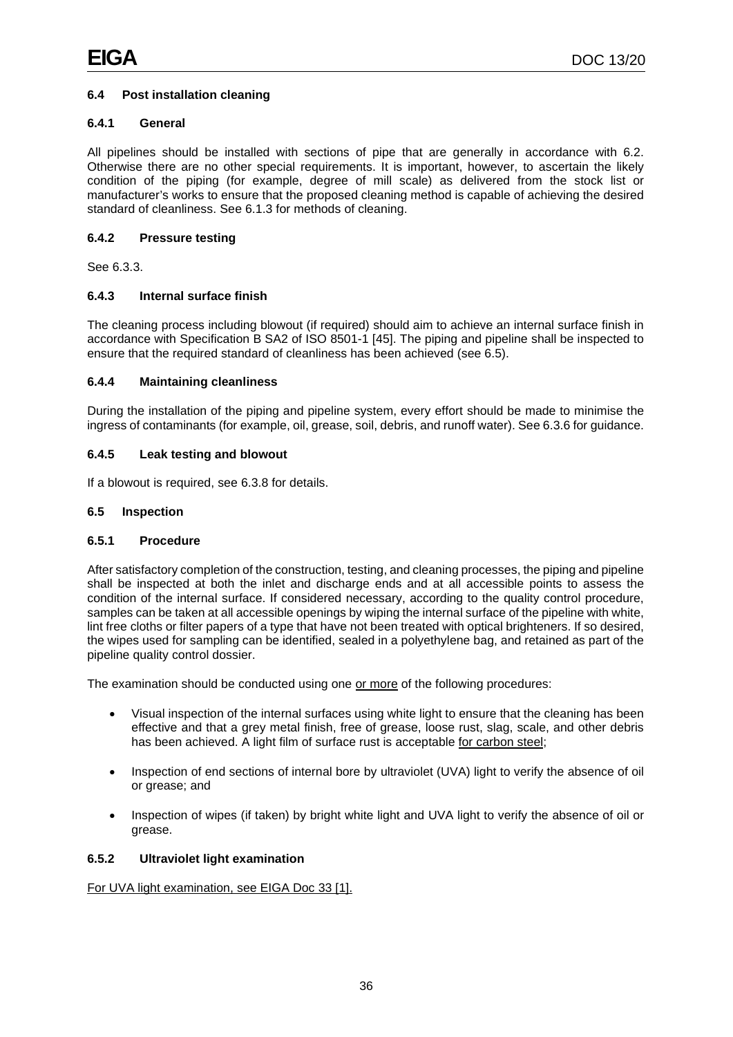### 6.4 Post installation cleaning

#### 6.4.1 General

All pipelines should be installed with sections of pipe that are generally in accordance with 6.2. Otherwise there are no other special requirements. It is important, however, to ascertain the likely condition of the piping (for example, degree of mill scale) as delivered from the stock list or manufacturer's works to ensure that the proposed cleaning method is capable of achieving the desired standard of cleanliness. See 6.1.3 for methods of cleaning.

#### 6.4.2 Pressure testing

See 6.3.3.

#### 6.4.3 Internal surface finish

The cleaning process including blowout (if required) should aim to achieve an internal surface finish in accordance with Specification B SA2 of ISO 8501-1 [45]. The piping and pipeline shall be inspected to ensure that the required standard of cleanliness has been achieved (see 6.5).

#### 6.4.4 Maintaining cleanliness

During the installation of the piping and pipeline system, every effort should be made to minimise the ingress of contaminants (for example, oil, grease, soil, debris, and runoff water). See 6.3.6 for guidance.

#### 6.4.5 Leak testing and blowout

If a blowout is required, see 6.3.8 for details.

### 6.5 Inspection

#### 6.5.1 Procedure

After satisfactory completion of the construction, testing, and cleaning processes, the piping and pipeline shall be inspected at both the inlet and discharge ends and at all accessible points to assess the condition of the internal surface. If considered necessary, according to the quality control procedure, samples can be taken at all accessible openings by wiping the internal surface of the pipeline with white, lint free cloths or filter papers of a type that have not been treated with optical brighteners. If so desired, the wipes used for sampling can be identified, sealed in a polyethylene bag, and retained as part of the pipeline quality control dossier.

The examination should be conducted using one or more of the following procedures:

- Visual inspection of the internal surfaces using white light to ensure that the cleaning has been effective and that a grey metal finish, free of grease, loose rust, slag, scale, and other debris has been achieved. A light film of surface rust is acceptable for carbon steel;
- Inspection of end sections of internal bore by ultraviolet (UVA) light to verify the absence of oil or grease; and
- Inspection of wipes (if taken) by bright white light and UVA light to verify the absence of oil or grease.

#### 6.5.2 Ultraviolet light examination

For UVA light examination, see EIGA Doc 33 [1].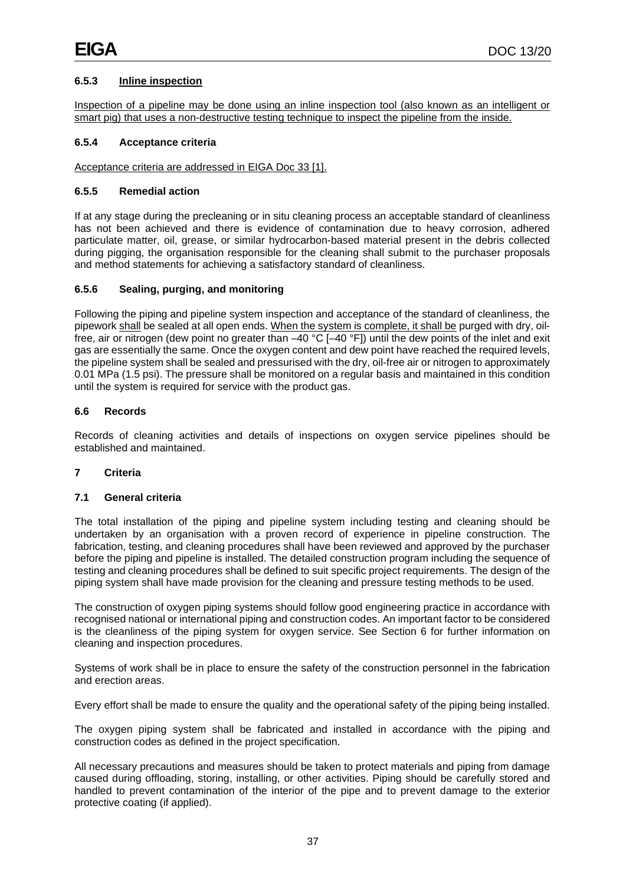### 6.5.3 Inline inspection

Inspection of a pipeline may be done using an inline inspection tool (also known as an intelligent or smart pig) that uses a non-destructive testing technique to inspect the pipeline from the inside.

### 6.5.4 Acceptance criteria

Acceptance criteria are addressed in EIGA Doc 33 [1].

### 6.5.5 Remedial action

If at any stage during the precleaning or in situ cleaning process an acceptable standard of cleanliness has not been achieved and there is evidence of contamination due to heavy corrosion, adhered particulate matter, oil, grease, or similar hydrocarbon-based material present in the debris collected during pigging, the organisation responsible for the cleaning shall submit to the purchaser proposals and method statements for achieving a satisfactory standard of cleanliness.

### 6.5.6 Sealing, purging, and monitoring

Following the piping and pipeline system inspection and acceptance of the standard of cleanliness, the pipework shall be sealed at all open ends. When the system is complete, it shall be purged with dry, oil-free, air or nitrogen (dew point no greater than –40 °C [–40 °F]) until the dew points of the inlet and exit gas are essentially the same. Once the oxygen content and dew point have reached the required levels, the pipeline system shall be sealed and pressurised with the dry, oil-free air or nitrogen to approximately 0.01 MPa (1.5 psi). The pressure shall be monitored on a regular basis and maintained in this condition until the system is required for service with the product gas.

## 6.6 Records

Records of cleaning activities and details of inspections on oxygen service pipelines should be established and maintained.

# 7 Criteria

## 7.1 General criteria

The total installation of the piping and pipeline system including testing and cleaning should be undertaken by an organisation with a proven record of experience in pipeline construction. The fabrication, testing, and cleaning procedures shall have been reviewed and approved by the purchaser before the piping and pipeline is installed. The detailed construction program including the sequence of testing and cleaning procedures shall be defined to suit specific project requirements. The design of the piping system shall have made provision for the cleaning and pressure testing methods to be used.

The construction of oxygen piping systems should follow good engineering practice in accordance with recognised national or international piping and construction codes. An important factor to be considered is the cleanliness of the piping system for oxygen service. See Section 6 for further information on cleaning and inspection procedures.

Systems of work shall be in place to ensure the safety of the construction personnel in the fabrication and erection areas.

Every effort shall be made to ensure the quality and the operational safety of the piping being installed.

The oxygen piping system shall be fabricated and installed in accordance with the piping and construction codes as defined in the project specification.

All necessary precautions and measures should be taken to protect materials and piping from damage caused during offloading, storing, installing, or other activities. Piping should be carefully stored and handled to prevent contamination of the interior of the pipe and to prevent damage to the exterior protective coating (if applied).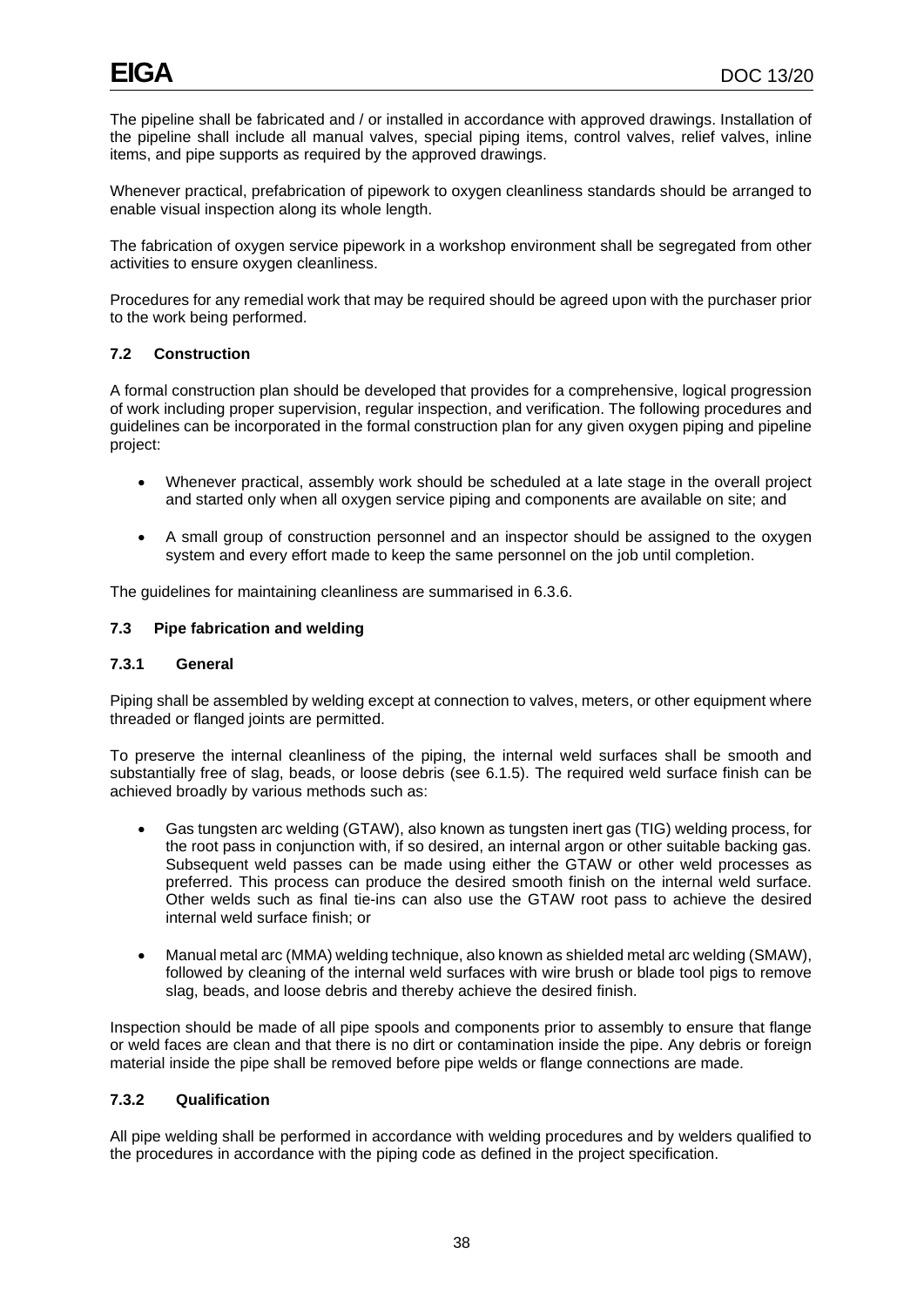The pipeline shall be fabricated and / or installed in accordance with approved drawings. Installation of the pipeline shall include all manual valves, special piping items, control valves, relief valves, inline items, and pipe supports as required by the approved drawings.

Whenever practical, prefabrication of pipework to oxygen cleanliness standards should be arranged to enable visual inspection along its whole length.

The fabrication of oxygen service pipework in a workshop environment shall be segregated from other activities to ensure oxygen cleanliness.

Procedures for any remedial work that may be required should be agreed upon with the purchaser prior to the work being performed.

## 7.2 Construction

A formal construction plan should be developed that provides for a comprehensive, logical progression of work including proper supervision, regular inspection, and verification. The following procedures and guidelines can be incorporated in the formal construction plan for any given oxygen piping and pipeline project:

- Whenever practical, assembly work should be scheduled at a late stage in the overall project and started only when all oxygen service piping and components are available on site; and
- A small group of construction personnel and an inspector should be assigned to the oxygen system and every effort made to keep the same personnel on the job until completion.

The guidelines for maintaining cleanliness are summarised in 6.3.6.

## 7.3 Pipe fabrication and welding

### 7.3.1 General

Piping shall be assembled by welding except at connection to valves, meters, or other equipment where threaded or flanged joints are permitted.

To preserve the internal cleanliness of the piping, the internal weld surfaces shall be smooth and substantially free of slag, beads, or loose debris (see 6.1.5). The required weld surface finish can be achieved broadly by various methods such as:

- Gas tungsten arc welding (GTAW), also known as tungsten inert gas (TIG) welding process, for the root pass in conjunction with, if so desired, an internal argon or other suitable backing gas. Subsequent weld passes can be made using either the GTAW or other weld processes as preferred. This process can produce the desired smooth finish on the internal weld surface. Other welds such as final tie-ins can also use the GTAW root pass to achieve the desired internal weld surface finish; or
- Manual metal arc (MMA) welding technique, also known as shielded metal arc welding (SMAW), followed by cleaning of the internal weld surfaces with wire brush or blade tool pigs to remove slag, beads, and loose debris and thereby achieve the desired finish.

Inspection should be made of all pipe spools and components prior to assembly to ensure that flange or weld faces are clean and that there is no dirt or contamination inside the pipe. Any debris or foreign material inside the pipe shall be removed before pipe welds or flange connections are made.

### 7.3.2 Qualification

All pipe welding shall be performed in accordance with welding procedures and by welders qualified to the procedures in accordance with the piping code as defined in the project specification.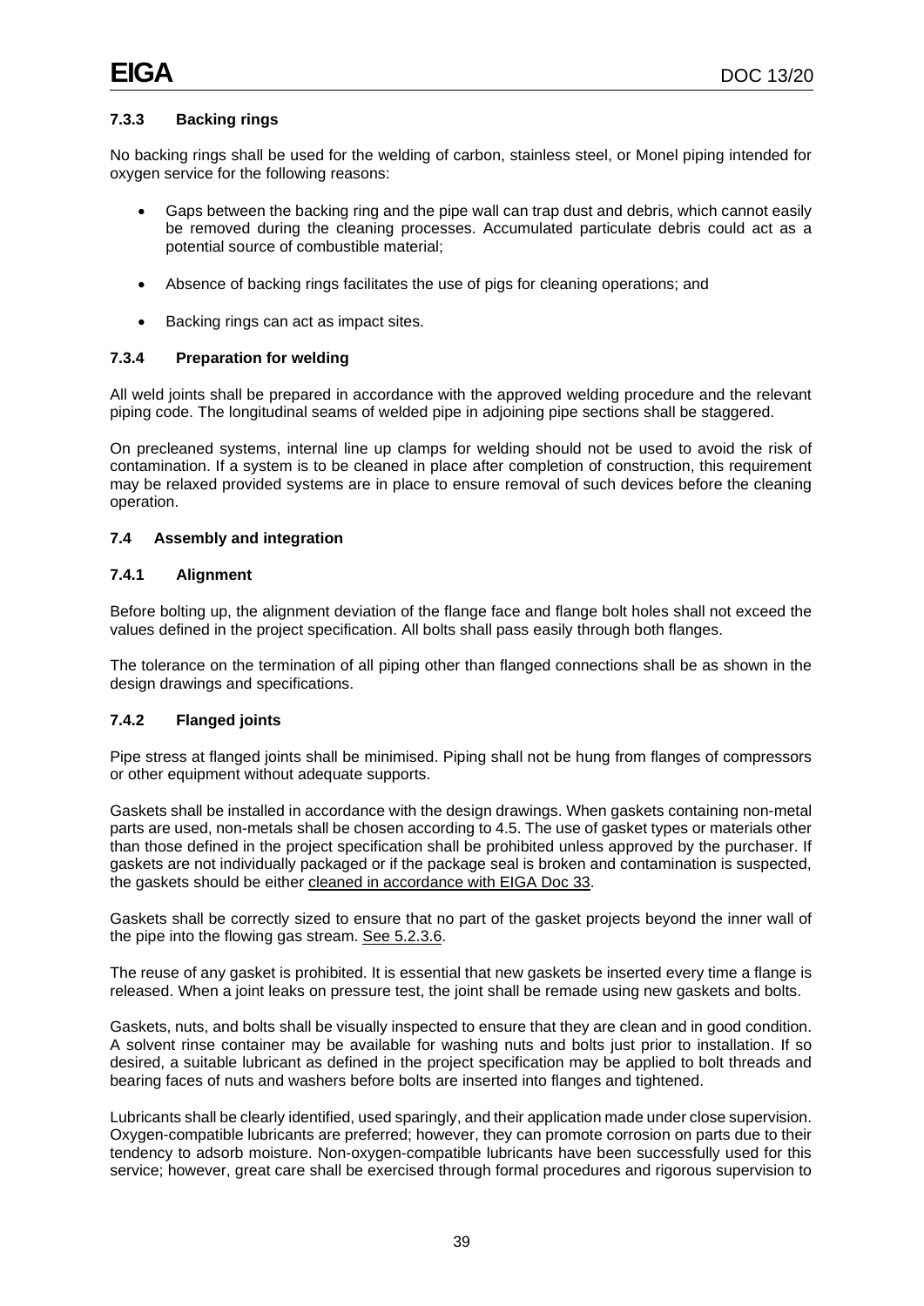#### 7.3.3 Backing rings

No backing rings shall be used for the welding of carbon, stainless steel, or Monel piping intended for oxygen service for the following reasons:

- Gaps between the backing ring and the pipe wall can trap dust and debris, which cannot easily be removed during the cleaning processes. Accumulated particulate debris could act as a potential source of combustible material;
- Absence of backing rings facilitates the use of pigs for cleaning operations; and
- Backing rings can act as impact sites.

#### 7.3.4 Preparation for welding

All weld joints shall be prepared in accordance with the approved welding procedure and the relevant piping code. The longitudinal seams of welded pipe in adjoining pipe sections shall be staggered.

On precleaned systems, internal line up clamps for welding should not be used to avoid the risk of contamination. If a system is to be cleaned in place after completion of construction, this requirement may be relaxed provided systems are in place to ensure removal of such devices before the cleaning operation.

### 7.4 Assembly and integration

#### 7.4.1 Alignment

Before bolting up, the alignment deviation of the flange face and flange bolt holes shall not exceed the values defined in the project specification. All bolts shall pass easily through both flanges.

The tolerance on the termination of all piping other than flanged connections shall be as shown in the design drawings and specifications.

#### 7.4.2 Flanged joints

Pipe stress at flanged joints shall be minimised. Piping shall not be hung from flanges of compressors or other equipment without adequate supports.

Gaskets shall be installed in accordance with the design drawings. When gaskets containing non-metal parts are used, non-metals shall be chosen according to 4.5. The use of gasket types or materials other than those defined in the project specification shall be prohibited unless approved by the purchaser. If gaskets are not individually packaged or if the package seal is broken and contamination is suspected, the gaskets should be either cleaned in accordance with EIGA Doc 33.

Gaskets shall be correctly sized to ensure that no part of the gasket projects beyond the inner wall of the pipe into the flowing gas stream. See 5.2.3.6.

The reuse of any gasket is prohibited. It is essential that new gaskets be inserted every time a flange is released. When a joint leaks on pressure test, the joint shall be remade using new gaskets and bolts.

Gaskets, nuts, and bolts shall be visually inspected to ensure that they are clean and in good condition. A solvent rinse container may be available for washing nuts and bolts just prior to installation. If so desired, a suitable lubricant as defined in the project specification may be applied to bolt threads and bearing faces of nuts and washers before bolts are inserted into flanges and tightened.

Lubricants shall be clearly identified, used sparingly, and their application made under close supervision. Oxygen-compatible lubricants are preferred; however, they can promote corrosion on parts due to their tendency to adsorb moisture. Non-oxygen-compatible lubricants have been successfully used for this service; however, great care shall be exercised through formal procedures and rigorous supervision to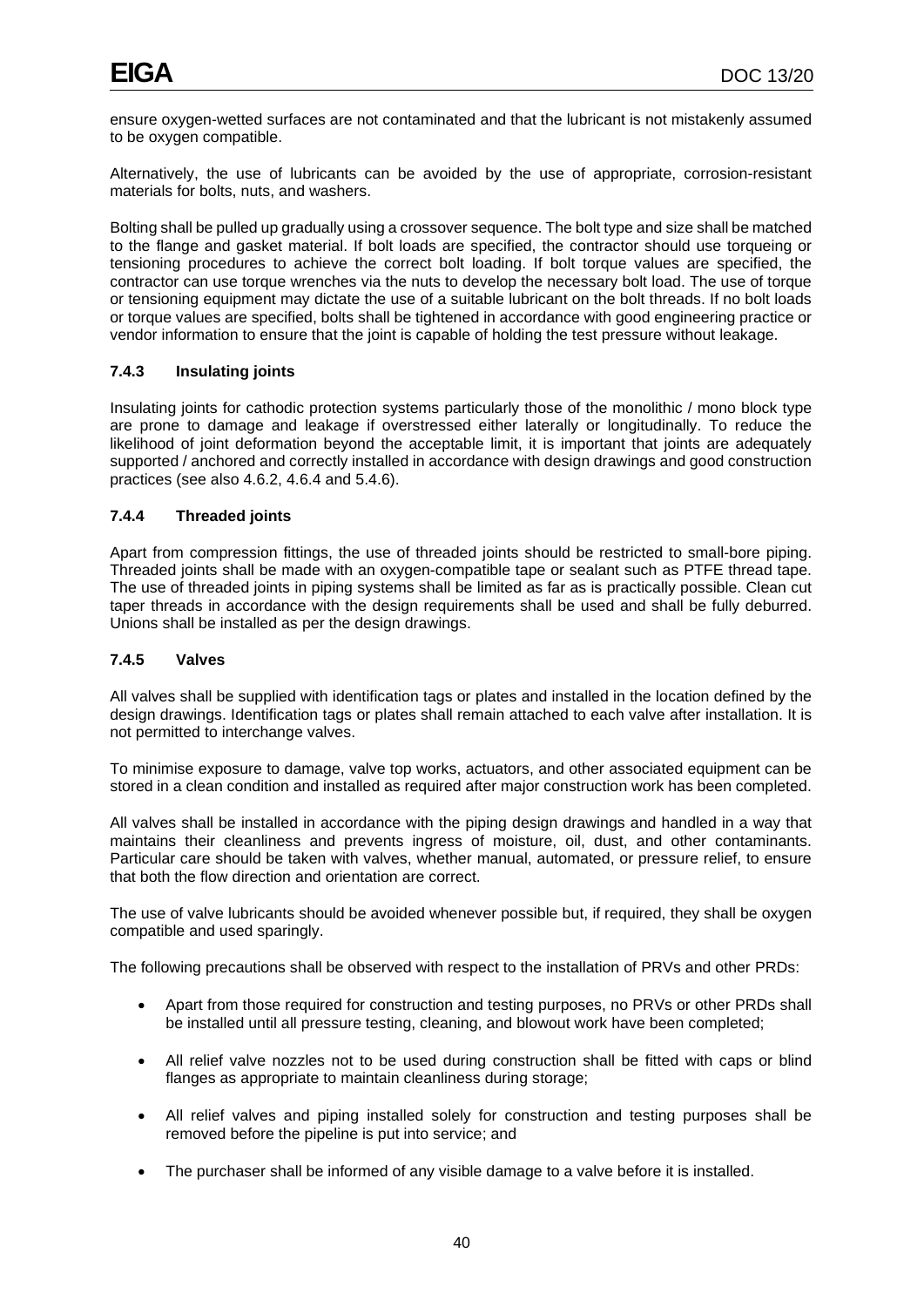ensure oxygen-wetted surfaces are not contaminated and that the lubricant is not mistakenly assumed to be oxygen compatible.

Alternatively, the use of lubricants can be avoided by the use of appropriate, corrosion-resistant materials for bolts, nuts, and washers.

Bolting shall be pulled up gradually using a crossover sequence. The bolt type and size shall be matched to the flange and gasket material. If bolt loads are specified, the contractor should use torqueing or tensioning procedures to achieve the correct bolt loading. If bolt torque values are specified, the contractor can use torque wrenches via the nuts to develop the necessary bolt load. The use of torque or tensioning equipment may dictate the use of a suitable lubricant on the bolt threads. If no bolt loads or torque values are specified, bolts shall be tightened in accordance with good engineering practice or vendor information to ensure that the joint is capable of holding the test pressure without leakage.

### 7.4.3 Insulating joints

Insulating joints for cathodic protection systems particularly those of the monolithic / mono block type are prone to damage and leakage if overstressed either laterally or longitudinally. To reduce the likelihood of joint deformation beyond the acceptable limit, it is important that joints are adequately supported / anchored and correctly installed in accordance with design drawings and good construction practices (see also 4.6.2, 4.6.4 and 5.4.6).

### 7.4.4 Threaded joints

Apart from compression fittings, the use of threaded joints should be restricted to small-bore piping. Threaded joints shall be made with an oxygen-compatible tape or sealant such as PTFE thread tape. The use of threaded joints in piping systems shall be limited as far as is practically possible. Clean cut taper threads in accordance with the design requirements shall be used and shall be fully deburred. Unions shall be installed as per the design drawings.

### 7.4.5 Valves

All valves shall be supplied with identification tags or plates and installed in the location defined by the design drawings. Identification tags or plates shall remain attached to each valve after installation. It is not permitted to interchange valves.

To minimise exposure to damage, valve top works, actuators, and other associated equipment can be stored in a clean condition and installed as required after major construction work has been completed.

All valves shall be installed in accordance with the piping design drawings and handled in a way that maintains their cleanliness and prevents ingress of moisture, oil, dust, and other contaminants. Particular care should be taken with valves, whether manual, automated, or pressure relief, to ensure that both the flow direction and orientation are correct.

The use of valve lubricants should be avoided whenever possible but, if required, they shall be oxygen compatible and used sparingly.

The following precautions shall be observed with respect to the installation of PRVs and other PRDs:

- Apart from those required for construction and testing purposes, no PRVs or other PRDs shall be installed until all pressure testing, cleaning, and blowout work have been completed;
- All relief valve nozzles not to be used during construction shall be fitted with caps or blind flanges as appropriate to maintain cleanliness during storage;
- All relief valves and piping installed solely for construction and testing purposes shall be removed before the pipeline is put into service; and
- The purchaser shall be informed of any visible damage to a valve before it is installed.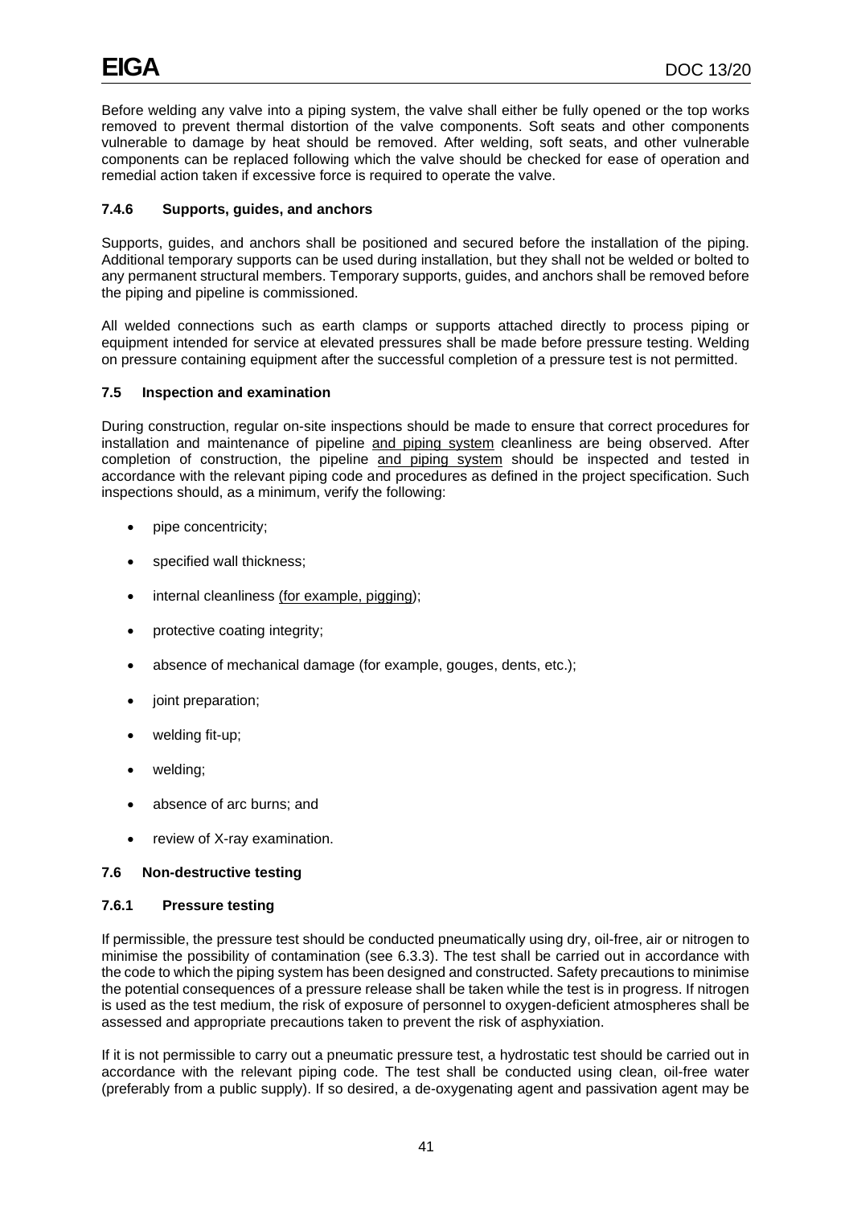Before welding any valve into a piping system, the valve shall either be fully opened or the top works removed to prevent thermal distortion of the valve components. Soft seats and other components vulnerable to damage by heat should be removed. After welding, soft seats, and other vulnerable components can be replaced following which the valve should be checked for ease of operation and remedial action taken if excessive force is required to operate the valve.

#### 7.4.6 Supports, guides, and anchors

Supports, guides, and anchors shall be positioned and secured before the installation of the piping. Additional temporary supports can be used during installation, but they shall not be welded or bolted to any permanent structural members. Temporary supports, guides, and anchors shall be removed before the piping and pipeline is commissioned.

All welded connections such as earth clamps or supports attached directly to process piping or equipment intended for service at elevated pressures shall be made before pressure testing. Welding on pressure containing equipment after the successful completion of a pressure test is not permitted.

### 7.5 Inspection and examination

During construction, regular on-site inspections should be made to ensure that correct procedures for installation and maintenance of pipeline and piping system cleanliness are being observed. After completion of construction, the pipeline and piping system should be inspected and tested in accordance with the relevant piping code and procedures as defined in the project specification. Such inspections should, as a minimum, verify the following:

- pipe concentricity;
- specified wall thickness;
- internal cleanliness (for example, pigging);
- protective coating integrity;
- absence of mechanical damage (for example, gouges, dents, etc.);
- joint preparation;
- welding fit-up;
- welding;
- absence of arc burns; and
- review of X-ray examination.

### 7.6 Non-destructive testing

#### 7.6.1 Pressure testing

If permissible, the pressure test should be conducted pneumatically using dry, oil-free, air or nitrogen to minimise the possibility of contamination (see 6.3.3). The test shall be carried out in accordance with the code to which the piping system has been designed and constructed. Safety precautions to minimise the potential consequences of a pressure release shall be taken while the test is in progress. If nitrogen is used as the test medium, the risk of exposure of personnel to oxygen-deficient atmospheres shall be assessed and appropriate precautions taken to prevent the risk of asphyxiation.

If it is not permissible to carry out a pneumatic pressure test, a hydrostatic test should be carried out in accordance with the relevant piping code. The test shall be conducted using clean, oil-free water (preferably from a public supply). If so desired, a de-oxygenating agent and passivation agent may be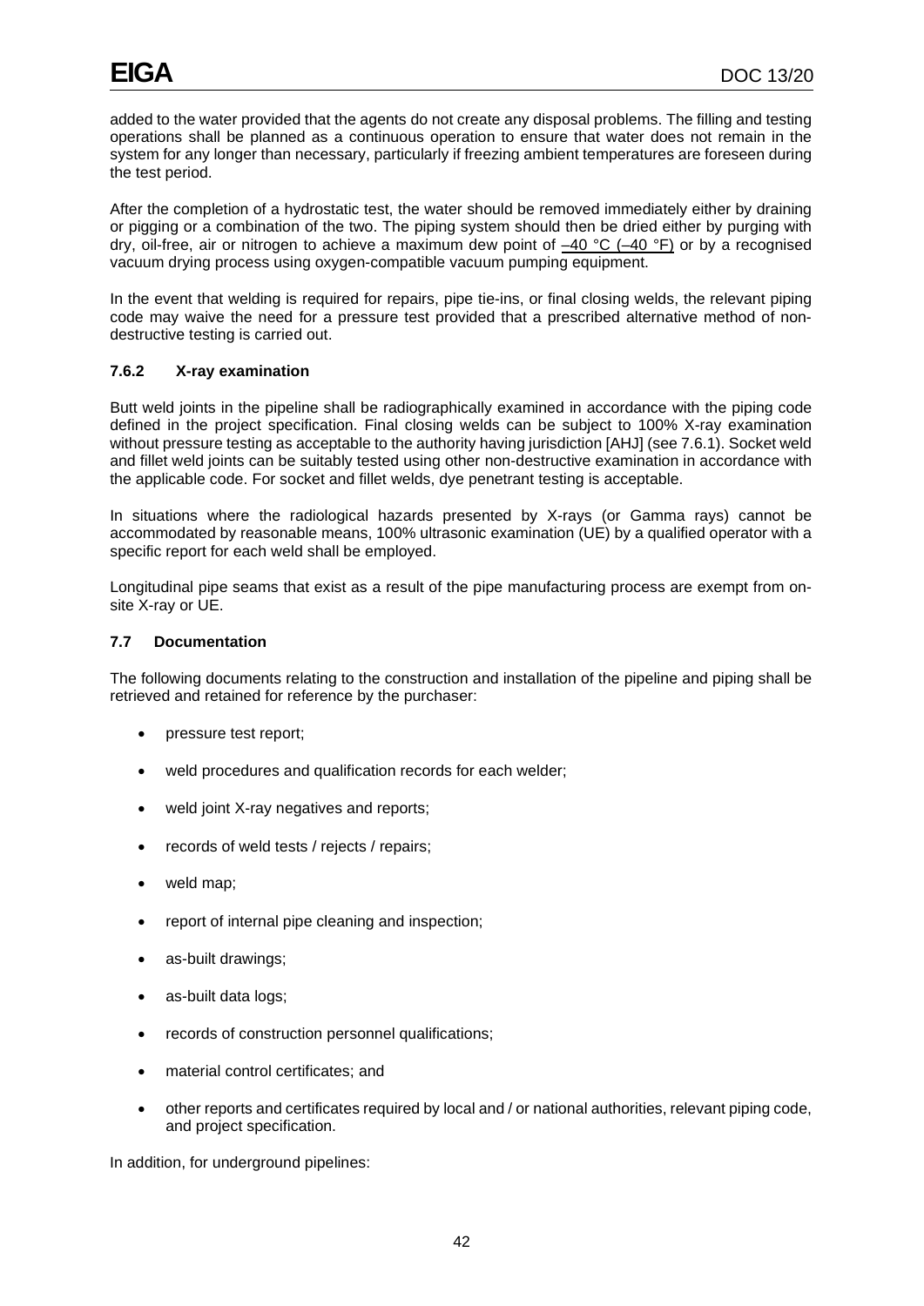added to the water provided that the agents do not create any disposal problems. The filling and testing operations shall be planned as a continuous operation to ensure that water does not remain in the system for any longer than necessary, particularly if freezing ambient temperatures are foreseen during the test period.

After the completion of a hydrostatic test, the water should be removed immediately either by draining or pigging or a combination of the two. The piping system should then be dried either by purging with dry, oil-free, air or nitrogen to achieve a maximum dew point of –40 °C (–40 °F) or by a recognised vacuum drying process using oxygen-compatible vacuum pumping equipment.

In the event that welding is required for repairs, pipe tie-ins, or final closing welds, the relevant piping code may waive the need for a pressure test provided that a prescribed alternative method of non-destructive testing is carried out.

### 7.6.2 X-ray examination

Butt weld joints in the pipeline shall be radiographically examined in accordance with the piping code defined in the project specification. Final closing welds can be subject to 100% X-ray examination without pressure testing as acceptable to the authority having jurisdiction [AHJ] (see 7.6.1). Socket weld and fillet weld joints can be suitably tested using other non-destructive examination in accordance with the applicable code. For socket and fillet welds, dye penetrant testing is acceptable.

In situations where the radiological hazards presented by X-rays (or Gamma rays) cannot be accommodated by reasonable means, 100% ultrasonic examination (UE) by a qualified operator with a specific report for each weld shall be employed.

Longitudinal pipe seams that exist as a result of the pipe manufacturing process are exempt from on-site X-ray or UE.

### 7.7 Documentation

The following documents relating to the construction and installation of the pipeline and piping shall be retrieved and retained for reference by the purchaser:

- pressure test report;
- weld procedures and qualification records for each welder;
- weld joint X-ray negatives and reports;
- records of weld tests / rejects / repairs;
- weld map;
- report of internal pipe cleaning and inspection;
- as-built drawings;
- as-built data logs;
- records of construction personnel qualifications;
- material control certificates; and
- other reports and certificates required by local and / or national authorities, relevant piping code, and project specification.

In addition, for underground pipelines: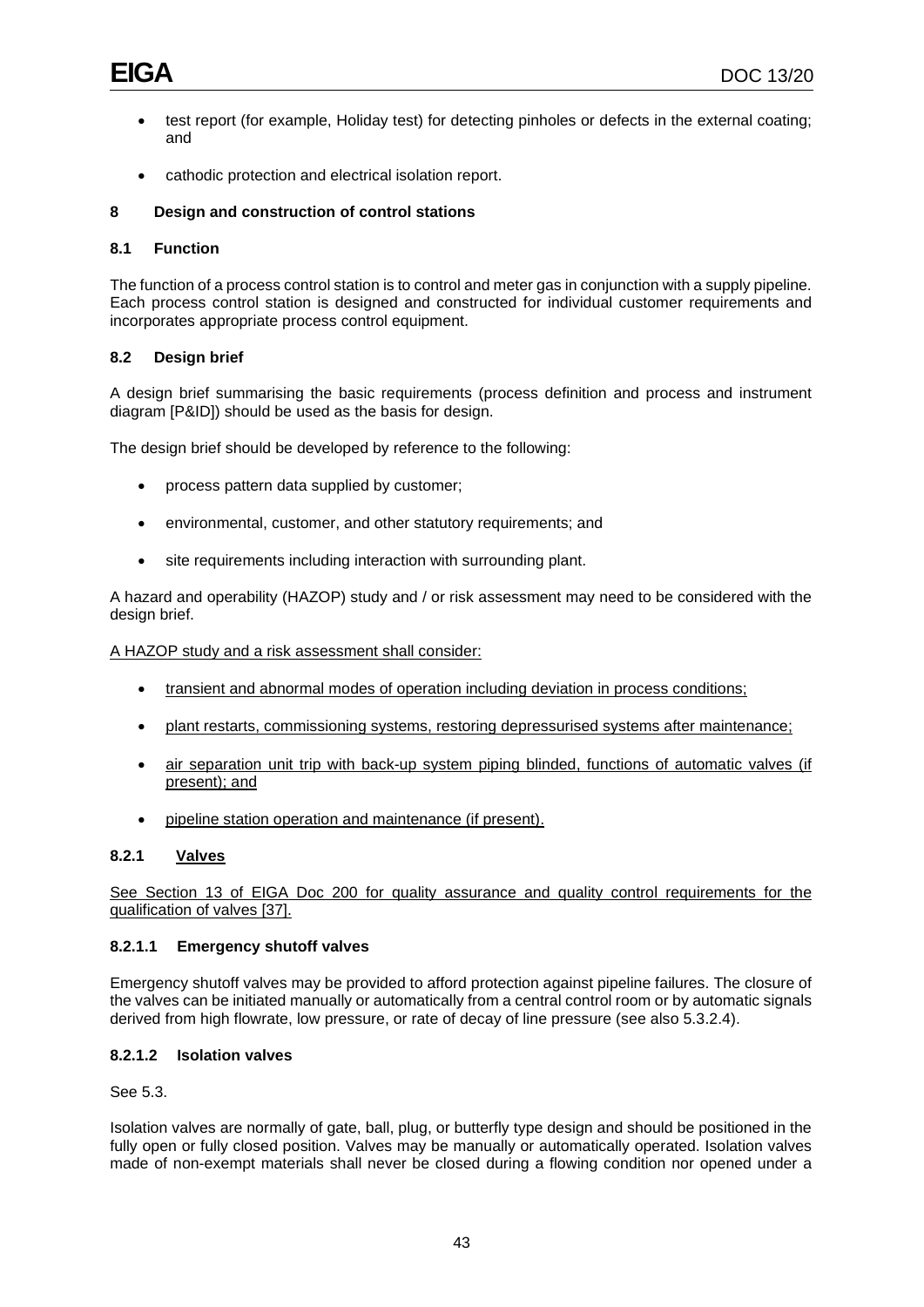- test report (for example, Holiday test) for detecting pinholes or defects in the external coating; and

- cathodic protection and electrical isolation report.

## 8 Design and construction of control stations

### 8.1 Function

The function of a process control station is to control and meter gas in conjunction with a supply pipeline. Each process control station is designed and constructed for individual customer requirements and incorporates appropriate process control equipment.

### 8.2 Design brief

A design brief summarising the basic requirements (process definition and process and instrument diagram [P&ID]) should be used as the basis for design.

The design brief should be developed by reference to the following:

- process pattern data supplied by customer;

- environmental, customer, and other statutory requirements; and

- site requirements including interaction with surrounding plant.

A hazard and operability (HAZOP) study and / or risk assessment may need to be considered with the design brief.

A HAZOP study and a risk assessment shall consider:

- transient and abnormal modes of operation including deviation in process conditions;

- plant restarts, commissioning systems, restoring depressurised systems after maintenance;

- air separation unit trip with back-up system piping blinded, functions of automatic valves (if present); and

- pipeline station operation and maintenance (if present).

#### 8.2.1 Valves

See Section 13 of EIGA Doc 200 for quality assurance and quality control requirements for the qualification of valves [37].

##### 8.2.1.1 Emergency shutoff valves

Emergency shutoff valves may be provided to afford protection against pipeline failures. The closure of the valves can be initiated manually or automatically from a central control room or by automatic signals derived from high flowrate, low pressure, or rate of decay of line pressure (see also 5.3.2.4).

##### 8.2.1.2 Isolation valves

See 5.3.

Isolation valves are normally of gate, ball, plug, or butterfly type design and should be positioned in the fully open or fully closed position. Valves may be manually or automatically operated. Isolation valves made of non-exempt materials shall never be closed during a flowing condition nor opened under a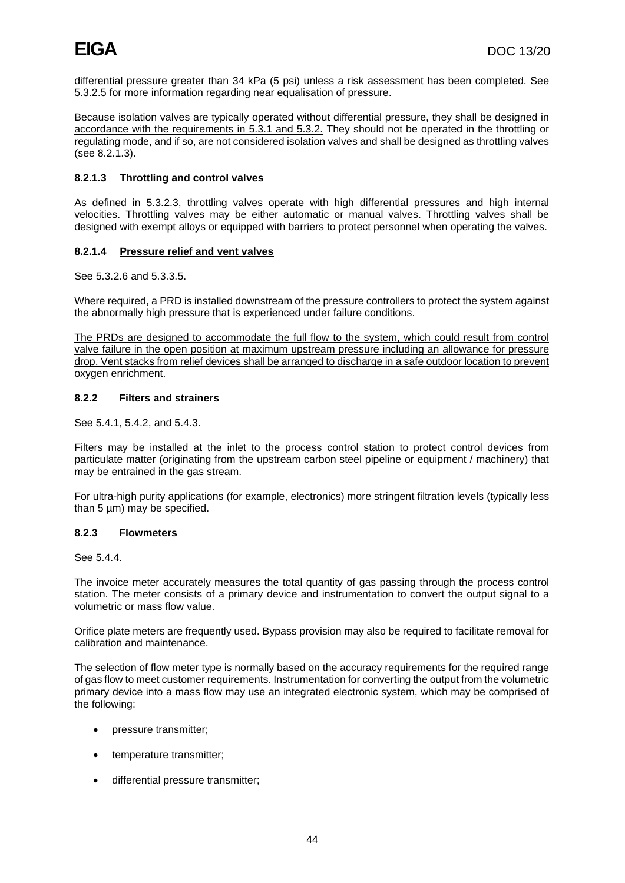differential pressure greater than 34 kPa (5 psi) unless a risk assessment has been completed. See 5.3.2.5 for more information regarding near equalisation of pressure.

Because isolation valves are typically operated without differential pressure, they shall be designed in accordance with the requirements in 5.3.1 and 5.3.2. They should not be operated in the throttling or regulating mode, and if so, are not considered isolation valves and shall be designed as throttling valves (see 8.2.1.3).

#### 8.2.1.3 Throttling and control valves

As defined in 5.3.2.3, throttling valves operate with high differential pressures and high internal velocities. Throttling valves may be either automatic or manual valves. Throttling valves shall be designed with exempt alloys or equipped with barriers to protect personnel when operating the valves.

#### 8.2.1.4 Pressure relief and vent valves

See 5.3.2.6 and 5.3.3.5.

Where required, a PRD is installed downstream of the pressure controllers to protect the system against the abnormally high pressure that is experienced under failure conditions.

The PRDs are designed to accommodate the full flow to the system, which could result from control valve failure in the open position at maximum upstream pressure including an allowance for pressure drop. Vent stacks from relief devices shall be arranged to discharge in a safe outdoor location to prevent oxygen enrichment.

### 8.2.2 Filters and strainers

See 5.4.1, 5.4.2, and 5.4.3.

Filters may be installed at the inlet to the process control station to protect control devices from particulate matter (originating from the upstream carbon steel pipeline or equipment / machinery) that may be entrained in the gas stream.

For ultra-high purity applications (for example, electronics) more stringent filtration levels (typically less than 5 µm) may be specified.

### 8.2.3 Flowmeters

See 5.4.4.

The invoice meter accurately measures the total quantity of gas passing through the process control station. The meter consists of a primary device and instrumentation to convert the output signal to a volumetric or mass flow value.

Orifice plate meters are frequently used. Bypass provision may also be required to facilitate removal for calibration and maintenance.

The selection of flow meter type is normally based on the accuracy requirements for the required range of gas flow to meet customer requirements. Instrumentation for converting the output from the volumetric primary device into a mass flow may use an integrated electronic system, which may be comprised of the following:

- pressure transmitter;
- temperature transmitter;
- differential pressure transmitter;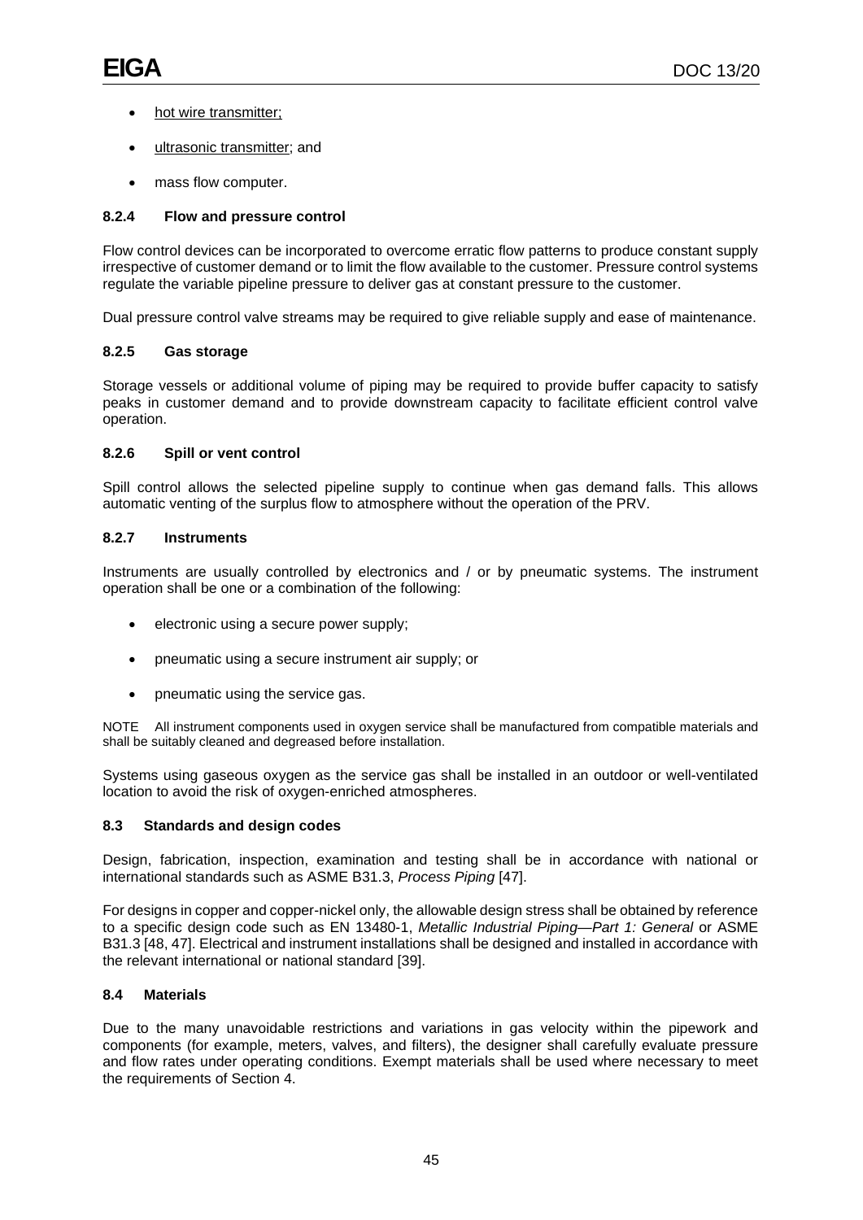- hot wire transmitter;
- ultrasonic transmitter; and
- mass flow computer.

#### 8.2.4 Flow and pressure control

Flow control devices can be incorporated to overcome erratic flow patterns to produce constant supply irrespective of customer demand or to limit the flow available to the customer. Pressure control systems regulate the variable pipeline pressure to deliver gas at constant pressure to the customer.

Dual pressure control valve streams may be required to give reliable supply and ease of maintenance.

#### 8.2.5 Gas storage

Storage vessels or additional volume of piping may be required to provide buffer capacity to satisfy peaks in customer demand and to provide downstream capacity to facilitate efficient control valve operation.

#### 8.2.6 Spill or vent control

Spill control allows the selected pipeline supply to continue when gas demand falls. This allows automatic venting of the surplus flow to atmosphere without the operation of the PRV.

#### 8.2.7 Instruments

Instruments are usually controlled by electronics and / or by pneumatic systems. The instrument operation shall be one or a combination of the following:

- electronic using a secure power supply;
- pneumatic using a secure instrument air supply; or
- pneumatic using the service gas.

NOTE All instrument components used in oxygen service shall be manufactured from compatible materials and shall be suitably cleaned and degreased before installation.

Systems using gaseous oxygen as the service gas shall be installed in an outdoor or well-ventilated location to avoid the risk of oxygen-enriched atmospheres.

### 8.3 Standards and design codes

Design, fabrication, inspection, examination and testing shall be in accordance with national or international standards such as ASME B31.3, *Process Piping* [47].

For designs in copper and copper-nickel only, the allowable design stress shall be obtained by reference to a specific design code such as EN 13480-1, *Metallic Industrial Piping—Part 1: General* or ASME B31.3 [48, 47]. Electrical and instrument installations shall be designed and installed in accordance with the relevant international or national standard [39].

### 8.4 Materials

Due to the many unavoidable restrictions and variations in gas velocity within the pipework and components (for example, meters, valves, and filters), the designer shall carefully evaluate pressure and flow rates under operating conditions. Exempt materials shall be used where necessary to meet the requirements of Section 4.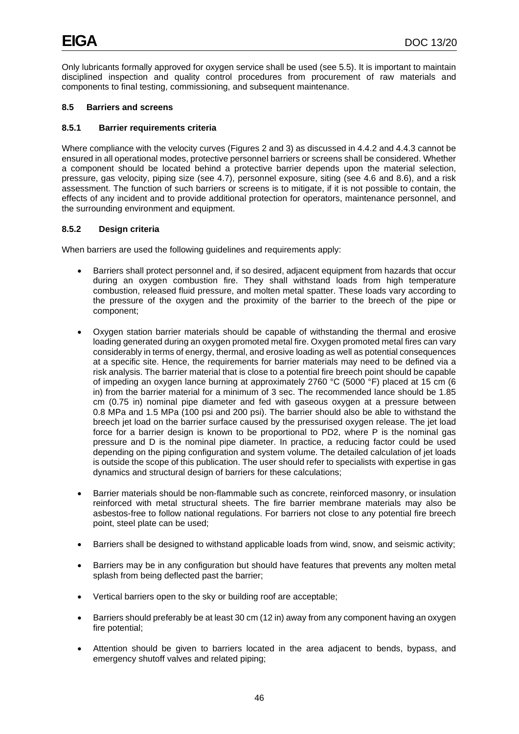Only lubricants formally approved for oxygen service shall be used (see 5.5). It is important to maintain disciplined inspection and quality control procedures from procurement of raw materials and components to final testing, commissioning, and subsequent maintenance.

### 8.5 Barriers and screens

#### 8.5.1 Barrier requirements criteria

Where compliance with the velocity curves (Figures 2 and 3) as discussed in 4.4.2 and 4.4.3 cannot be ensured in all operational modes, protective personnel barriers or screens shall be considered. Whether a component should be located behind a protective barrier depends upon the material selection, pressure, gas velocity, piping size (see 4.7), personnel exposure, siting (see 4.6 and 8.6), and a risk assessment. The function of such barriers or screens is to mitigate, if it is not possible to contain, the effects of any incident and to provide additional protection for operators, maintenance personnel, and the surrounding environment and equipment.

#### 8.5.2 Design criteria

When barriers are used the following guidelines and requirements apply:

- Barriers shall protect personnel and, if so desired, adjacent equipment from hazards that occur during an oxygen combustion fire. They shall withstand loads from high temperature combustion, released fluid pressure, and molten metal spatter. These loads vary according to the pressure of the oxygen and the proximity of the barrier to the breech of the pipe or component;

- Oxygen station barrier materials should be capable of withstanding the thermal and erosive loading generated during an oxygen promoted metal fire. Oxygen promoted metal fires can vary considerably in terms of energy, thermal, and erosive loading as well as potential consequences at a specific site. Hence, the requirements for barrier materials may need to be defined via a risk analysis. The barrier material that is close to a potential fire breech point should be capable of impeding an oxygen lance burning at approximately 2760 °C (5000 °F) placed at 15 cm (6 in) from the barrier material for a minimum of 3 sec. The recommended lance should be 1.85 cm (0.75 in) nominal pipe diameter and fed with gaseous oxygen at a pressure between 0.8 MPa and 1.5 MPa (100 psi and 200 psi). The barrier should also be able to withstand the breech jet load on the barrier surface caused by the pressurised oxygen release. The jet load force for a barrier design is known to be proportional to PD2, where P is the nominal gas pressure and D is the nominal pipe diameter. In practice, a reducing factor could be used depending on the piping configuration and system volume. The detailed calculation of jet loads is outside the scope of this publication. The user should refer to specialists with expertise in gas dynamics and structural design of barriers for these calculations;

- Barrier materials should be non-flammable such as concrete, reinforced masonry, or insulation reinforced with metal structural sheets. The fire barrier membrane materials may also be asbestos-free to follow national regulations. For barriers not close to any potential fire breech point, steel plate can be used;

- Barriers shall be designed to withstand applicable loads from wind, snow, and seismic activity;

- Barriers may be in any configuration but should have features that prevents any molten metal splash from being deflected past the barrier;

- Vertical barriers open to the sky or building roof are acceptable;

- Barriers should preferably be at least 30 cm (12 in) away from any component having an oxygen fire potential;

- Attention should be given to barriers located in the area adjacent to bends, bypass, and emergency shutoff valves and related piping;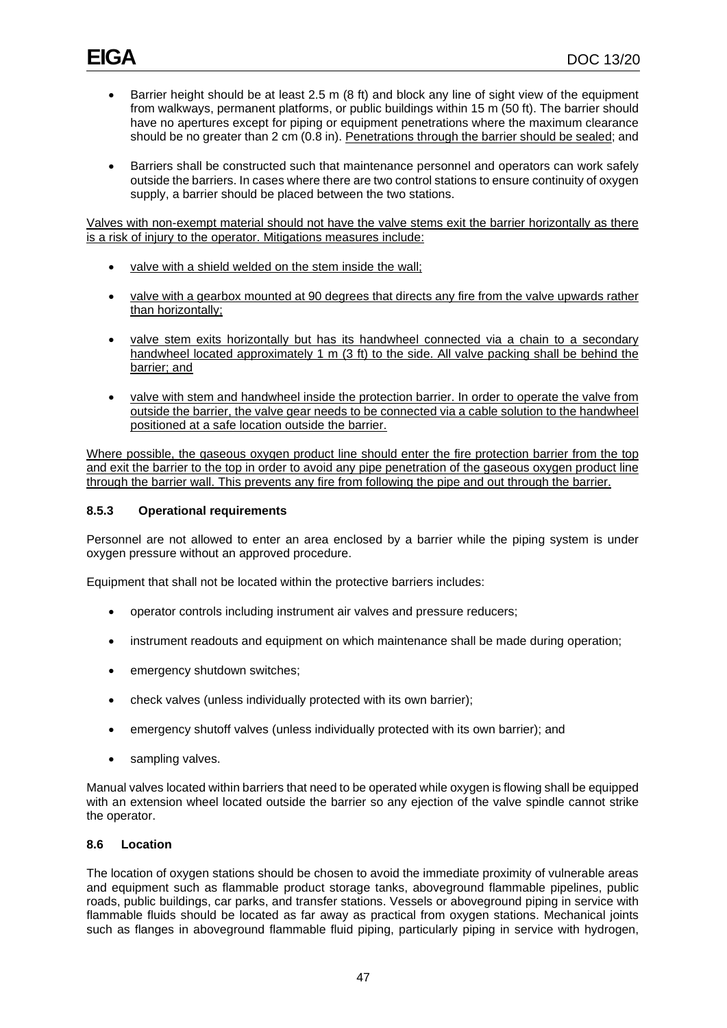- Barrier height should be at least 2.5 m (8 ft) and block any line of sight view of the equipment from walkways, permanent platforms, or public buildings within 15 m (50 ft). The barrier should have no apertures except for piping or equipment penetrations where the maximum clearance should be no greater than 2 cm (0.8 in). Penetrations through the barrier should be sealed; and
- Barriers shall be constructed such that maintenance personnel and operators can work safely outside the barriers. In cases where there are two control stations to ensure continuity of oxygen supply, a barrier should be placed between the two stations.

Valves with non-exempt material should not have the valve stems exit the barrier horizontally as there is a risk of injury to the operator. Mitigations measures include:

- valve with a shield welded on the stem inside the wall;
- valve with a gearbox mounted at 90 degrees that directs any fire from the valve upwards rather than horizontally;
- valve stem exits horizontally but has its handwheel connected via a chain to a secondary handwheel located approximately 1 m (3 ft) to the side. All valve packing shall be behind the barrier; and
- valve with stem and handwheel inside the protection barrier. In order to operate the valve from outside the barrier, the valve gear needs to be connected via a cable solution to the handwheel positioned at a safe location outside the barrier.

Where possible, the gaseous oxygen product line should enter the fire protection barrier from the top and exit the barrier to the top in order to avoid any pipe penetration of the gaseous oxygen product line through the barrier wall. This prevents any fire from following the pipe and out through the barrier.

### 8.5.3 Operational requirements

Personnel are not allowed to enter an area enclosed by a barrier while the piping system is under oxygen pressure without an approved procedure.

Equipment that shall not be located within the protective barriers includes:

- operator controls including instrument air valves and pressure reducers;
- instrument readouts and equipment on which maintenance shall be made during operation;
- emergency shutdown switches;
- check valves (unless individually protected with its own barrier);
- emergency shutoff valves (unless individually protected with its own barrier); and
- sampling valves.

Manual valves located within barriers that need to be operated while oxygen is flowing shall be equipped with an extension wheel located outside the barrier so any ejection of the valve spindle cannot strike the operator.

## 8.6 Location

The location of oxygen stations should be chosen to avoid the immediate proximity of vulnerable areas and equipment such as flammable product storage tanks, aboveground flammable pipelines, public roads, public buildings, car parks, and transfer stations. Vessels or aboveground piping in service with flammable fluids should be located as far away as practical from oxygen stations. Mechanical joints such as flanges in aboveground flammable fluid piping, particularly piping in service with hydrogen,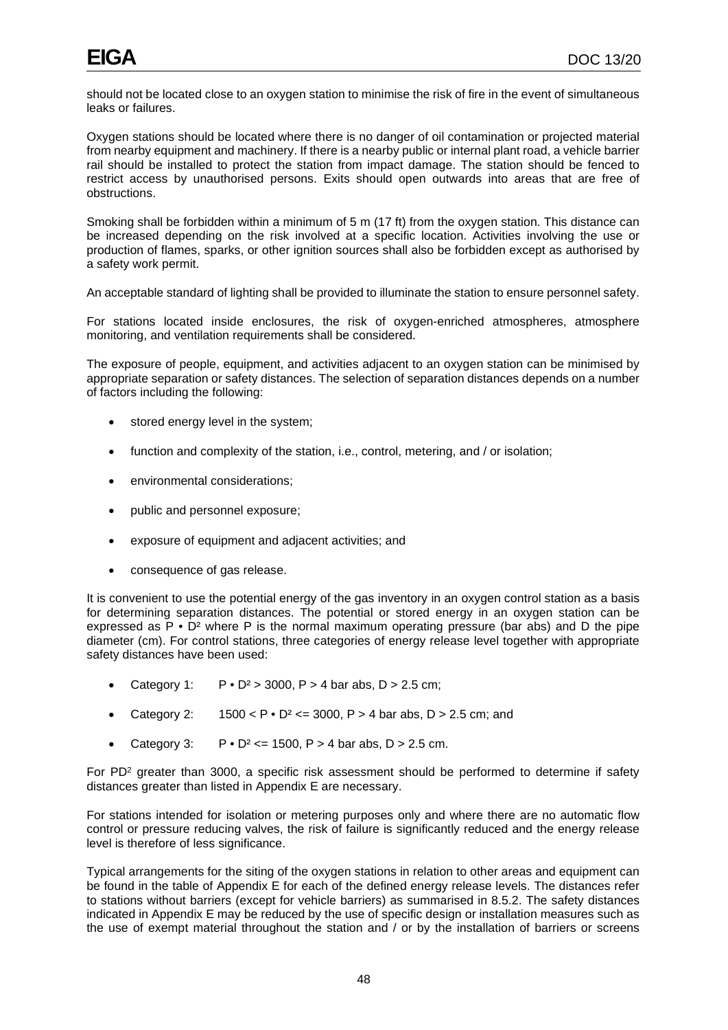should not be located close to an oxygen station to minimise the risk of fire in the event of simultaneous leaks or failures.

Oxygen stations should be located where there is no danger of oil contamination or projected material from nearby equipment and machinery. If there is a nearby public or internal plant road, a vehicle barrier rail should be installed to protect the station from impact damage. The station should be fenced to restrict access by unauthorised persons. Exits should open outwards into areas that are free of obstructions.

Smoking shall be forbidden within a minimum of 5 m (17 ft) from the oxygen station. This distance can be increased depending on the risk involved at a specific location. Activities involving the use or production of flames, sparks, or other ignition sources shall also be forbidden except as authorised by a safety work permit.

An acceptable standard of lighting shall be provided to illuminate the station to ensure personnel safety.

For stations located inside enclosures, the risk of oxygen-enriched atmospheres, atmosphere monitoring, and ventilation requirements shall be considered.

The exposure of people, equipment, and activities adjacent to an oxygen station can be minimised by appropriate separation or safety distances. The selection of separation distances depends on a number of factors including the following:

- stored energy level in the system;
- function and complexity of the station, i.e., control, metering, and / or isolation;
- environmental considerations;
- public and personnel exposure;
- exposure of equipment and adjacent activities; and
- consequence of gas release.

It is convenient to use the potential energy of the gas inventory in an oxygen control station as a basis for determining separation distances. The potential or stored energy in an oxygen station can be expressed as $P \cdot D^2$ where P is the normal maximum operating pressure (bar abs) and D the pipe diameter (cm). For control stations, three categories of energy release level together with appropriate safety distances have been used:

- Category 1: $P \cdot D^2 > 3000$, $P > 4$ bar abs, $D > 2.5$ cm;
- Category 2: $1500 < P \cdot D^2 <= 3000$, $P > 4$ bar abs, $D > 2.5$ cm; and
- Category 3: $P \cdot D^2 <= 1500$, $P > 4$ bar abs, $D > 2.5$ cm.

For $PD^2$ greater than 3000, a specific risk assessment should be performed to determine if safety distances greater than listed in Appendix E are necessary.

For stations intended for isolation or metering purposes only and where there are no automatic flow control or pressure reducing valves, the risk of failure is significantly reduced and the energy release level is therefore of less significance.

Typical arrangements for the siting of the oxygen stations in relation to other areas and equipment can be found in the table of Appendix E for each of the defined energy release levels. The distances refer to stations without barriers (except for vehicle barriers) as summarised in 8.5.2. The safety distances indicated in Appendix E may be reduced by the use of specific design or installation measures such as the use of exempt material throughout the station and / or by the installation of barriers or screens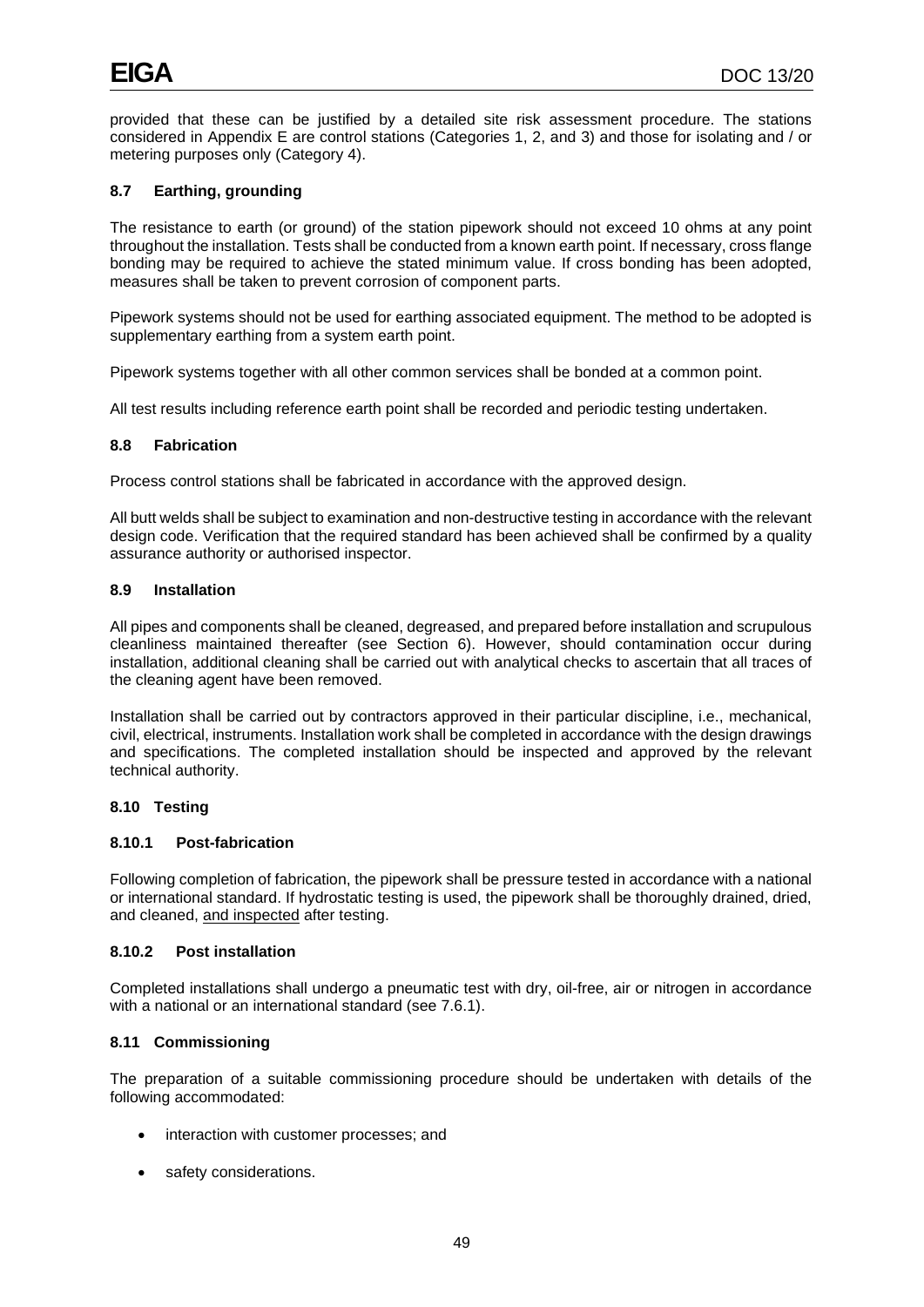provided that these can be justified by a detailed site risk assessment procedure. The stations considered in Appendix E are control stations (Categories 1, 2, and 3) and those for isolating and / or metering purposes only (Category 4).

### 8.7 Earthing, grounding

The resistance to earth (or ground) of the station pipework should not exceed 10 ohms at any point throughout the installation. Tests shall be conducted from a known earth point. If necessary, cross flange bonding may be required to achieve the stated minimum value. If cross bonding has been adopted, measures shall be taken to prevent corrosion of component parts.

Pipework systems should not be used for earthing associated equipment. The method to be adopted is supplementary earthing from a system earth point.

Pipework systems together with all other common services shall be bonded at a common point.

All test results including reference earth point shall be recorded and periodic testing undertaken.

### 8.8 Fabrication

Process control stations shall be fabricated in accordance with the approved design.

All butt welds shall be subject to examination and non-destructive testing in accordance with the relevant design code. Verification that the required standard has been achieved shall be confirmed by a quality assurance authority or authorised inspector.

### 8.9 Installation

All pipes and components shall be cleaned, degreased, and prepared before installation and scrupulous cleanliness maintained thereafter (see Section 6). However, should contamination occur during installation, additional cleaning shall be carried out with analytical checks to ascertain that all traces of the cleaning agent have been removed.

Installation shall be carried out by contractors approved in their particular discipline, i.e., mechanical, civil, electrical, instruments. Installation work shall be completed in accordance with the design drawings and specifications. The completed installation should be inspected and approved by the relevant technical authority.

### 8.10 Testing

#### 8.10.1 Post-fabrication

Following completion of fabrication, the pipework shall be pressure tested in accordance with a national or international standard. If hydrostatic testing is used, the pipework shall be thoroughly drained, dried, and cleaned, and inspected after testing.

#### 8.10.2 Post installation

Completed installations shall undergo a pneumatic test with dry, oil-free, air or nitrogen in accordance with a national or an international standard (see 7.6.1).

### 8.11 Commissioning

The preparation of a suitable commissioning procedure should be undertaken with details of the following accommodated:

- interaction with customer processes; and
- safety considerations.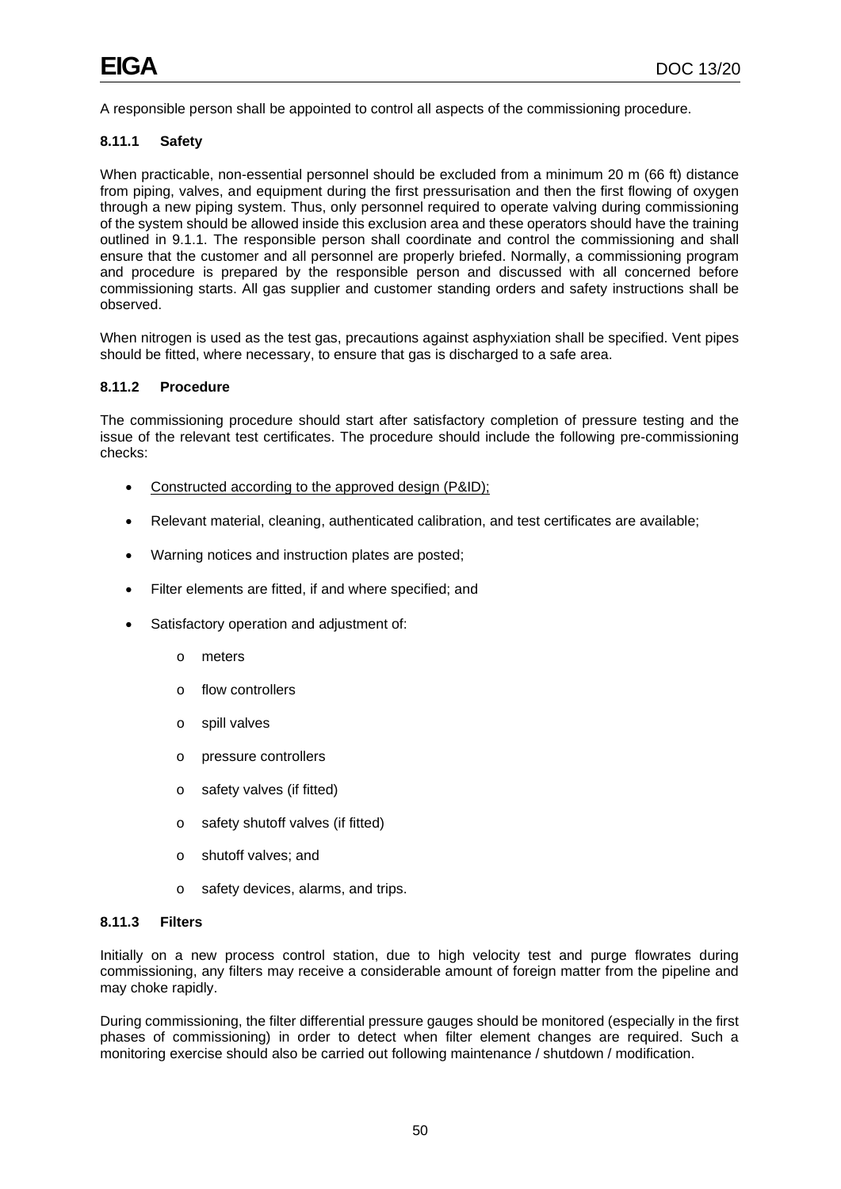A responsible person shall be appointed to control all aspects of the commissioning procedure.

### 8.11.1 Safety

When practicable, non-essential personnel should be excluded from a minimum 20 m (66 ft) distance from piping, valves, and equipment during the first pressurisation and then the first flowing of oxygen through a new piping system. Thus, only personnel required to operate valving during commissioning of the system should be allowed inside this exclusion area and these operators should have the training outlined in 9.1.1. The responsible person shall coordinate and control the commissioning and shall ensure that the customer and all personnel are properly briefed. Normally, a commissioning program and procedure is prepared by the responsible person and discussed with all concerned before commissioning starts. All gas supplier and customer standing orders and safety instructions shall be observed.

When nitrogen is used as the test gas, precautions against asphyxiation shall be specified. Vent pipes should be fitted, where necessary, to ensure that gas is discharged to a safe area.

### 8.11.2 Procedure

The commissioning procedure should start after satisfactory completion of pressure testing and the issue of the relevant test certificates. The procedure should include the following pre-commissioning checks:

- Constructed according to the approved design (P&ID);
- Relevant material, cleaning, authenticated calibration, and test certificates are available;
- Warning notices and instruction plates are posted;
- Filter elements are fitted, if and where specified; and
- Satisfactory operation and adjustment of:
  - meters
  - flow controllers
  - spill valves
  - pressure controllers
  - safety valves (if fitted)
  - safety shutoff valves (if fitted)
  - shutoff valves; and
  - safety devices, alarms, and trips.

### 8.11.3 Filters

Initially on a new process control station, due to high velocity test and purge flowrates during commissioning, any filters may receive a considerable amount of foreign matter from the pipeline and may choke rapidly.

During commissioning, the filter differential pressure gauges should be monitored (especially in the first phases of commissioning) in order to detect when filter element changes are required. Such a monitoring exercise should also be carried out following maintenance / shutdown / modification.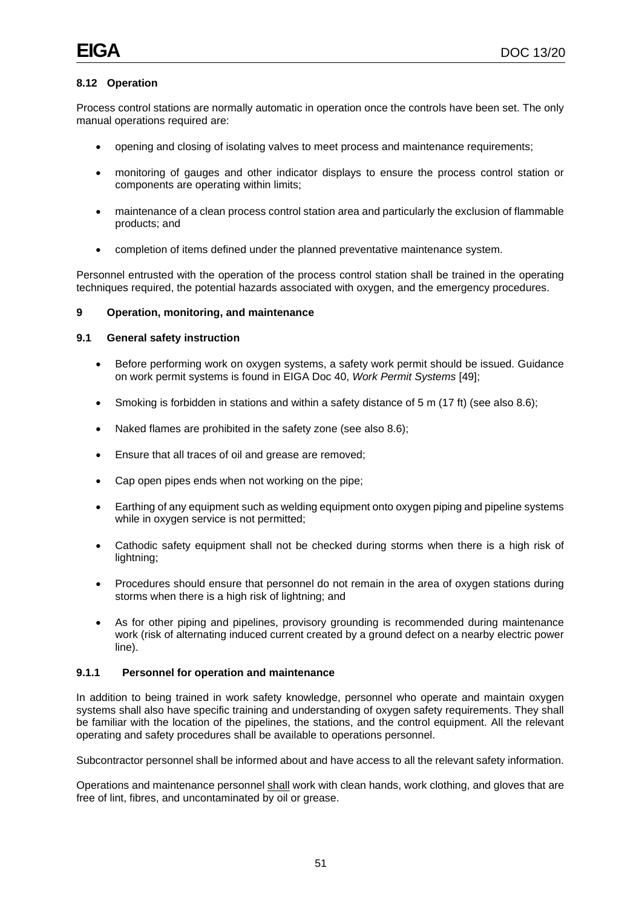### 8.12 Operation

Process control stations are normally automatic in operation once the controls have been set. The only manual operations required are:

- opening and closing of isolating valves to meet process and maintenance requirements;
- monitoring of gauges and other indicator displays to ensure the process control station or components are operating within limits;
- maintenance of a clean process control station area and particularly the exclusion of flammable products; and
- completion of items defined under the planned preventative maintenance system.

Personnel entrusted with the operation of the process control station shall be trained in the operating techniques required, the potential hazards associated with oxygen, and the emergency procedures.

## 9 Operation, monitoring, and maintenance

### 9.1 General safety instruction

- Before performing work on oxygen systems, a safety work permit should be issued. Guidance on work permit systems is found in EIGA Doc 40, *Work Permit Systems* [49];
- Smoking is forbidden in stations and within a safety distance of 5 m (17 ft) (see also 8.6);
- Naked flames are prohibited in the safety zone (see also 8.6);
- Ensure that all traces of oil and grease are removed;
- Cap open pipes ends when not working on the pipe;
- Earthing of any equipment such as welding equipment onto oxygen piping and pipeline systems while in oxygen service is not permitted;
- Cathodic safety equipment shall not be checked during storms when there is a high risk of lightning;
- Procedures should ensure that personnel do not remain in the area of oxygen stations during storms when there is a high risk of lightning; and
- As for other piping and pipelines, provisory grounding is recommended during maintenance work (risk of alternating induced current created by a ground defect on a nearby electric power line).

#### 9.1.1 Personnel for operation and maintenance

In addition to being trained in work safety knowledge, personnel who operate and maintain oxygen systems shall also have specific training and understanding of oxygen safety requirements. They shall be familiar with the location of the pipelines, the stations, and the control equipment. All the relevant operating and safety procedures shall be available to operations personnel.

Subcontractor personnel shall be informed about and have access to all the relevant safety information.

Operations and maintenance personnel shall work with clean hands, work clothing, and gloves that are free of lint, fibres, and uncontaminated by oil or grease.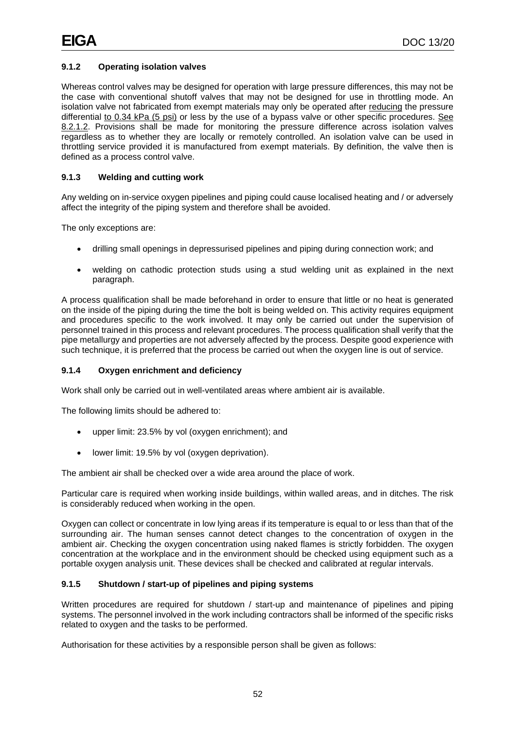### 9.1.2 Operating isolation valves

Whereas control valves may be designed for operation with large pressure differences, this may not be the case with conventional shutoff valves that may not be designed for use in throttling mode. An isolation valve not fabricated from exempt materials may only be operated after reducing the pressure differential to 0.34 kPa (5 psi) or less by the use of a bypass valve or other specific procedures. See 8.2.1.2. Provisions shall be made for monitoring the pressure difference across isolation valves regardless as to whether they are locally or remotely controlled. An isolation valve can be used in throttling service provided it is manufactured from exempt materials. By definition, the valve then is defined as a process control valve.

### 9.1.3 Welding and cutting work

Any welding on in-service oxygen pipelines and piping could cause localised heating and / or adversely affect the integrity of the piping system and therefore shall be avoided.

The only exceptions are:

- drilling small openings in depressurised pipelines and piping during connection work; and
- welding on cathodic protection studs using a stud welding unit as explained in the next paragraph.

A process qualification shall be made beforehand in order to ensure that little or no heat is generated on the inside of the piping during the time the bolt is being welded on. This activity requires equipment and procedures specific to the work involved. It may only be carried out under the supervision of personnel trained in this process and relevant procedures. The process qualification shall verify that the pipe metallurgy and properties are not adversely affected by the process. Despite good experience with such technique, it is preferred that the process be carried out when the oxygen line is out of service.

### 9.1.4 Oxygen enrichment and deficiency

Work shall only be carried out in well-ventilated areas where ambient air is available.

The following limits should be adhered to:

- upper limit: 23.5% by vol (oxygen enrichment); and
- lower limit: 19.5% by vol (oxygen deprivation).

The ambient air shall be checked over a wide area around the place of work.

Particular care is required when working inside buildings, within walled areas, and in ditches. The risk is considerably reduced when working in the open.

Oxygen can collect or concentrate in low lying areas if its temperature is equal to or less than that of the surrounding air. The human senses cannot detect changes to the concentration of oxygen in the ambient air. Checking the oxygen concentration using naked flames is strictly forbidden. The oxygen concentration at the workplace and in the environment should be checked using equipment such as a portable oxygen analysis unit. These devices shall be checked and calibrated at regular intervals.

### 9.1.5 Shutdown / start-up of pipelines and piping systems

Written procedures are required for shutdown / start-up and maintenance of pipelines and piping systems. The personnel involved in the work including contractors shall be informed of the specific risks related to oxygen and the tasks to be performed.

Authorisation for these activities by a responsible person shall be given as follows: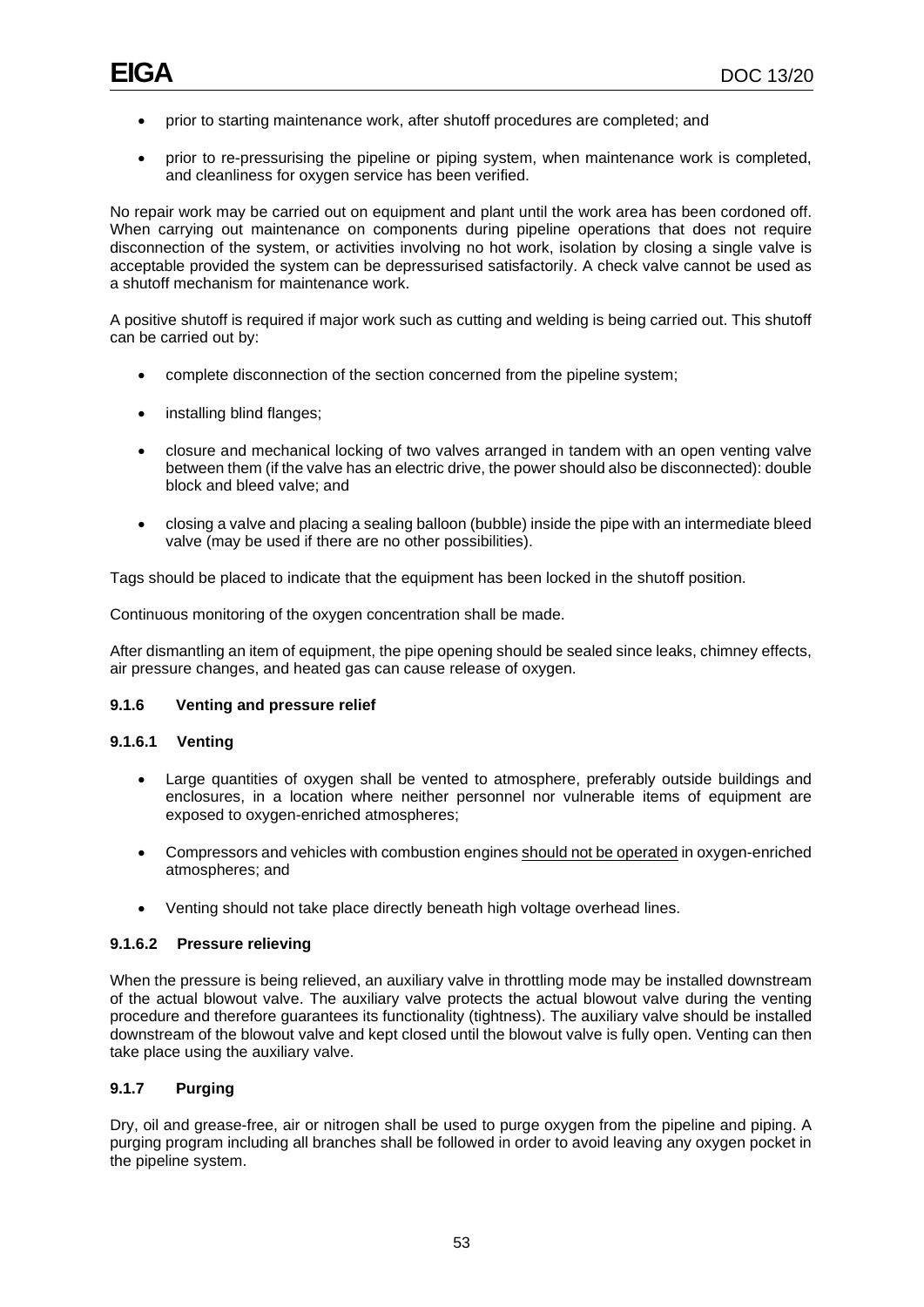- prior to starting maintenance work, after shutoff procedures are completed; and
- prior to re-pressurising the pipeline or piping system, when maintenance work is completed, and cleanliness for oxygen service has been verified.

No repair work may be carried out on equipment and plant until the work area has been cordoned off. When carrying out maintenance on components during pipeline operations that does not require disconnection of the system, or activities involving no hot work, isolation by closing a single valve is acceptable provided the system can be depressurised satisfactorily. A check valve cannot be used as a shutoff mechanism for maintenance work.

A positive shutoff is required if major work such as cutting and welding is being carried out. This shutoff can be carried out by:

- complete disconnection of the section concerned from the pipeline system;
- installing blind flanges;
- closure and mechanical locking of two valves arranged in tandem with an open venting valve between them (if the valve has an electric drive, the power should also be disconnected): double block and bleed valve; and
- closing a valve and placing a sealing balloon (bubble) inside the pipe with an intermediate bleed valve (may be used if there are no other possibilities).

Tags should be placed to indicate that the equipment has been locked in the shutoff position.

Continuous monitoring of the oxygen concentration shall be made.

After dismantling an item of equipment, the pipe opening should be sealed since leaks, chimney effects, air pressure changes, and heated gas can cause release of oxygen.

#### 9.1.6 Venting and pressure relief

##### 9.1.6.1 Venting

- Large quantities of oxygen shall be vented to atmosphere, preferably outside buildings and enclosures, in a location where neither personnel nor vulnerable items of equipment are exposed to oxygen-enriched atmospheres;
- Compressors and vehicles with combustion engines <u>should not be operated</u> in oxygen-enriched atmospheres; and
- Venting should not take place directly beneath high voltage overhead lines.

##### 9.1.6.2 Pressure relieving

When the pressure is being relieved, an auxiliary valve in throttling mode may be installed downstream of the actual blowout valve. The auxiliary valve protects the actual blowout valve during the venting procedure and therefore guarantees its functionality (tightness). The auxiliary valve should be installed downstream of the blowout valve and kept closed until the blowout valve is fully open. Venting can then take place using the auxiliary valve.

#### 9.1.7 Purging

Dry, oil and grease-free, air or nitrogen shall be used to purge oxygen from the pipeline and piping. A purging program including all branches shall be followed in order to avoid leaving any oxygen pocket in the pipeline system.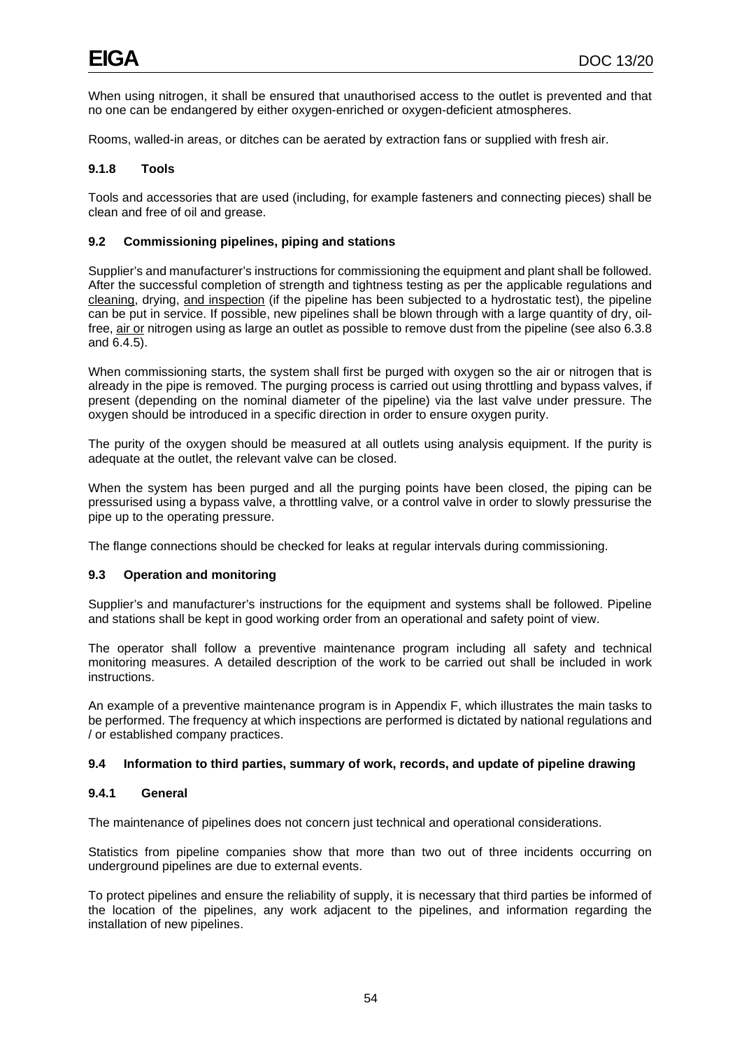When using nitrogen, it shall be ensured that unauthorised access to the outlet is prevented and that no one can be endangered by either oxygen-enriched or oxygen-deficient atmospheres.

Rooms, walled-in areas, or ditches can be aerated by extraction fans or supplied with fresh air.

### 9.1.8 Tools

Tools and accessories that are used (including, for example fasteners and connecting pieces) shall be clean and free of oil and grease.

## 9.2 Commissioning pipelines, piping and stations

Supplier's and manufacturer's instructions for commissioning the equipment and plant shall be followed. After the successful completion of strength and tightness testing as per the applicable regulations and cleaning, drying, and inspection (if the pipeline has been subjected to a hydrostatic test), the pipeline can be put in service. If possible, new pipelines shall be blown through with a large quantity of dry, oil-free, air or nitrogen using as large an outlet as possible to remove dust from the pipeline (see also 6.3.8 and 6.4.5).

When commissioning starts, the system shall first be purged with oxygen so the air or nitrogen that is already in the pipe is removed. The purging process is carried out using throttling and bypass valves, if present (depending on the nominal diameter of the pipeline) via the last valve under pressure. The oxygen should be introduced in a specific direction in order to ensure oxygen purity.

The purity of the oxygen should be measured at all outlets using analysis equipment. If the purity is adequate at the outlet, the relevant valve can be closed.

When the system has been purged and all the purging points have been closed, the piping can be pressurised using a bypass valve, a throttling valve, or a control valve in order to slowly pressurise the pipe up to the operating pressure.

The flange connections should be checked for leaks at regular intervals during commissioning.

## 9.3 Operation and monitoring

Supplier's and manufacturer's instructions for the equipment and systems shall be followed. Pipeline and stations shall be kept in good working order from an operational and safety point of view.

The operator shall follow a preventive maintenance program including all safety and technical monitoring measures. A detailed description of the work to be carried out shall be included in work instructions.

An example of a preventive maintenance program is in Appendix F, which illustrates the main tasks to be performed. The frequency at which inspections are performed is dictated by national regulations and / or established company practices.

## 9.4 Information to third parties, summary of work, records, and update of pipeline drawing

### 9.4.1 General

The maintenance of pipelines does not concern just technical and operational considerations.

Statistics from pipeline companies show that more than two out of three incidents occurring on underground pipelines are due to external events.

To protect pipelines and ensure the reliability of supply, it is necessary that third parties be informed of the location of the pipelines, any work adjacent to the pipelines, and information regarding the installation of new pipelines.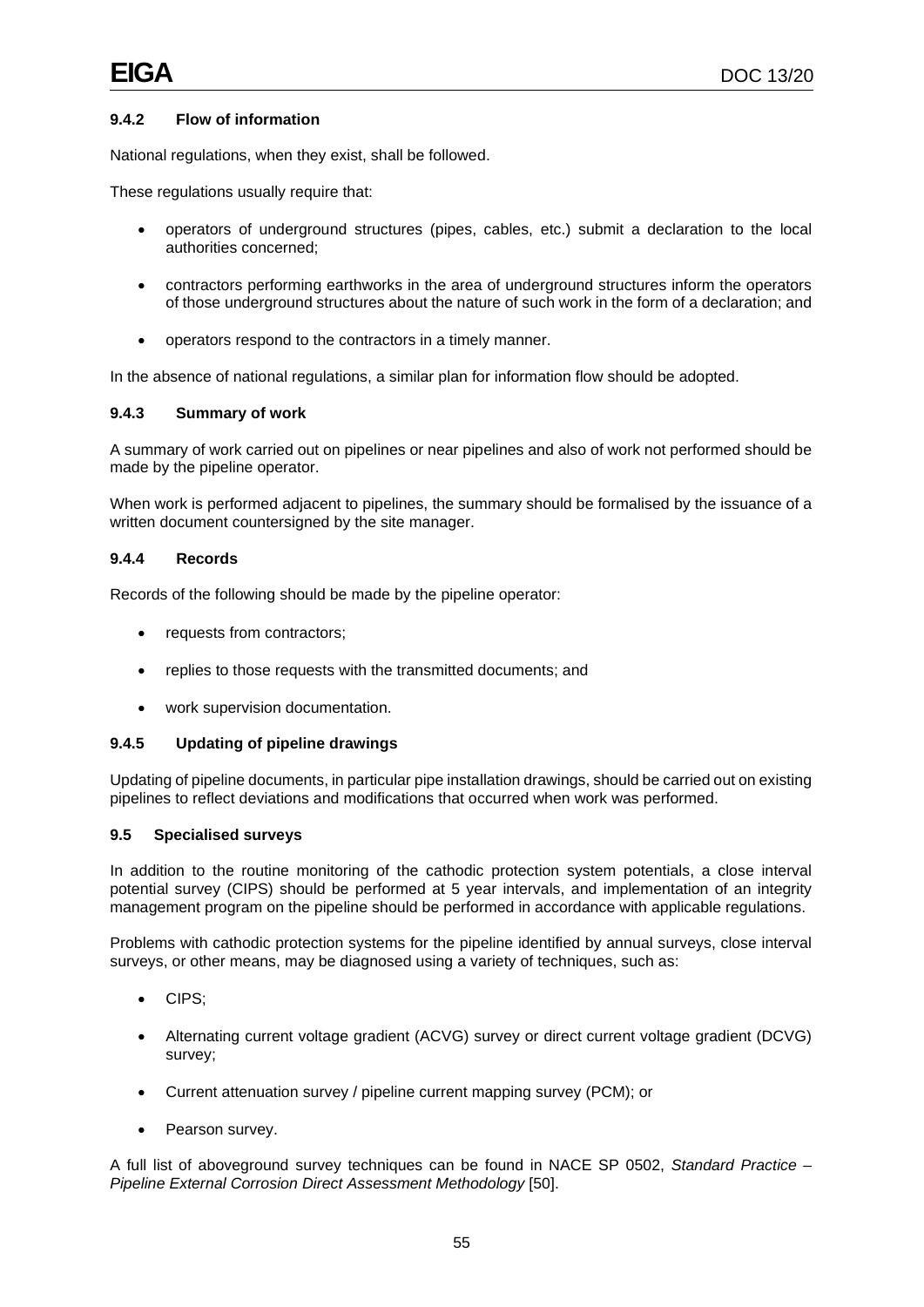#### 9.4.2 Flow of information

National regulations, when they exist, shall be followed.

These regulations usually require that:

- operators of underground structures (pipes, cables, etc.) submit a declaration to the local authorities concerned;
- contractors performing earthworks in the area of underground structures inform the operators of those underground structures about the nature of such work in the form of a declaration; and
- operators respond to the contractors in a timely manner.

In the absence of national regulations, a similar plan for information flow should be adopted.

#### 9.4.3 Summary of work

A summary of work carried out on pipelines or near pipelines and also of work not performed should be made by the pipeline operator.

When work is performed adjacent to pipelines, the summary should be formalised by the issuance of a written document countersigned by the site manager.

#### 9.4.4 Records

Records of the following should be made by the pipeline operator:

- requests from contractors;
- replies to those requests with the transmitted documents; and
- work supervision documentation.

#### 9.4.5 Updating of pipeline drawings

Updating of pipeline documents, in particular pipe installation drawings, should be carried out on existing pipelines to reflect deviations and modifications that occurred when work was performed.

### 9.5 Specialised surveys

In addition to the routine monitoring of the cathodic protection system potentials, a close interval potential survey (CIPS) should be performed at 5 year intervals, and implementation of an integrity management program on the pipeline should be performed in accordance with applicable regulations.

Problems with cathodic protection systems for the pipeline identified by annual surveys, close interval surveys, or other means, may be diagnosed using a variety of techniques, such as:

- CIPS;
- Alternating current voltage gradient (ACVG) survey or direct current voltage gradient (DCVG) survey;
- Current attenuation survey / pipeline current mapping survey (PCM); or
- Pearson survey.

A full list of aboveground survey techniques can be found in NACE SP 0502, *Standard Practice – Pipeline External Corrosion Direct Assessment Methodology* [50].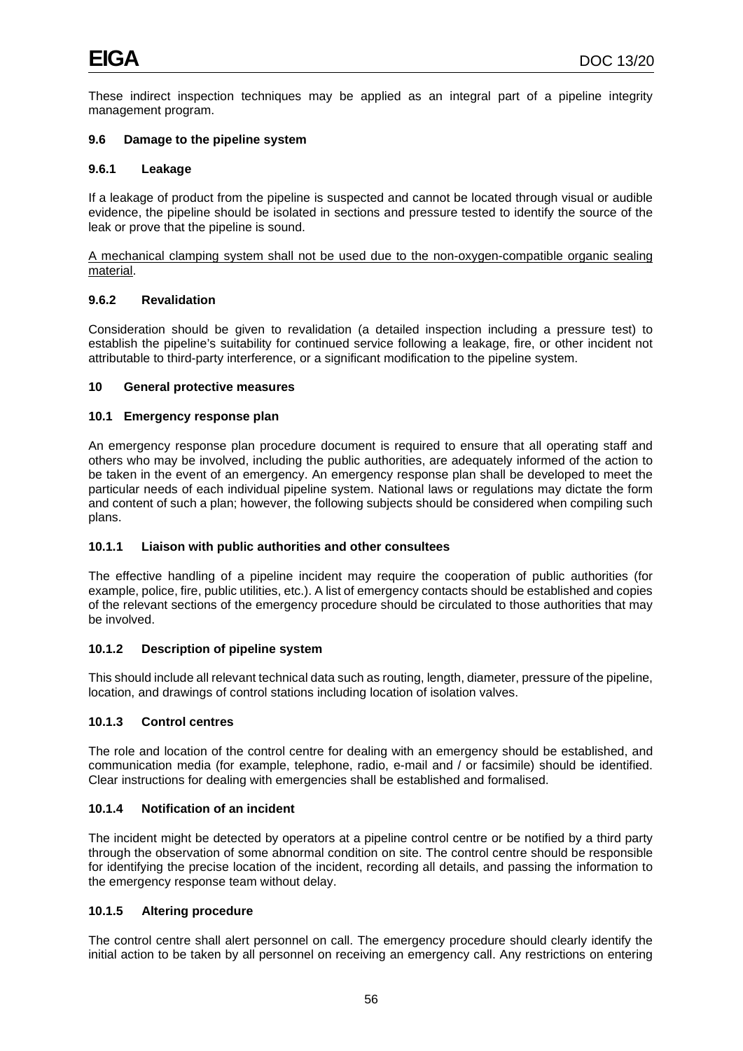These indirect inspection techniques may be applied as an integral part of a pipeline integrity management program.

### 9.6 Damage to the pipeline system

#### 9.6.1 Leakage

If a leakage of product from the pipeline is suspected and cannot be located through visual or audible evidence, the pipeline should be isolated in sections and pressure tested to identify the source of the leak or prove that the pipeline is sound.

<u>A mechanical clamping system shall not be used due to the non-oxygen-compatible organic sealing material</u>.

#### 9.6.2 Revalidation

Consideration should be given to revalidation (a detailed inspection including a pressure test) to establish the pipeline's suitability for continued service following a leakage, fire, or other incident not attributable to third-party interference, or a significant modification to the pipeline system.

## 10 General protective measures

### 10.1 Emergency response plan

An emergency response plan procedure document is required to ensure that all operating staff and others who may be involved, including the public authorities, are adequately informed of the action to be taken in the event of an emergency. An emergency response plan shall be developed to meet the particular needs of each individual pipeline system. National laws or regulations may dictate the form and content of such a plan; however, the following subjects should be considered when compiling such plans.

#### 10.1.1 Liaison with public authorities and other consultees

The effective handling of a pipeline incident may require the cooperation of public authorities (for example, police, fire, public utilities, etc.). A list of emergency contacts should be established and copies of the relevant sections of the emergency procedure should be circulated to those authorities that may be involved.

#### 10.1.2 Description of pipeline system

This should include all relevant technical data such as routing, length, diameter, pressure of the pipeline, location, and drawings of control stations including location of isolation valves.

#### 10.1.3 Control centres

The role and location of the control centre for dealing with an emergency should be established, and communication media (for example, telephone, radio, e-mail and / or facsimile) should be identified. Clear instructions for dealing with emergencies shall be established and formalised.

#### 10.1.4 Notification of an incident

The incident might be detected by operators at a pipeline control centre or be notified by a third party through the observation of some abnormal condition on site. The control centre should be responsible for identifying the precise location of the incident, recording all details, and passing the information to the emergency response team without delay.

#### 10.1.5 Altering procedure

The control centre shall alert personnel on call. The emergency procedure should clearly identify the initial action to be taken by all personnel on receiving an emergency call. Any restrictions on entering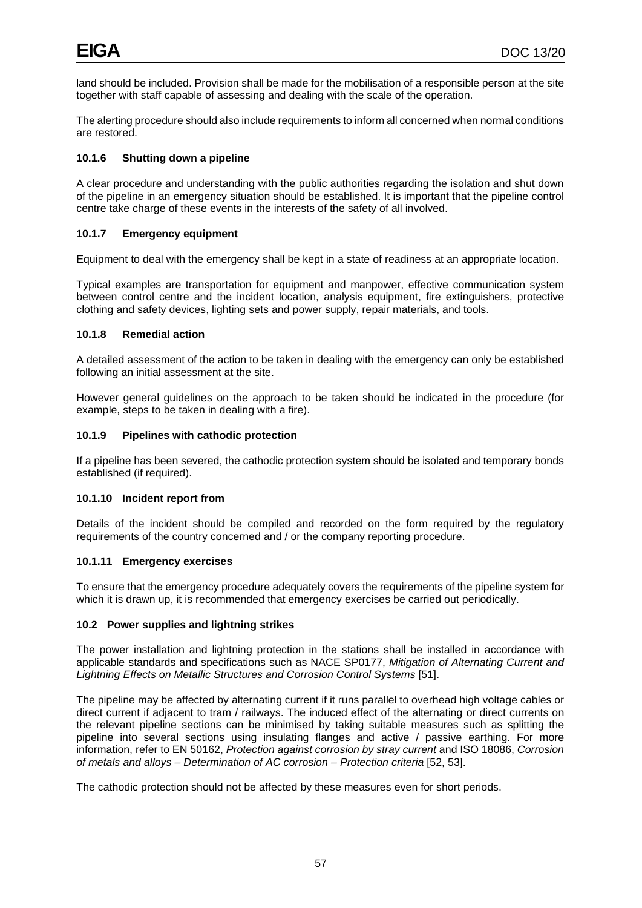land should be included. Provision shall be made for the mobilisation of a responsible person at the site together with staff capable of assessing and dealing with the scale of the operation.

The alerting procedure should also include requirements to inform all concerned when normal conditions are restored.

#### 10.1.6 Shutting down a pipeline

A clear procedure and understanding with the public authorities regarding the isolation and shut down of the pipeline in an emergency situation should be established. It is important that the pipeline control centre take charge of these events in the interests of the safety of all involved.

#### 10.1.7 Emergency equipment

Equipment to deal with the emergency shall be kept in a state of readiness at an appropriate location.

Typical examples are transportation for equipment and manpower, effective communication system between control centre and the incident location, analysis equipment, fire extinguishers, protective clothing and safety devices, lighting sets and power supply, repair materials, and tools.

#### 10.1.8 Remedial action

A detailed assessment of the action to be taken in dealing with the emergency can only be established following an initial assessment at the site.

However general guidelines on the approach to be taken should be indicated in the procedure (for example, steps to be taken in dealing with a fire).

#### 10.1.9 Pipelines with cathodic protection

If a pipeline has been severed, the cathodic protection system should be isolated and temporary bonds established (if required).

#### 10.1.10 Incident report from

Details of the incident should be compiled and recorded on the form required by the regulatory requirements of the country concerned and / or the company reporting procedure.

#### 10.1.11 Emergency exercises

To ensure that the emergency procedure adequately covers the requirements of the pipeline system for which it is drawn up, it is recommended that emergency exercises be carried out periodically.

### 10.2 Power supplies and lightning strikes

The power installation and lightning protection in the stations shall be installed in accordance with applicable standards and specifications such as NACE SP0177, *Mitigation of Alternating Current and Lightning Effects on Metallic Structures and Corrosion Control Systems* [51].

The pipeline may be affected by alternating current if it runs parallel to overhead high voltage cables or direct current if adjacent to tram / railways. The induced effect of the alternating or direct currents on the relevant pipeline sections can be minimised by taking suitable measures such as splitting the pipeline into several sections using insulating flanges and active / passive earthing. For more information, refer to EN 50162, *Protection against corrosion by stray current* and ISO 18086, *Corrosion of metals and alloys – Determination of AC corrosion – Protection criteria* [52, 53].

The cathodic protection should not be affected by these measures even for short periods.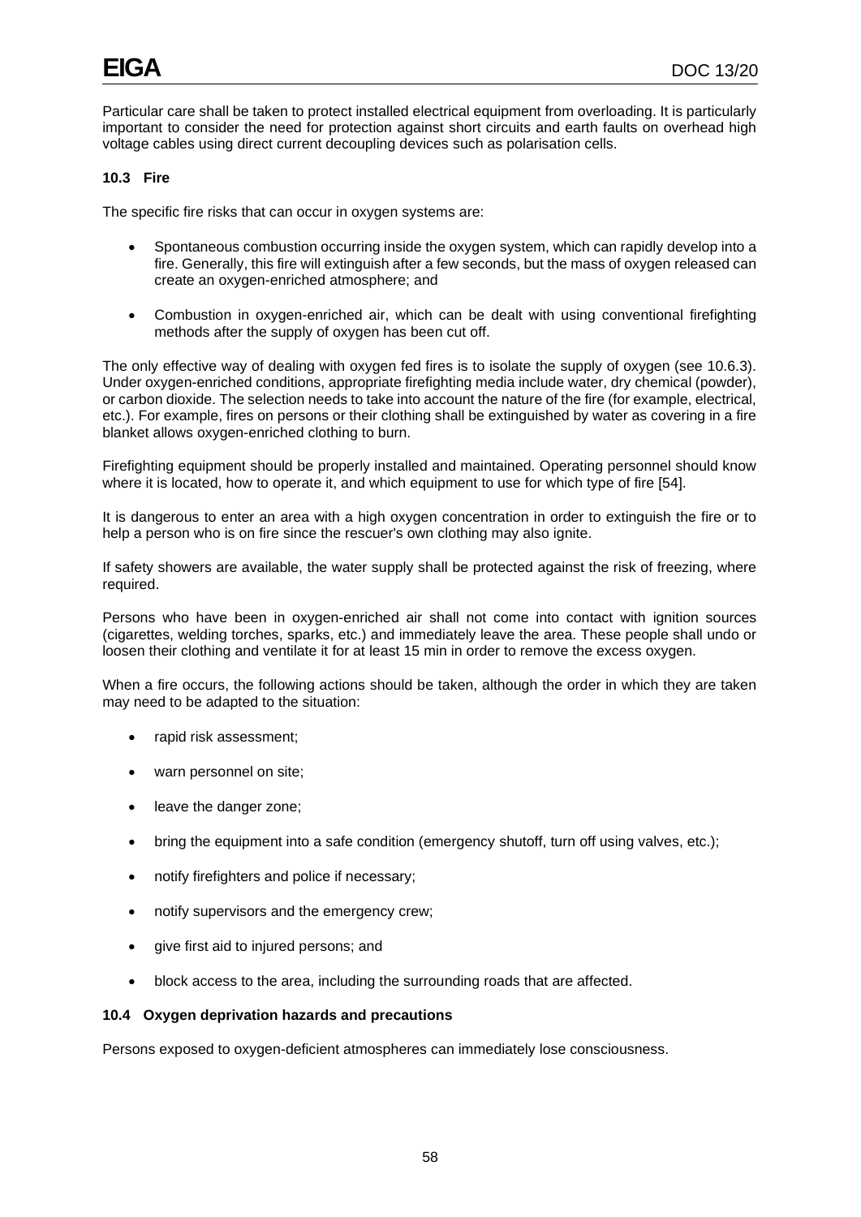Particular care shall be taken to protect installed electrical equipment from overloading. It is particularly important to consider the need for protection against short circuits and earth faults on overhead high voltage cables using direct current decoupling devices such as polarisation cells.

### 10.3 Fire

The specific fire risks that can occur in oxygen systems are:

- Spontaneous combustion occurring inside the oxygen system, which can rapidly develop into a fire. Generally, this fire will extinguish after a few seconds, but the mass of oxygen released can create an oxygen-enriched atmosphere; and
- Combustion in oxygen-enriched air, which can be dealt with using conventional firefighting methods after the supply of oxygen has been cut off.

The only effective way of dealing with oxygen fed fires is to isolate the supply of oxygen (see 10.6.3). Under oxygen-enriched conditions, appropriate firefighting media include water, dry chemical (powder), or carbon dioxide. The selection needs to take into account the nature of the fire (for example, electrical, etc.). For example, fires on persons or their clothing shall be extinguished by water as covering in a fire blanket allows oxygen-enriched clothing to burn.

Firefighting equipment should be properly installed and maintained. Operating personnel should know where it is located, how to operate it, and which equipment to use for which type of fire [54].

It is dangerous to enter an area with a high oxygen concentration in order to extinguish the fire or to help a person who is on fire since the rescuer's own clothing may also ignite.

If safety showers are available, the water supply shall be protected against the risk of freezing, where required.

Persons who have been in oxygen-enriched air shall not come into contact with ignition sources (cigarettes, welding torches, sparks, etc.) and immediately leave the area. These people shall undo or loosen their clothing and ventilate it for at least 15 min in order to remove the excess oxygen.

When a fire occurs, the following actions should be taken, although the order in which they are taken may need to be adapted to the situation:

- rapid risk assessment;
- warn personnel on site;
- leave the danger zone;
- bring the equipment into a safe condition (emergency shutoff, turn off using valves, etc.);
- notify firefighters and police if necessary;
- notify supervisors and the emergency crew;
- give first aid to injured persons; and
- block access to the area, including the surrounding roads that are affected.

### 10.4 Oxygen deprivation hazards and precautions

Persons exposed to oxygen-deficient atmospheres can immediately lose consciousness.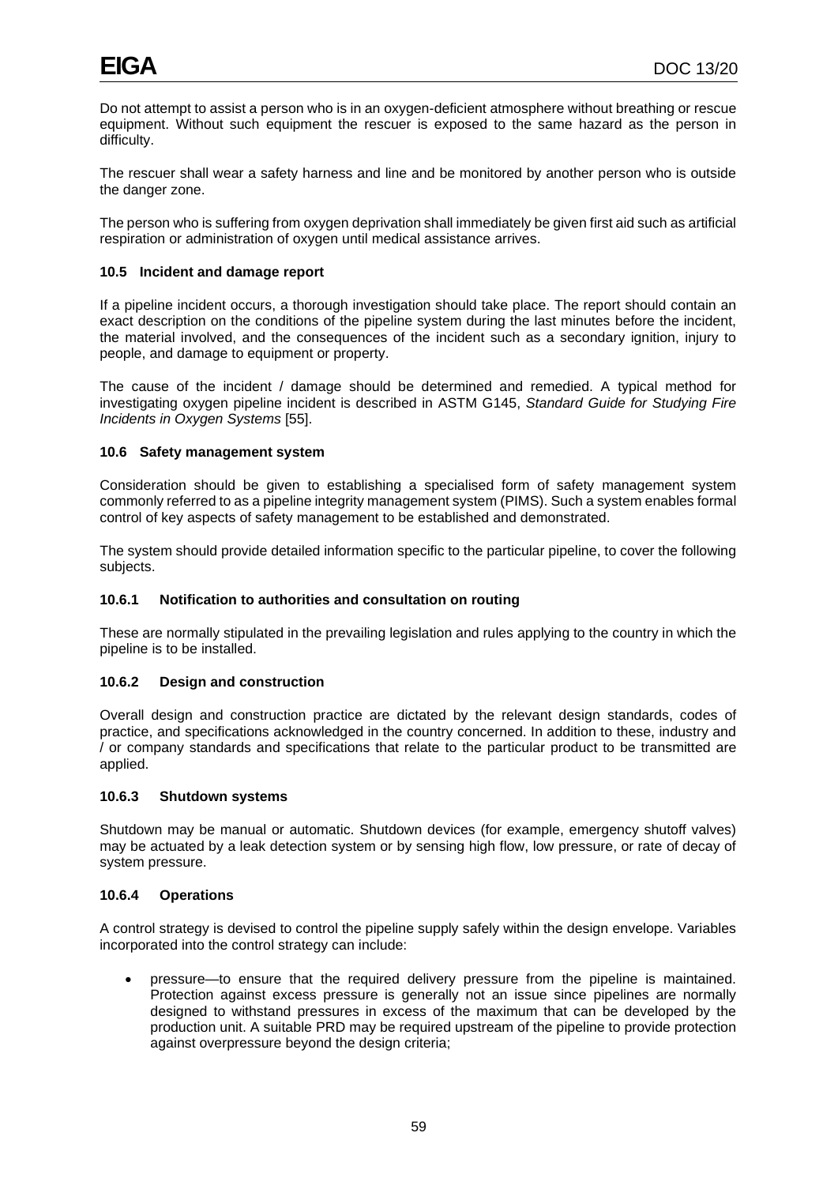Do not attempt to assist a person who is in an oxygen-deficient atmosphere without breathing or rescue equipment. Without such equipment the rescuer is exposed to the same hazard as the person in difficulty.

The rescuer shall wear a safety harness and line and be monitored by another person who is outside the danger zone.

The person who is suffering from oxygen deprivation shall immediately be given first aid such as artificial respiration or administration of oxygen until medical assistance arrives.

### 10.5 Incident and damage report

If a pipeline incident occurs, a thorough investigation should take place. The report should contain an exact description on the conditions of the pipeline system during the last minutes before the incident, the material involved, and the consequences of the incident such as a secondary ignition, injury to people, and damage to equipment or property.

The cause of the incident / damage should be determined and remedied. A typical method for investigating oxygen pipeline incident is described in ASTM G145, *Standard Guide for Studying Fire Incidents in Oxygen Systems* [55].

### 10.6 Safety management system

Consideration should be given to establishing a specialised form of safety management system commonly referred to as a pipeline integrity management system (PIMS). Such a system enables formal control of key aspects of safety management to be established and demonstrated.

The system should provide detailed information specific to the particular pipeline, to cover the following subjects.

#### 10.6.1 Notification to authorities and consultation on routing

These are normally stipulated in the prevailing legislation and rules applying to the country in which the pipeline is to be installed.

#### 10.6.2 Design and construction

Overall design and construction practice are dictated by the relevant design standards, codes of practice, and specifications acknowledged in the country concerned. In addition to these, industry and / or company standards and specifications that relate to the particular product to be transmitted are applied.

#### 10.6.3 Shutdown systems

Shutdown may be manual or automatic. Shutdown devices (for example, emergency shutoff valves) may be actuated by a leak detection system or by sensing high flow, low pressure, or rate of decay of system pressure.

#### 10.6.4 Operations

A control strategy is devised to control the pipeline supply safely within the design envelope. Variables incorporated into the control strategy can include:

- pressure—to ensure that the required delivery pressure from the pipeline is maintained. Protection against excess pressure is generally not an issue since pipelines are normally designed to withstand pressures in excess of the maximum that can be developed by the production unit. A suitable PRD may be required upstream of the pipeline to provide protection against overpressure beyond the design criteria;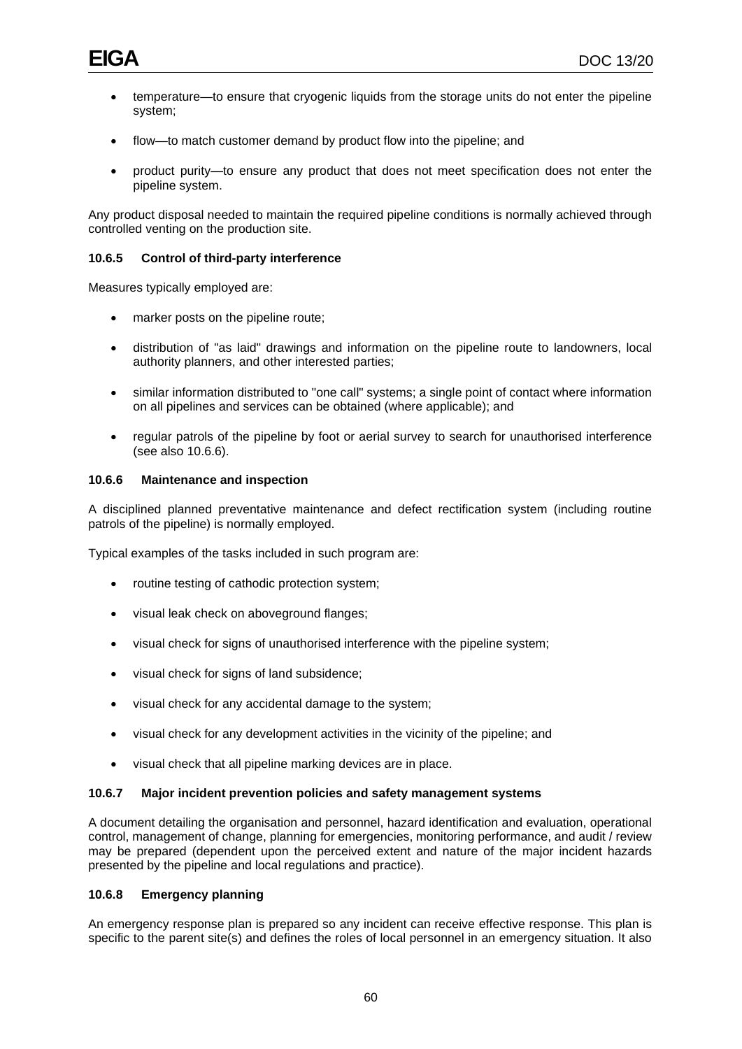- temperature—to ensure that cryogenic liquids from the storage units do not enter the pipeline system;
- flow—to match customer demand by product flow into the pipeline; and
- product purity—to ensure any product that does not meet specification does not enter the pipeline system.

Any product disposal needed to maintain the required pipeline conditions is normally achieved through controlled venting on the production site.

#### 10.6.5 Control of third-party interference

Measures typically employed are:

- marker posts on the pipeline route;
- distribution of "as laid" drawings and information on the pipeline route to landowners, local authority planners, and other interested parties;
- similar information distributed to "one call" systems; a single point of contact where information on all pipelines and services can be obtained (where applicable); and
- regular patrols of the pipeline by foot or aerial survey to search for unauthorised interference (see also 10.6.6).

#### 10.6.6 Maintenance and inspection

A disciplined planned preventative maintenance and defect rectification system (including routine patrols of the pipeline) is normally employed.

Typical examples of the tasks included in such program are:

- routine testing of cathodic protection system;
- visual leak check on aboveground flanges;
- visual check for signs of unauthorised interference with the pipeline system;
- visual check for signs of land subsidence;
- visual check for any accidental damage to the system;
- visual check for any development activities in the vicinity of the pipeline; and
- visual check that all pipeline marking devices are in place.

#### 10.6.7 Major incident prevention policies and safety management systems

A document detailing the organisation and personnel, hazard identification and evaluation, operational control, management of change, planning for emergencies, monitoring performance, and audit / review may be prepared (dependent upon the perceived extent and nature of the major incident hazards presented by the pipeline and local regulations and practice).

#### 10.6.8 Emergency planning

An emergency response plan is prepared so any incident can receive effective response. This plan is specific to the parent site(s) and defines the roles of local personnel in an emergency situation. It also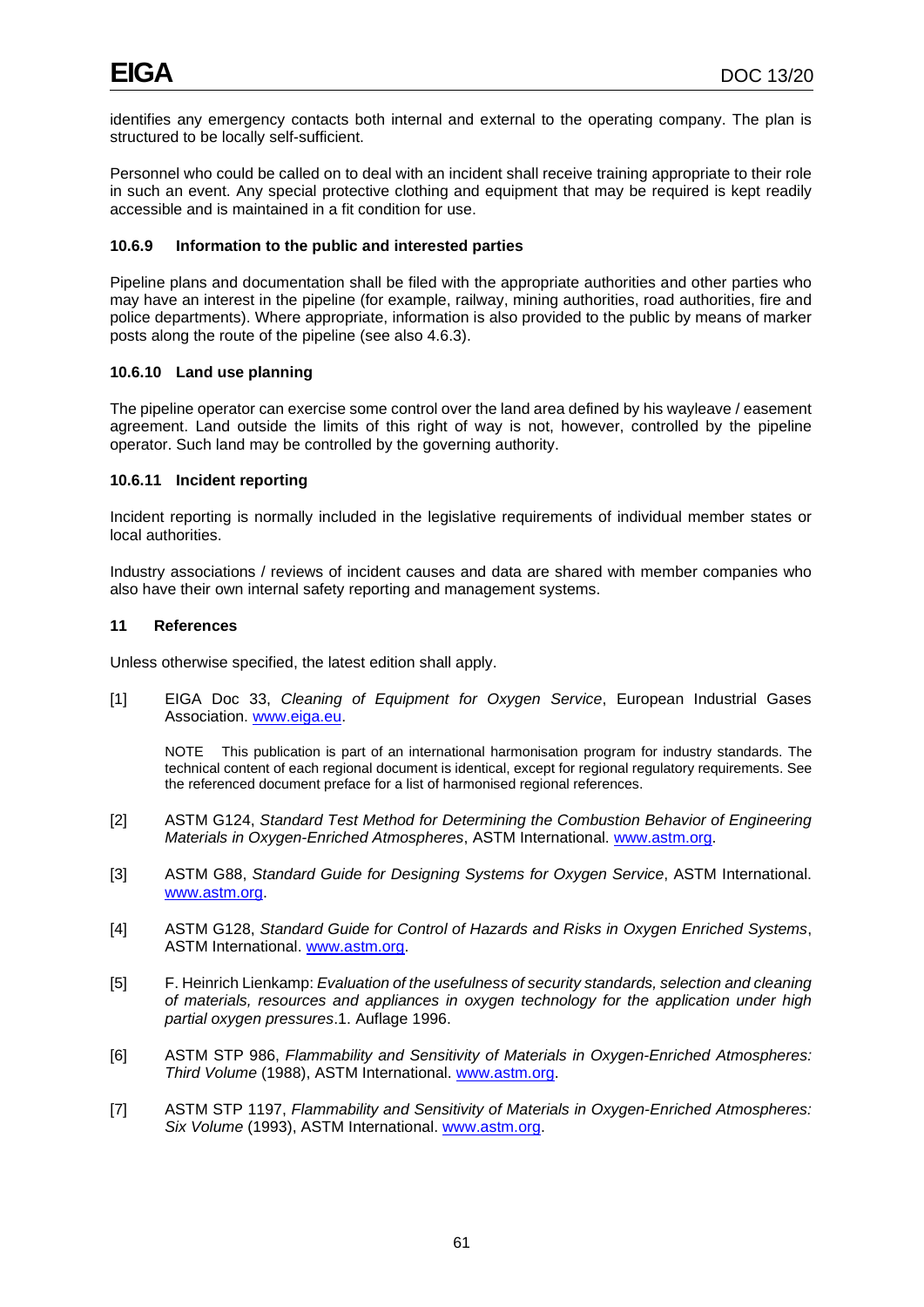identifies any emergency contacts both internal and external to the operating company. The plan is structured to be locally self-sufficient.

Personnel who could be called on to deal with an incident shall receive training appropriate to their role in such an event. Any special protective clothing and equipment that may be required is kept readily accessible and is maintained in a fit condition for use.

#### 10.6.9 Information to the public and interested parties

Pipeline plans and documentation shall be filed with the appropriate authorities and other parties who may have an interest in the pipeline (for example, railway, mining authorities, road authorities, fire and police departments). Where appropriate, information is also provided to the public by means of marker posts along the route of the pipeline (see also 4.6.3).

#### 10.6.10 Land use planning

The pipeline operator can exercise some control over the land area defined by his wayleave / easement agreement. Land outside the limits of this right of way is not, however, controlled by the pipeline operator. Such land may be controlled by the governing authority.

#### 10.6.11 Incident reporting

Incident reporting is normally included in the legislative requirements of individual member states or local authorities.

Industry associations / reviews of incident causes and data are shared with member companies who also have their own internal safety reporting and management systems.

## 11 References

Unless otherwise specified, the latest edition shall apply.

[1] EIGA Doc 33, *Cleaning of Equipment for Oxygen Service*, European Industrial Gases Association. www.eiga.eu.

NOTE This publication is part of an international harmonisation program for industry standards. The technical content of each regional document is identical, except for regional regulatory requirements. See the referenced document preface for a list of harmonised regional references.

[2] ASTM G124, *Standard Test Method for Determining the Combustion Behavior of Engineering Materials in Oxygen-Enriched Atmospheres*, ASTM International. www.astm.org.

[3] ASTM G88, *Standard Guide for Designing Systems for Oxygen Service*, ASTM International. www.astm.org.

[4] ASTM G128, *Standard Guide for Control of Hazards and Risks in Oxygen Enriched Systems*, ASTM International. www.astm.org.

[5] F. Heinrich Lienkamp: *Evaluation of the usefulness of security standards, selection and cleaning of materials, resources and appliances in oxygen technology for the application under high partial oxygen pressures*.1. Auflage 1996.

[6] ASTM STP 986, *Flammability and Sensitivity of Materials in Oxygen-Enriched Atmospheres: Third Volume* (1988), ASTM International. www.astm.org.

[7] ASTM STP 1197, *Flammability and Sensitivity of Materials in Oxygen-Enriched Atmospheres: Six Volume* (1993), ASTM International. www.astm.org.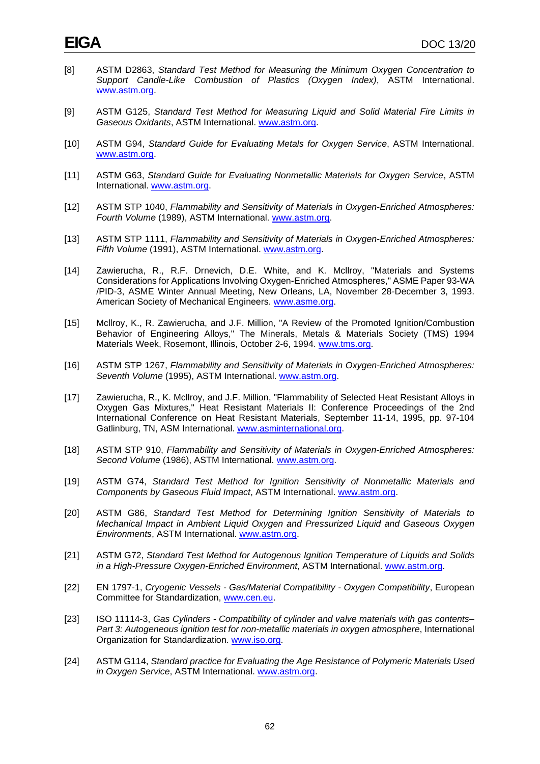[8] ASTM D2863, *Standard Test Method for Measuring the Minimum Oxygen Concentration to Support Candle-Like Combustion of Plastics (Oxygen Index)*, ASTM International. www.astm.org.

[9] ASTM G125, *Standard Test Method for Measuring Liquid and Solid Material Fire Limits in Gaseous Oxidants*, ASTM International. www.astm.org.

[10] ASTM G94, *Standard Guide for Evaluating Metals for Oxygen Service*, ASTM International. www.astm.org.

[11] ASTM G63, *Standard Guide for Evaluating Nonmetallic Materials for Oxygen Service*, ASTM International. www.astm.org.

[12] ASTM STP 1040, *Flammability and Sensitivity of Materials in Oxygen-Enriched Atmospheres: Fourth Volume* (1989), ASTM International. www.astm.org.

[13] ASTM STP 1111, *Flammability and Sensitivity of Materials in Oxygen-Enriched Atmospheres: Fifth Volume* (1991), ASTM International. www.astm.org.

[14] Zawierucha, R., R.F. Drnevich, D.E. White, and K. McIlroy, "Materials and Systems Considerations for Applications Involving Oxygen-Enriched Atmospheres," ASME Paper 93-WA /PID-3, ASME Winter Annual Meeting, New Orleans, LA, November 28-December 3, 1993. American Society of Mechanical Engineers. www.asme.org.

[15] McIlroy, K., R. Zawierucha, and J.F. Million, "A Review of the Promoted Ignition/Combustion Behavior of Engineering Alloys," The Minerals, Metals & Materials Society (TMS) 1994 Materials Week, Rosemont, Illinois, October 2-6, 1994. www.tms.org.

[16] ASTM STP 1267, *Flammability and Sensitivity of Materials in Oxygen-Enriched Atmospheres: Seventh Volume* (1995), ASTM International. www.astm.org.

[17] Zawierucha, R., K. McIlroy, and J.F. Million, "Flammability of Selected Heat Resistant Alloys in Oxygen Gas Mixtures," Heat Resistant Materials II: Conference Proceedings of the 2nd International Conference on Heat Resistant Materials, September 11-14, 1995, pp. 97-104 Gatlinburg, TN, ASM International. www.asminternational.org.

[18] ASTM STP 910, *Flammability and Sensitivity of Materials in Oxygen-Enriched Atmospheres: Second Volume* (1986), ASTM International. www.astm.org.

[19] ASTM G74, *Standard Test Method for Ignition Sensitivity of Nonmetallic Materials and Components by Gaseous Fluid Impact*, ASTM International. www.astm.org.

[20] ASTM G86, *Standard Test Method for Determining Ignition Sensitivity of Materials to Mechanical Impact in Ambient Liquid Oxygen and Pressurized Liquid and Gaseous Oxygen Environments*, ASTM International. www.astm.org.

[21] ASTM G72, *Standard Test Method for Autogenous Ignition Temperature of Liquids and Solids in a High-Pressure Oxygen-Enriched Environment*, ASTM International. www.astm.org.

[22] EN 1797-1, *Cryogenic Vessels - Gas/Material Compatibility - Oxygen Compatibility*, European Committee for Standardization, www.cen.eu.

[23] ISO 11114-3, *Gas Cylinders - Compatibility of cylinder and valve materials with gas contents– Part 3: Autogeneous ignition test for non-metallic materials in oxygen atmosphere*, International Organization for Standardization. www.iso.org.

[24] ASTM G114, *Standard practice for Evaluating the Age Resistance of Polymeric Materials Used in Oxygen Service*, ASTM International. www.astm.org.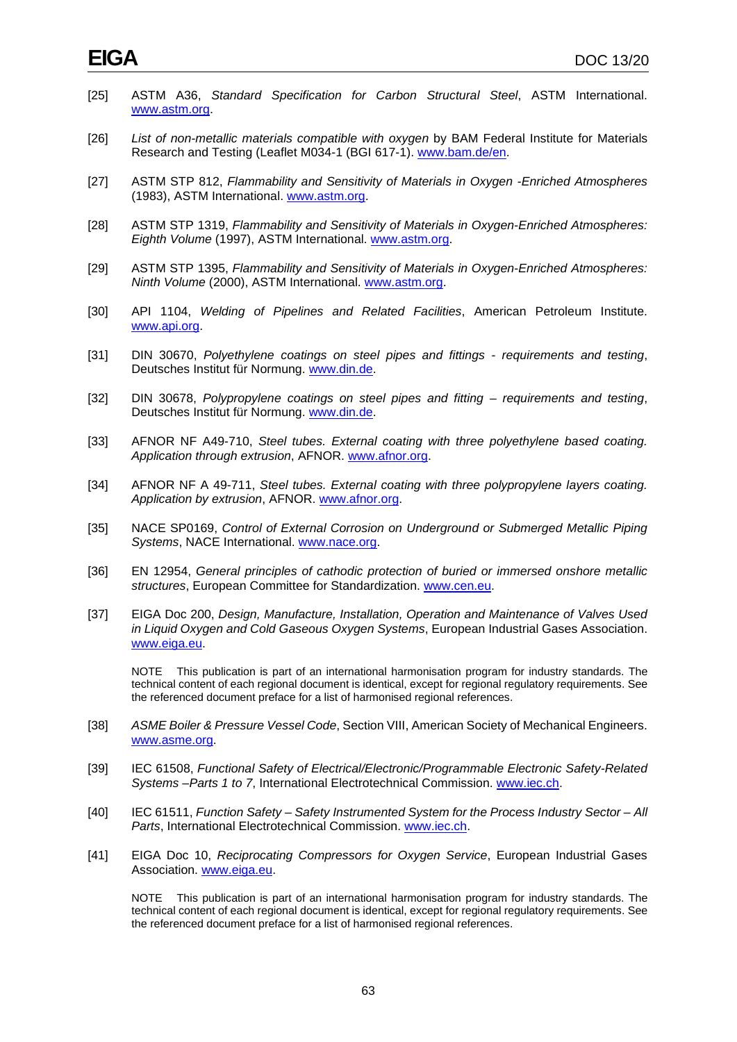[25] ASTM A36, *Standard Specification for Carbon Structural Steel*, ASTM International. www.astm.org.

[26] *List of non-metallic materials compatible with oxygen* by BAM Federal Institute for Materials Research and Testing (Leaflet M034-1 (BGI 617-1). www.bam.de/en.

[27] ASTM STP 812, *Flammability and Sensitivity of Materials in Oxygen -Enriched Atmospheres* (1983), ASTM International. www.astm.org.

[28] ASTM STP 1319, *Flammability and Sensitivity of Materials in Oxygen-Enriched Atmospheres: Eighth Volume* (1997), ASTM International. www.astm.org.

[29] ASTM STP 1395, *Flammability and Sensitivity of Materials in Oxygen-Enriched Atmospheres: Ninth Volume* (2000), ASTM International. www.astm.org.

[30] API 1104, *Welding of Pipelines and Related Facilities*, American Petroleum Institute. www.api.org.

[31] DIN 30670, *Polyethylene coatings on steel pipes and fittings - requirements and testing*, Deutsches Institut für Normung. www.din.de.

[32] DIN 30678, *Polypropylene coatings on steel pipes and fitting – requirements and testing*, Deutsches Institut für Normung. www.din.de.

[33] AFNOR NF A49-710, *Steel tubes. External coating with three polyethylene based coating. Application through extrusion*, AFNOR. www.afnor.org.

[34] AFNOR NF A 49-711, *Steel tubes. External coating with three polypropylene layers coating. Application by extrusion*, AFNOR. www.afnor.org.

[35] NACE SP0169, *Control of External Corrosion on Underground or Submerged Metallic Piping Systems*, NACE International. www.nace.org.

[36] EN 12954, *General principles of cathodic protection of buried or immersed onshore metallic structures*, European Committee for Standardization. www.cen.eu.

[37] EIGA Doc 200, *Design, Manufacture, Installation, Operation and Maintenance of Valves Used in Liquid Oxygen and Cold Gaseous Oxygen Systems*, European Industrial Gases Association. www.eiga.eu.

NOTE This publication is part of an international harmonisation program for industry standards. The technical content of each regional document is identical, except for regional regulatory requirements. See the referenced document preface for a list of harmonised regional references.

[38] *ASME Boiler & Pressure Vessel Code*, Section VIII, American Society of Mechanical Engineers. www.asme.org.

[39] IEC 61508, *Functional Safety of Electrical/Electronic/Programmable Electronic Safety-Related Systems –Parts 1 to 7*, International Electrotechnical Commission. www.iec.ch.

[40] IEC 61511, *Function Safety – Safety Instrumented System for the Process Industry Sector – All Parts*, International Electrotechnical Commission. www.iec.ch.

[41] EIGA Doc 10, *Reciprocating Compressors for Oxygen Service*, European Industrial Gases Association. www.eiga.eu.

NOTE This publication is part of an international harmonisation program for industry standards. The technical content of each regional document is identical, except for regional regulatory requirements. See the referenced document preface for a list of harmonised regional references.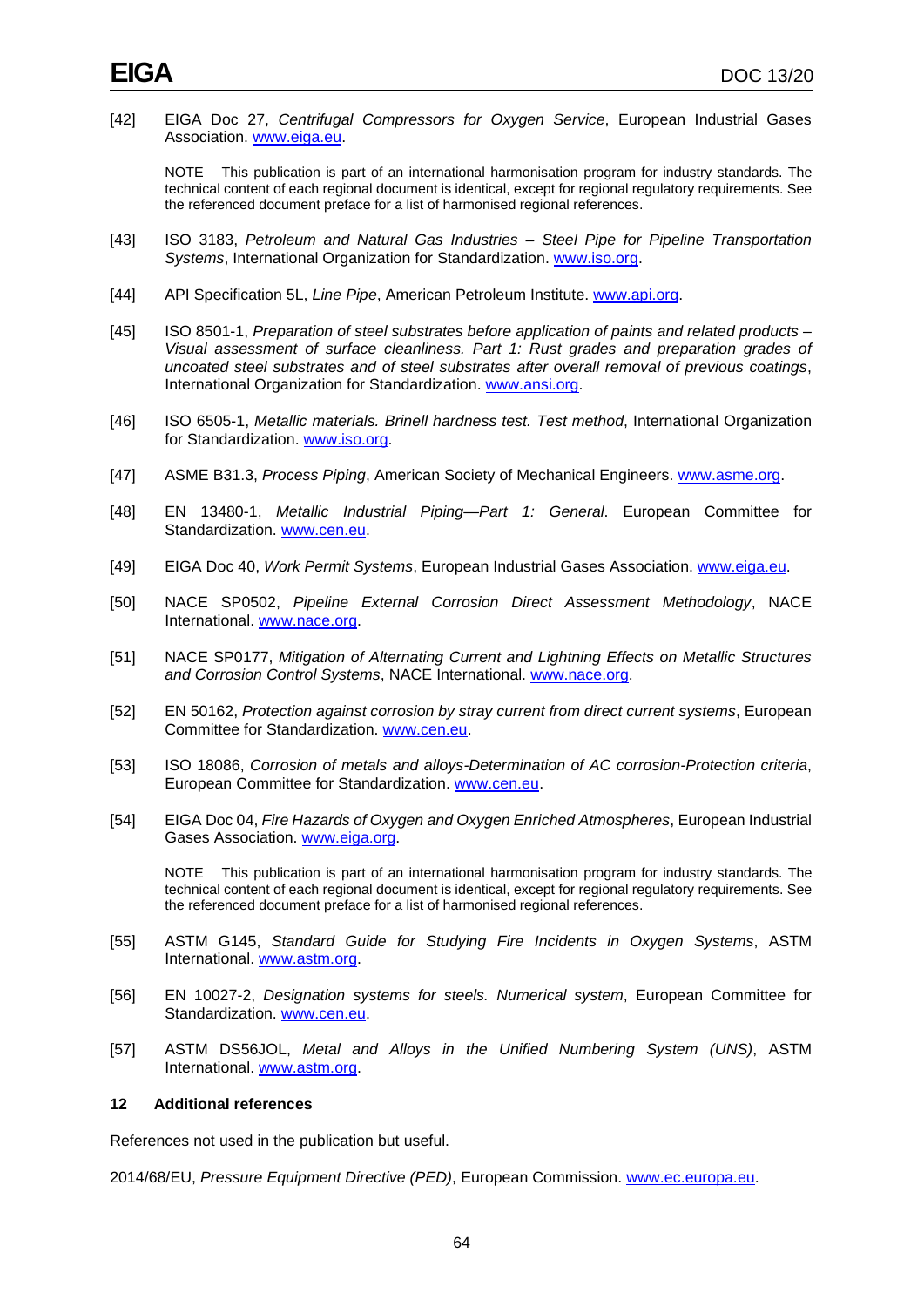[42] EIGA Doc 27, *Centrifugal Compressors for Oxygen Service*, European Industrial Gases Association. www.eiga.eu.

NOTE This publication is part of an international harmonisation program for industry standards. The technical content of each regional document is identical, except for regional regulatory requirements. See the referenced document preface for a list of harmonised regional references.

[43] ISO 3183, *Petroleum and Natural Gas Industries – Steel Pipe for Pipeline Transportation Systems*, International Organization for Standardization. www.iso.org.

[44] API Specification 5L, *Line Pipe*, American Petroleum Institute. www.api.org.

[45] ISO 8501-1, *Preparation of steel substrates before application of paints and related products – Visual assessment of surface cleanliness. Part 1: Rust grades and preparation grades of uncoated steel substrates and of steel substrates after overall removal of previous coatings*, International Organization for Standardization. www.ansi.org.

[46] ISO 6505-1, *Metallic materials. Brinell hardness test. Test method*, International Organization for Standardization. www.iso.org.

[47] ASME B31.3, *Process Piping*, American Society of Mechanical Engineers. www.asme.org.

[48] EN 13480-1, *Metallic Industrial Piping—Part 1: General*. European Committee for Standardization. www.cen.eu.

[49] EIGA Doc 40, *Work Permit Systems*, European Industrial Gases Association. www.eiga.eu.

[50] NACE SP0502, *Pipeline External Corrosion Direct Assessment Methodology*, NACE International. www.nace.org.

[51] NACE SP0177, *Mitigation of Alternating Current and Lightning Effects on Metallic Structures and Corrosion Control Systems*, NACE International. www.nace.org.

[52] EN 50162, *Protection against corrosion by stray current from direct current systems*, European Committee for Standardization. www.cen.eu.

[53] ISO 18086, *Corrosion of metals and alloys-Determination of AC corrosion-Protection criteria*, European Committee for Standardization. www.cen.eu.

[54] EIGA Doc 04, *Fire Hazards of Oxygen and Oxygen Enriched Atmospheres*, European Industrial Gases Association. www.eiga.org.

NOTE This publication is part of an international harmonisation program for industry standards. The technical content of each regional document is identical, except for regional regulatory requirements. See the referenced document preface for a list of harmonised regional references.

[55] ASTM G145, *Standard Guide for Studying Fire Incidents in Oxygen Systems*, ASTM International. www.astm.org.

[56] EN 10027-2, *Designation systems for steels. Numerical system*, European Committee for Standardization. www.cen.eu.

[57] ASTM DS56JOL, *Metal and Alloys in the Unified Numbering System (UNS)*, ASTM International. www.astm.org.

## 12 Additional references

References not used in the publication but useful.

2014/68/EU, *Pressure Equipment Directive (PED)*, European Commission. www.ec.europa.eu.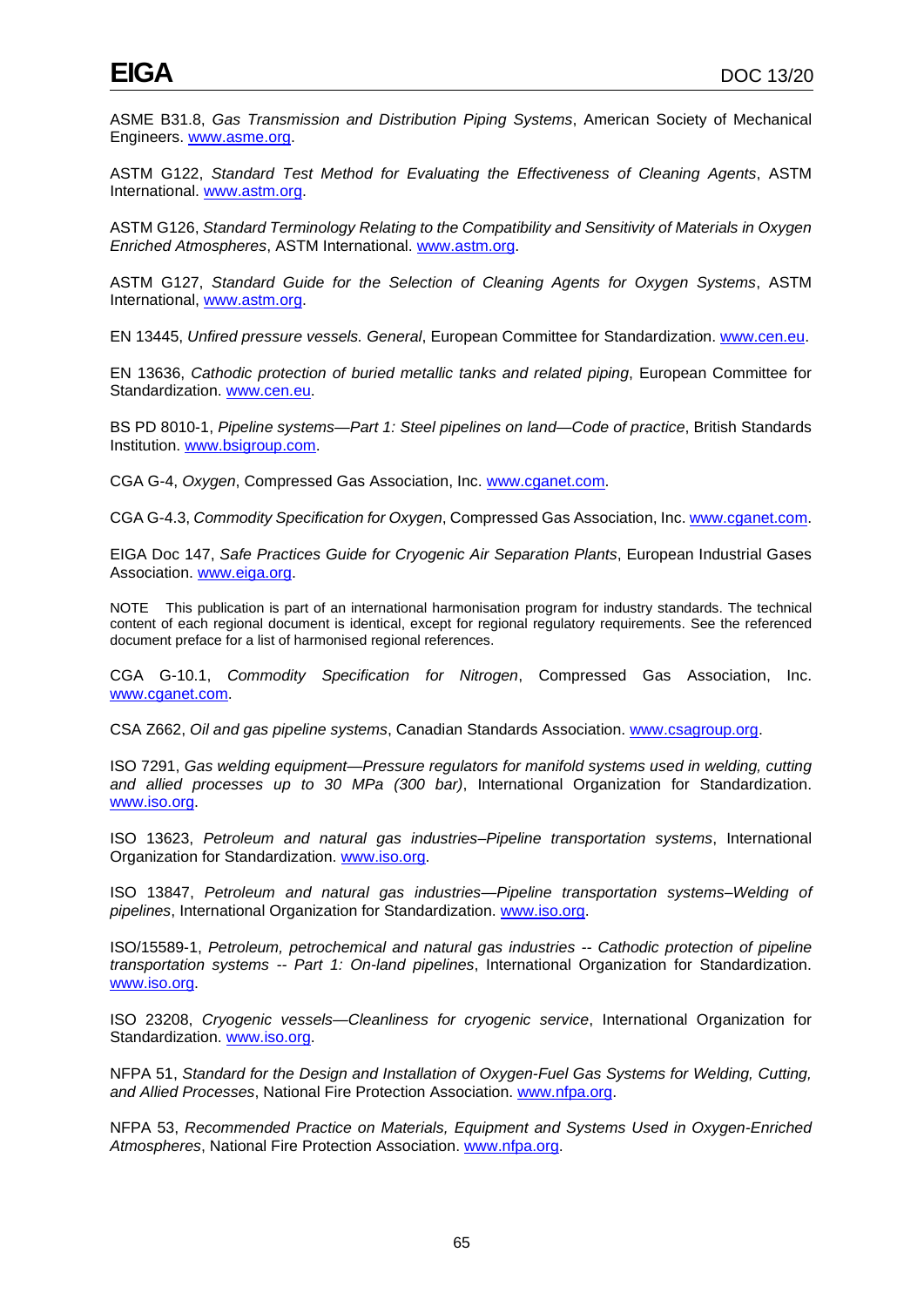ASME B31.8, *Gas Transmission and Distribution Piping Systems*, American Society of Mechanical Engineers. www.asme.org.

ASTM G122, *Standard Test Method for Evaluating the Effectiveness of Cleaning Agents*, ASTM International. www.astm.org.

ASTM G126, *Standard Terminology Relating to the Compatibility and Sensitivity of Materials in Oxygen Enriched Atmospheres*, ASTM International. www.astm.org.

ASTM G127, *Standard Guide for the Selection of Cleaning Agents for Oxygen Systems*, ASTM International, www.astm.org.

EN 13445, *Unfired pressure vessels. General*, European Committee for Standardization. www.cen.eu.

EN 13636, *Cathodic protection of buried metallic tanks and related piping*, European Committee for Standardization. www.cen.eu.

BS PD 8010-1, *Pipeline systems—Part 1: Steel pipelines on land—Code of practice*, British Standards Institution. www.bsigroup.com.

CGA G-4, *Oxygen*, Compressed Gas Association, Inc. www.cganet.com.

CGA G-4.3, *Commodity Specification for Oxygen*, Compressed Gas Association, Inc. www.cganet.com.

EIGA Doc 147, *Safe Practices Guide for Cryogenic Air Separation Plants*, European Industrial Gases Association. www.eiga.org.

NOTE This publication is part of an international harmonisation program for industry standards. The technical content of each regional document is identical, except for regional regulatory requirements. See the referenced document preface for a list of harmonised regional references.

CGA G-10.1, *Commodity Specification for Nitrogen*, Compressed Gas Association, Inc. www.cganet.com.

CSA Z662, *Oil and gas pipeline systems*, Canadian Standards Association. www.csagroup.org.

ISO 7291, *Gas welding equipment—Pressure regulators for manifold systems used in welding, cutting and allied processes up to 30 MPa (300 bar)*, International Organization for Standardization. www.iso.org.

ISO 13623, *Petroleum and natural gas industries–Pipeline transportation systems*, International Organization for Standardization. www.iso.org.

ISO 13847, *Petroleum and natural gas industries—Pipeline transportation systems–Welding of pipelines*, International Organization for Standardization. www.iso.org.

ISO/15589-1, *Petroleum, petrochemical and natural gas industries -- Cathodic protection of pipeline transportation systems -- Part 1: On-land pipelines*, International Organization for Standardization. www.iso.org.

ISO 23208, *Cryogenic vessels—Cleanliness for cryogenic service*, International Organization for Standardization. www.iso.org.

NFPA 51, *Standard for the Design and Installation of Oxygen-Fuel Gas Systems for Welding, Cutting, and Allied Processes*, National Fire Protection Association. www.nfpa.org.

NFPA 53, *Recommended Practice on Materials, Equipment and Systems Used in Oxygen-Enriched Atmospheres*, National Fire Protection Association. www.nfpa.org.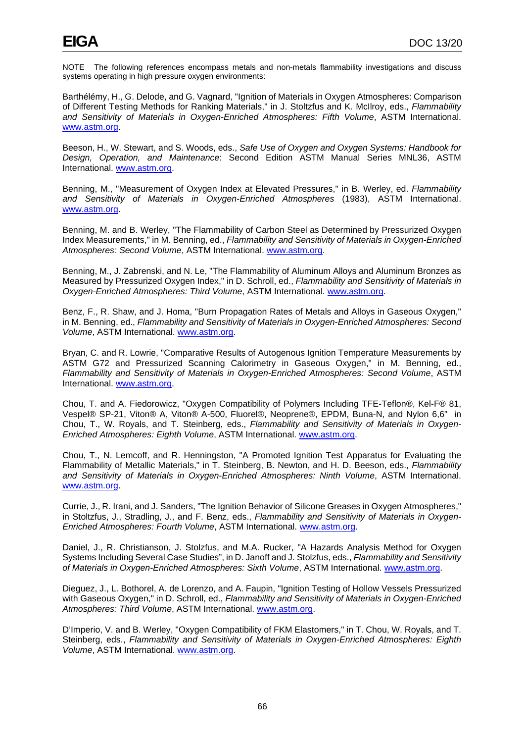NOTE The following references encompass metals and non-metals flammability investigations and discuss systems operating in high pressure oxygen environments:

Barthélémy, H., G. Delode, and G. Vagnard, "Ignition of Materials in Oxygen Atmospheres: Comparison of Different Testing Methods for Ranking Materials," in J. Stoltzfus and K. McIlroy, eds., *Flammability and Sensitivity of Materials in Oxygen-Enriched Atmospheres: Fifth Volume*, ASTM International. www.astm.org.

Beeson, H., W. Stewart, and S. Woods, eds., *Safe Use of Oxygen and Oxygen Systems: Handbook for Design, Operation, and Maintenance*: Second Edition ASTM Manual Series MNL36, ASTM International. www.astm.org.

Benning, M., "Measurement of Oxygen Index at Elevated Pressures," in B. Werley, ed. *Flammability and Sensitivity of Materials in Oxygen-Enriched Atmospheres* (1983), ASTM International. www.astm.org.

Benning, M. and B. Werley, "The Flammability of Carbon Steel as Determined by Pressurized Oxygen Index Measurements," in M. Benning, ed., *Flammability and Sensitivity of Materials in Oxygen-Enriched Atmospheres: Second Volume*, ASTM International. www.astm.org.

Benning, M., J. Zabrenski, and N. Le, "The Flammability of Aluminum Alloys and Aluminum Bronzes as Measured by Pressurized Oxygen Index," in D. Schroll, ed., *Flammability and Sensitivity of Materials in Oxygen-Enriched Atmospheres: Third Volume*, ASTM International. www.astm.org.

Benz, F., R. Shaw, and J. Homa, "Burn Propagation Rates of Metals and Alloys in Gaseous Oxygen," in M. Benning, ed., *Flammability and Sensitivity of Materials in Oxygen-Enriched Atmospheres: Second Volume*, ASTM International. www.astm.org.

Bryan, C. and R. Lowrie, "Comparative Results of Autogenous Ignition Temperature Measurements by ASTM G72 and Pressurized Scanning Calorimetry in Gaseous Oxygen," in M. Benning, ed., *Flammability and Sensitivity of Materials in Oxygen-Enriched Atmospheres: Second Volume*, ASTM International. www.astm.org.

Chou, T. and A. Fiedorowicz, "Oxygen Compatibility of Polymers Including TFE-Teflon®, Kel-F® 81, Vespel® SP-21, Viton® A, Viton® A-500, Fluorel®, Neoprene®, EPDM, Buna-N, and Nylon 6,6" in Chou, T., W. Royals, and T. Steinberg, eds., *Flammability and Sensitivity of Materials in Oxygen-Enriched Atmospheres: Eighth Volume*, ASTM International. www.astm.org.

Chou, T., N. Lemcoff, and R. Henningston, "A Promoted Ignition Test Apparatus for Evaluating the Flammability of Metallic Materials," in T. Steinberg, B. Newton, and H. D. Beeson, eds., *Flammability and Sensitivity of Materials in Oxygen-Enriched Atmospheres: Ninth Volume*, ASTM International. www.astm.org.

Currie, J., R. Irani, and J. Sanders, "The Ignition Behavior of Silicone Greases in Oxygen Atmospheres," in Stoltzfus, J., Stradling, J., and F. Benz, eds., *Flammability and Sensitivity of Materials in Oxygen-Enriched Atmospheres: Fourth Volume*, ASTM International. www.astm.org.

Daniel, J., R. Christianson, J. Stolzfus, and M.A. Rucker, "A Hazards Analysis Method for Oxygen Systems Including Several Case Studies", in D. Janoff and J. Stolzfus, eds., *Flammability and Sensitivity of Materials in Oxygen-Enriched Atmospheres: Sixth Volume*, ASTM International. www.astm.org.

Dieguez, J., L. Bothorel, A. de Lorenzo, and A. Faupin, "Ignition Testing of Hollow Vessels Pressurized with Gaseous Oxygen," in D. Schroll, ed., *Flammability and Sensitivity of Materials in Oxygen-Enriched Atmospheres: Third Volume*, ASTM International. www.astm.org.

D'Imperio, V. and B. Werley, "Oxygen Compatibility of FKM Elastomers," in T. Chou, W. Royals, and T. Steinberg, eds., *Flammability and Sensitivity of Materials in Oxygen-Enriched Atmospheres: Eighth Volume*, ASTM International. www.astm.org.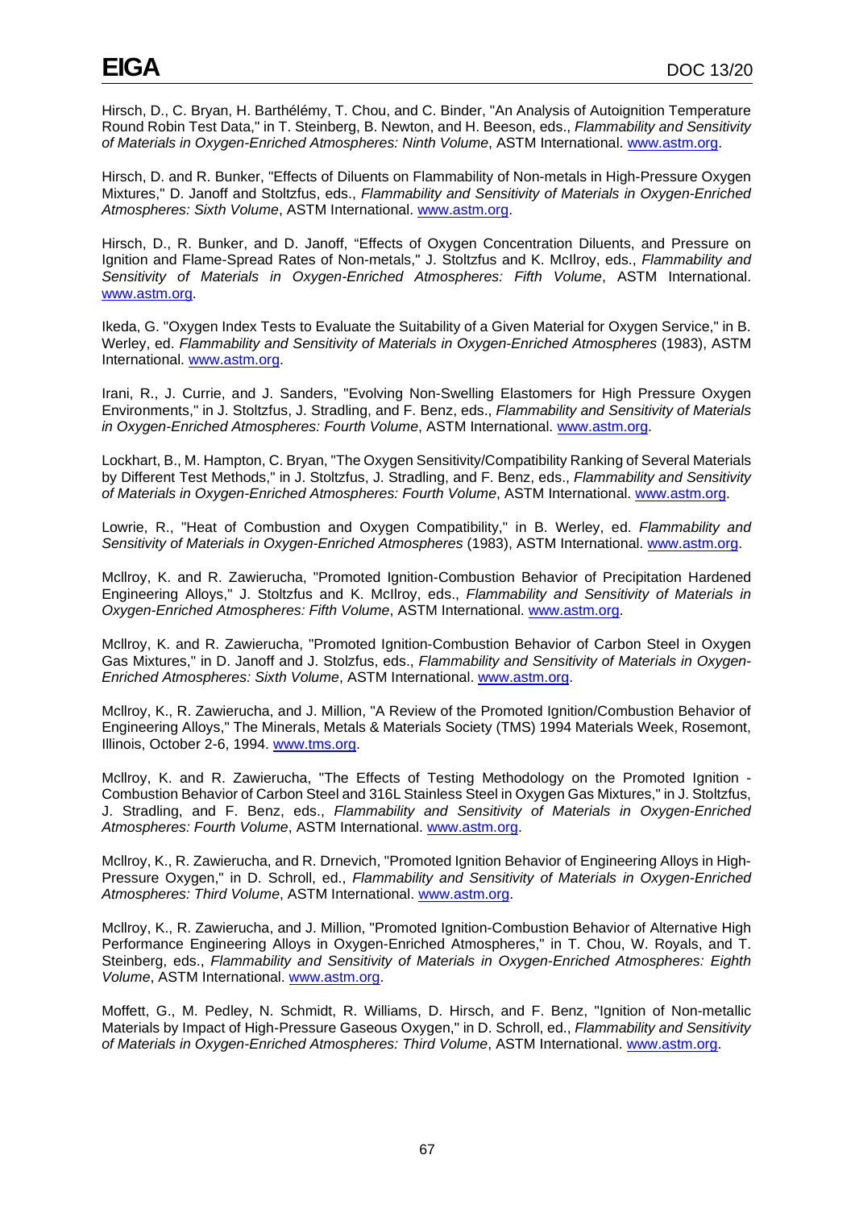Hirsch, D., C. Bryan, H. Barthélémy, T. Chou, and C. Binder, "An Analysis of Autoignition Temperature Round Robin Test Data," in T. Steinberg, B. Newton, and H. Beeson, eds., *Flammability and Sensitivity of Materials in Oxygen-Enriched Atmospheres: Ninth Volume*, ASTM International. www.astm.org.

Hirsch, D. and R. Bunker, "Effects of Diluents on Flammability of Non-metals in High-Pressure Oxygen Mixtures," D. Janoff and Stoltzfus, eds., *Flammability and Sensitivity of Materials in Oxygen-Enriched Atmospheres: Sixth Volume*, ASTM International. www.astm.org.

Hirsch, D., R. Bunker, and D. Janoff, "Effects of Oxygen Concentration Diluents, and Pressure on Ignition and Flame-Spread Rates of Non-metals," J. Stoltzfus and K. McIlroy, eds., *Flammability and Sensitivity of Materials in Oxygen-Enriched Atmospheres: Fifth Volume*, ASTM International. www.astm.org.

Ikeda, G. "Oxygen Index Tests to Evaluate the Suitability of a Given Material for Oxygen Service," in B. Werley, ed. *Flammability and Sensitivity of Materials in Oxygen-Enriched Atmospheres* (1983), ASTM International. www.astm.org.

Irani, R., J. Currie, and J. Sanders, "Evolving Non-Swelling Elastomers for High Pressure Oxygen Environments," in J. Stoltzfus, J. Stradling, and F. Benz, eds., *Flammability and Sensitivity of Materials in Oxygen-Enriched Atmospheres: Fourth Volume*, ASTM International. www.astm.org.

Lockhart, B., M. Hampton, C. Bryan, "The Oxygen Sensitivity/Compatibility Ranking of Several Materials by Different Test Methods," in J. Stoltzfus, J. Stradling, and F. Benz, eds., *Flammability and Sensitivity of Materials in Oxygen-Enriched Atmospheres: Fourth Volume*, ASTM International. www.astm.org.

Lowrie, R., "Heat of Combustion and Oxygen Compatibility," in B. Werley, ed. *Flammability and Sensitivity of Materials in Oxygen-Enriched Atmospheres* (1983), ASTM International. www.astm.org.

McIlroy, K. and R. Zawierucha, "Promoted Ignition-Combustion Behavior of Precipitation Hardened Engineering Alloys," J. Stoltzfus and K. McIlroy, eds., *Flammability and Sensitivity of Materials in Oxygen-Enriched Atmospheres: Fifth Volume*, ASTM International. www.astm.org.

McIlroy, K. and R. Zawierucha, "Promoted Ignition-Combustion Behavior of Carbon Steel in Oxygen Gas Mixtures," in D. Janoff and J. Stolzfus, eds., *Flammability and Sensitivity of Materials in Oxygen-Enriched Atmospheres: Sixth Volume*, ASTM International. www.astm.org.

McIlroy, K., R. Zawierucha, and J. Million, "A Review of the Promoted Ignition/Combustion Behavior of Engineering Alloys," The Minerals, Metals & Materials Society (TMS) 1994 Materials Week, Rosemont, Illinois, October 2-6, 1994. www.tms.org.

McIlroy, K. and R. Zawierucha, "The Effects of Testing Methodology on the Promoted Ignition - Combustion Behavior of Carbon Steel and 316L Stainless Steel in Oxygen Gas Mixtures," in J. Stoltzfus, J. Stradling, and F. Benz, eds., *Flammability and Sensitivity of Materials in Oxygen-Enriched Atmospheres: Fourth Volume*, ASTM International. www.astm.org.

McIlroy, K., R. Zawierucha, and R. Drnevich, "Promoted Ignition Behavior of Engineering Alloys in High-Pressure Oxygen," in D. Schroll, ed., *Flammability and Sensitivity of Materials in Oxygen-Enriched Atmospheres: Third Volume*, ASTM International. www.astm.org.

McIlroy, K., R. Zawierucha, and J. Million, "Promoted Ignition-Combustion Behavior of Alternative High Performance Engineering Alloys in Oxygen-Enriched Atmospheres," in T. Chou, W. Royals, and T. Steinberg, eds., *Flammability and Sensitivity of Materials in Oxygen-Enriched Atmospheres: Eighth Volume*, ASTM International. www.astm.org.

Moffett, G., M. Pedley, N. Schmidt, R. Williams, D. Hirsch, and F. Benz, "Ignition of Non-metallic Materials by Impact of High-Pressure Gaseous Oxygen," in D. Schroll, ed., *Flammability and Sensitivity of Materials in Oxygen-Enriched Atmospheres: Third Volume*, ASTM International. www.astm.org.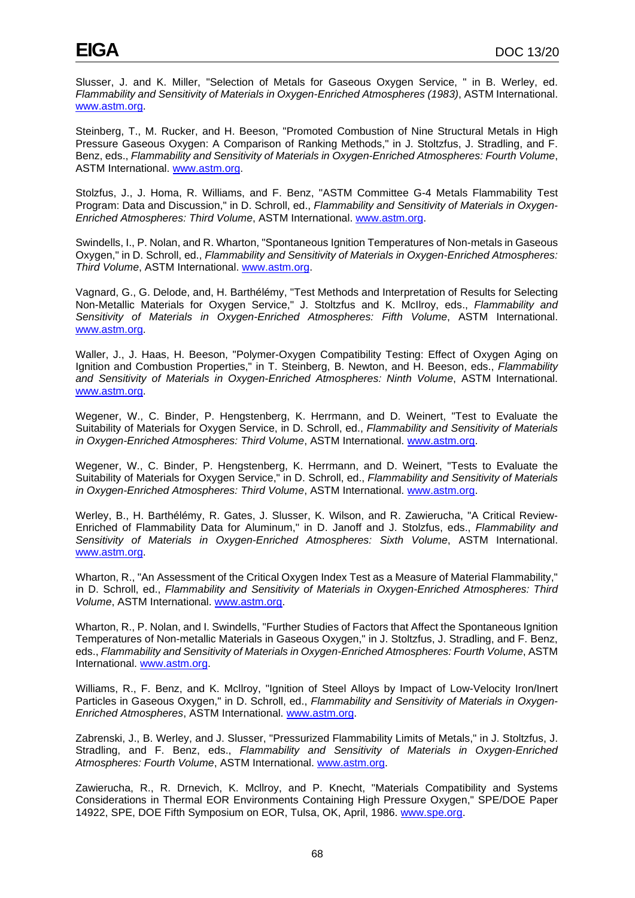Slusser, J. and K. Miller, "Selection of Metals for Gaseous Oxygen Service, " in B. Werley, ed. *Flammability and Sensitivity of Materials in Oxygen-Enriched Atmospheres (1983)*, ASTM International. www.astm.org.

Steinberg, T., M. Rucker, and H. Beeson, "Promoted Combustion of Nine Structural Metals in High Pressure Gaseous Oxygen: A Comparison of Ranking Methods," in J. Stoltzfus, J. Stradling, and F. Benz, eds., *Flammability and Sensitivity of Materials in Oxygen-Enriched Atmospheres: Fourth Volume*, ASTM International. www.astm.org.

Stolzfus, J., J. Homa, R. Williams, and F. Benz, "ASTM Committee G-4 Metals Flammability Test Program: Data and Discussion," in D. Schroll, ed., *Flammability and Sensitivity of Materials in Oxygen-Enriched Atmospheres: Third Volume*, ASTM International. www.astm.org.

Swindells, I., P. Nolan, and R. Wharton, "Spontaneous Ignition Temperatures of Non-metals in Gaseous Oxygen," in D. Schroll, ed., *Flammability and Sensitivity of Materials in Oxygen-Enriched Atmospheres: Third Volume*, ASTM International. www.astm.org.

Vagnard, G., G. Delode, and, H. Barthélémy, "Test Methods and Interpretation of Results for Selecting Non-Metallic Materials for Oxygen Service," J. Stoltzfus and K. McIlroy, eds., *Flammability and Sensitivity of Materials in Oxygen-Enriched Atmospheres: Fifth Volume*, ASTM International. www.astm.org.

Waller, J., J. Haas, H. Beeson, "Polymer-Oxygen Compatibility Testing: Effect of Oxygen Aging on Ignition and Combustion Properties," in T. Steinberg, B. Newton, and H. Beeson, eds., *Flammability and Sensitivity of Materials in Oxygen-Enriched Atmospheres: Ninth Volume*, ASTM International. www.astm.org.

Wegener, W., C. Binder, P. Hengstenberg, K. Herrmann, and D. Weinert, "Test to Evaluate the Suitability of Materials for Oxygen Service, in D. Schroll, ed., *Flammability and Sensitivity of Materials in Oxygen-Enriched Atmospheres: Third Volume*, ASTM International. www.astm.org.

Wegener, W., C. Binder, P. Hengstenberg, K. Herrmann, and D. Weinert, "Tests to Evaluate the Suitability of Materials for Oxygen Service," in D. Schroll, ed., *Flammability and Sensitivity of Materials in Oxygen-Enriched Atmospheres: Third Volume*, ASTM International. www.astm.org.

Werley, B., H. Barthélémy, R. Gates, J. Slusser, K. Wilson, and R. Zawierucha, "A Critical Review-Enriched of Flammability Data for Aluminum," in D. Janoff and J. Stolzfus, eds., *Flammability and Sensitivity of Materials in Oxygen-Enriched Atmospheres: Sixth Volume*, ASTM International. www.astm.org.

Wharton, R., "An Assessment of the Critical Oxygen Index Test as a Measure of Material Flammability," in D. Schroll, ed., *Flammability and Sensitivity of Materials in Oxygen-Enriched Atmospheres: Third Volume*, ASTM International. www.astm.org.

Wharton, R., P. Nolan, and I. Swindells, "Further Studies of Factors that Affect the Spontaneous Ignition Temperatures of Non-metallic Materials in Gaseous Oxygen," in J. Stoltzfus, J. Stradling, and F. Benz, eds., *Flammability and Sensitivity of Materials in Oxygen-Enriched Atmospheres: Fourth Volume*, ASTM International. www.astm.org.

Williams, R., F. Benz, and K. McIlroy, "Ignition of Steel Alloys by Impact of Low-Velocity Iron/Inert Particles in Gaseous Oxygen," in D. Schroll, ed., *Flammability and Sensitivity of Materials in Oxygen-Enriched Atmospheres*, ASTM International. www.astm.org.

Zabrenski, J., B. Werley, and J. Slusser, "Pressurized Flammability Limits of Metals," in J. Stoltzfus, J. Stradling, and F. Benz, eds., *Flammability and Sensitivity of Materials in Oxygen-Enriched Atmospheres: Fourth Volume*, ASTM International. www.astm.org.

Zawierucha, R., R. Drnevich, K. McIlroy, and P. Knecht, "Materials Compatibility and Systems Considerations in Thermal EOR Environments Containing High Pressure Oxygen," SPE/DOE Paper 14922, SPE, DOE Fifth Symposium on EOR, Tulsa, OK, April, 1986. www.spe.org.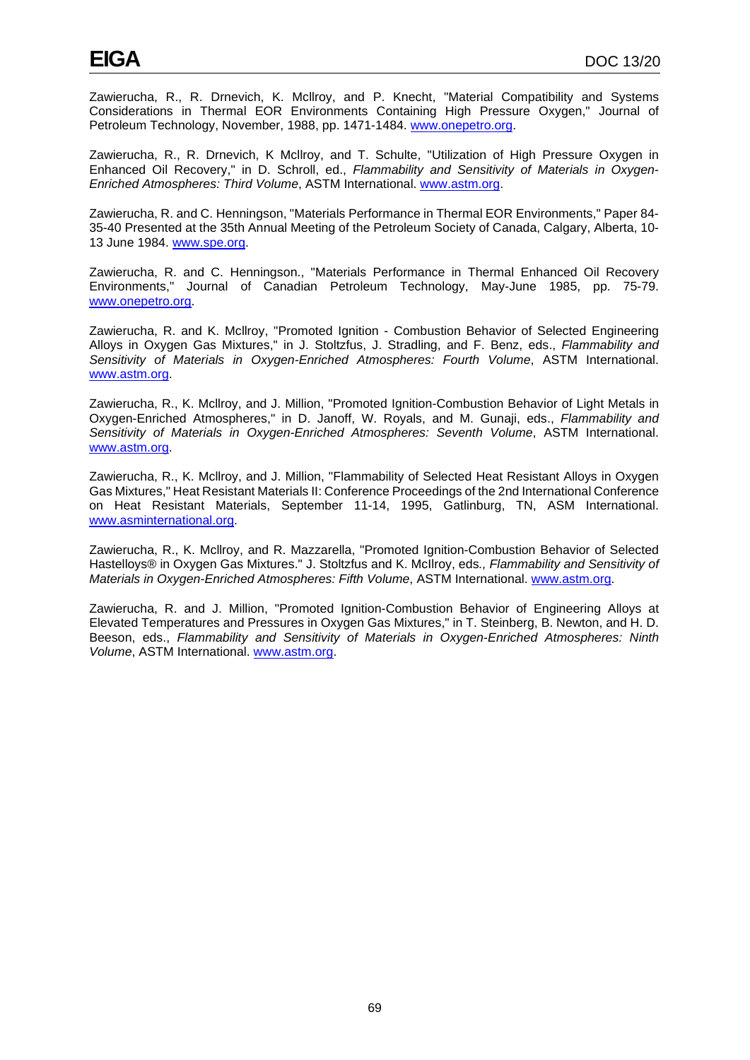Zawierucha, R., R. Drnevich, K. McIlroy, and P. Knecht, "Material Compatibility and Systems Considerations in Thermal EOR Environments Containing High Pressure Oxygen," Journal of Petroleum Technology, November, 1988, pp. 1471-1484. www.onepetro.org.

Zawierucha, R., R. Drnevich, K McIlroy, and T. Schulte, "Utilization of High Pressure Oxygen in Enhanced Oil Recovery," in D. Schroll, ed., *Flammability and Sensitivity of Materials in Oxygen-Enriched Atmospheres: Third Volume*, ASTM International. www.astm.org.

Zawierucha, R. and C. Henningson, "Materials Performance in Thermal EOR Environments," Paper 84-35-40 Presented at the 35th Annual Meeting of the Petroleum Society of Canada, Calgary, Alberta, 10-13 June 1984. www.spe.org.

Zawierucha, R. and C. Henningson., "Materials Performance in Thermal Enhanced Oil Recovery Environments," Journal of Canadian Petroleum Technology, May-June 1985, pp. 75-79. www.onepetro.org.

Zawierucha, R. and K. McIlroy, "Promoted Ignition - Combustion Behavior of Selected Engineering Alloys in Oxygen Gas Mixtures," in J. Stoltzfus, J. Stradling, and F. Benz, eds., *Flammability and Sensitivity of Materials in Oxygen-Enriched Atmospheres: Fourth Volume*, ASTM International. www.astm.org.

Zawierucha, R., K. McIlroy, and J. Million, "Promoted Ignition-Combustion Behavior of Light Metals in Oxygen-Enriched Atmospheres," in D. Janoff, W. Royals, and M. Gunaji, eds., *Flammability and Sensitivity of Materials in Oxygen-Enriched Atmospheres: Seventh Volume*, ASTM International. www.astm.org.

Zawierucha, R., K. McIlroy, and J. Million, "Flammability of Selected Heat Resistant Alloys in Oxygen Gas Mixtures," Heat Resistant Materials II: Conference Proceedings of the 2nd International Conference on Heat Resistant Materials, September 11-14, 1995, Gatlinburg, TN, ASM International. www.asminternational.org.

Zawierucha, R., K. McIlroy, and R. Mazzarella, "Promoted Ignition-Combustion Behavior of Selected Hastelloys® in Oxygen Gas Mixtures." J. Stoltzfus and K. McIlroy, eds*., Flammability and Sensitivity of Materials in Oxygen-Enriched Atmospheres: Fifth Volume*, ASTM International. www.astm.org.

Zawierucha, R. and J. Million, "Promoted Ignition-Combustion Behavior of Engineering Alloys at Elevated Temperatures and Pressures in Oxygen Gas Mixtures," in T. Steinberg, B. Newton, and H. D. Beeson, eds., *Flammability and Sensitivity of Materials in Oxygen-Enriched Atmospheres: Ninth Volume*, ASTM International. www.astm.org.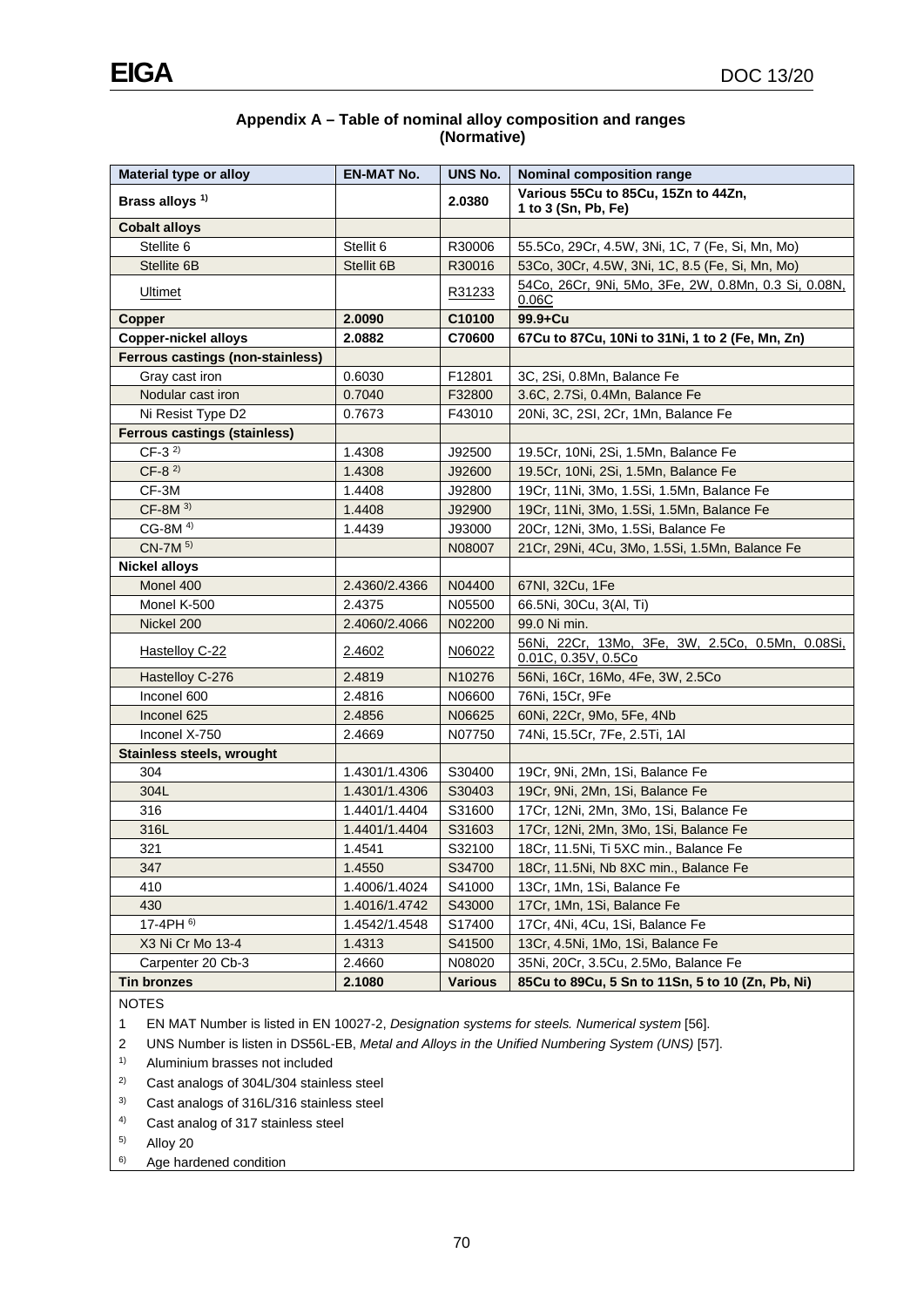## Appendix A – Table of nominal alloy composition and ranges (Normative)

| Material type or alloy | EN-MAT No. | UNS No. | Nominal composition range |
|---|---|---|---|
| **Brass alloys** [1] | | **2.0380** | **Various 55Cu to 85Cu, 15Zn to 44Zn, 1 to 3 (Sn, Pb, Fe)** |
| **Cobalt alloys** | | | |
| Stellite 6 | Stellit 6 | R30006 | 55.5Co, 29Cr, 4.5W, 3Ni, 1C, 7 (Fe, Si, Mn, Mo) |
| Stellite 6B | Stellit 6B | R30016 | 53Co, 30Cr, 4.5W, 3Ni, 1C, 8.5 (Fe, Si, Mn, Mo) |
| Ultimet | | R31233 | 54Co, 26Cr, 9Ni, 5Mo, 3Fe, 2W, 0.8Mn, 0.3 Si, 0.08N, 0.06C |
| **Copper** | **2.0090** | **C10100** | **99.9+Cu** |
| **Copper-nickel alloys** | **2.0882** | **C70600** | **67Cu to 87Cu, 10Ni to 31Ni, 1 to 2 (Fe, Mn, Zn)** |
| **Ferrous castings (non-stainless)** | | | |
| Gray cast iron | 0.6030 | F12801 | 3C, 2Si, 0.8Mn, Balance Fe |
| Nodular cast iron | 0.7040 | F32800 | 3.6C, 2.7Si, 0.4Mn, Balance Fe |
| Ni Resist Type D2 | 0.7673 | F43010 | 20Ni, 3C, 2SI, 2Cr, 1Mn, Balance Fe |
| **Ferrous castings (stainless)** | | | |
| CF-3 [2] | 1.4308 | J92500 | 19.5Cr, 10Ni, 2Si, 1.5Mn, Balance Fe |
| CF-8 [2] | 1.4308 | J92600 | 19.5Cr, 10Ni, 2Si, 1.5Mn, Balance Fe |
| CF-3M | 1.4408 | J92800 | 19Cr, 11Ni, 3Mo, 1.5Si, 1.5Mn, Balance Fe |
| CF-8M [3] | 1.4408 | J92900 | 19Cr, 11Ni, 3Mo, 1.5Si, 1.5Mn, Balance Fe |
| CG-8M [4] | 1.4439 | J93000 | 20Cr, 12Ni, 3Mo, 1.5Si, Balance Fe |
| CN-7M [5] | | N08007 | 21Cr, 29Ni, 4Cu, 3Mo, 1.5Si, 1.5Mn, Balance Fe |
| **Nickel alloys** | | | |
| Monel 400 | 2.4360/2.4366 | N04400 | 67NI, 32Cu, 1Fe |
| Monel K-500 | 2.4375 | N05500 | 66.5Ni, 30Cu, 3(Al, Ti) |
| Nickel 200 | 2.4060/2.4066 | N02200 | 99.0 Ni min. |
| Hastelloy C-22 | 2.4602 | N06022 | 56Ni, 22Cr, 13Mo, 3Fe, 3W, 2.5Co, 0.5Mn, 0.08Si, 0.01C, 0.35V, 0.5Co |
| Hastelloy C-276 | 2.4819 | N10276 | 56Ni, 16Cr, 16Mo, 4Fe, 3W, 2.5Co |
| Inconel 600 | 2.4816 | N06600 | 76Ni, 15Cr, 9Fe |
| Inconel 625 | 2.4856 | N06625 | 60Ni, 22Cr, 9Mo, 5Fe, 4Nb |
| Inconel X-750 | 2.4669 | N07750 | 74Ni, 15.5Cr, 7Fe, 2.5Ti, 1Al |
| **Stainless steels, wrought** | | | |
| 304 | 1.4301/1.4306 | S30400 | 19Cr, 9Ni, 2Mn, 1Si, Balance Fe |
| 304L | 1.4301/1.4306 | S30403 | 19Cr, 9Ni, 2Mn, 1Si, Balance Fe |
| 316 | 1.4401/1.4404 | S31600 | 17Cr, 12Ni, 2Mn, 3Mo, 1Si, Balance Fe |
| 316L | 1.4401/1.4404 | S31603 | 17Cr, 12Ni, 2Mn, 3Mo, 1Si, Balance Fe |
| 321 | 1.4541 | S32100 | 18Cr, 11.5Ni, Ti 5XC min., Balance Fe |
| 347 | 1.4550 | S34700 | 18Cr, 11.5Ni, Nb 8XC min., Balance Fe |
| 410 | 1.4006/1.4024 | S41000 | 13Cr, 1Mn, 1Si, Balance Fe |
| 430 | 1.4016/1.4742 | S43000 | 17Cr, 1Mn, 1Si, Balance Fe |
| 17-4PH [6] | 1.4542/1.4548 | S17400 | 17Cr, 4Ni, 4Cu, 1Si, Balance Fe |
| X3 Ni Cr Mo 13-4 | 1.4313 | S41500 | 13Cr, 4.5Ni, 1Mo, 1Si, Balance Fe |
| Carpenter 20 Cb-3 | 2.4660 | N08020 | 35Ni, 20Cr, 3.5Cu, 2.5Mo, Balance Fe |
| **Tin bronzes** | **2.1080** | **Various** | **85Cu to 89Cu, 5 Sn to 11Sn, 5 to 10 (Zn, Pb, Ni)** |

NOTES

1 EN MAT Number is listed in EN 10027-2, *Designation systems for steels. Numerical system* [56].

2 UNS Number is listen in DS56L-EB, *Metal and Alloys in the Unified Numbering System (UNS)* [57].

[1] Aluminium brasses not included

[2] Cast analogs of 304L/304 stainless steel

[3] Cast analogs of 316L/316 stainless steel

[4] Cast analog of 317 stainless steel

[5] Alloy 20

[6] Age hardened condition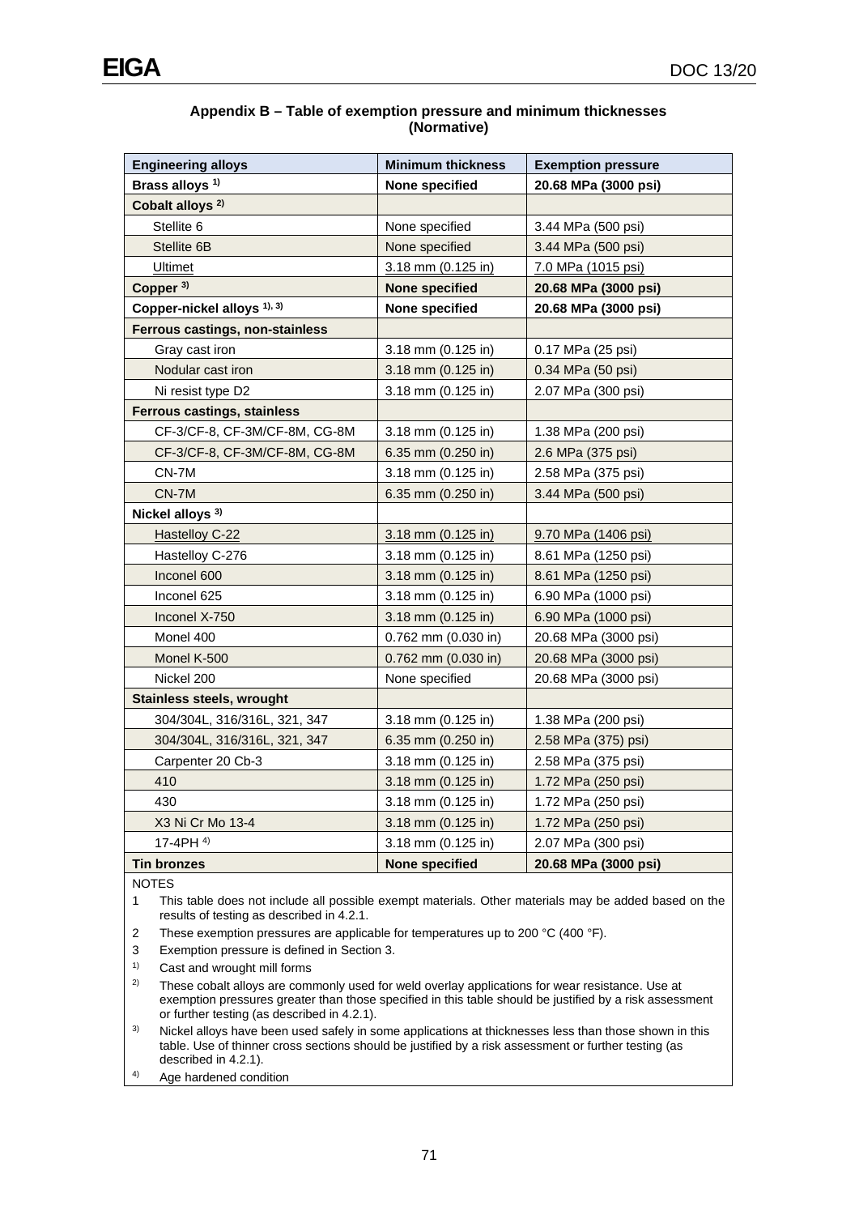## Appendix B – Table of exemption pressure and minimum thicknesses (Normative)

| Engineering alloys | Minimum thickness | Exemption pressure |
|---|---|---|
| **Brass alloys [1)]** | **None specified** | **20.68 MPa (3000 psi)** |
| **Cobalt alloys [2)]** | | |
| Stellite 6 | None specified | 3.44 MPa (500 psi) |
| Stellite 6B | None specified | 3.44 MPa (500 psi) |
| Ultimet | 3.18 mm (0.125 in) | 7.0 MPa (1015 psi) |
| **Copper [3)]** | **None specified** | **20.68 MPa (3000 psi)** |
| **Copper-nickel alloys [1), 3)]** | **None specified** | **20.68 MPa (3000 psi)** |
| **Ferrous castings, non-stainless** | | |
| Gray cast iron | 3.18 mm (0.125 in) | 0.17 MPa (25 psi) |
| Nodular cast iron | 3.18 mm (0.125 in) | 0.34 MPa (50 psi) |
| Ni resist type D2 | 3.18 mm (0.125 in) | 2.07 MPa (300 psi) |
| **Ferrous castings, stainless** | | |
| CF-3/CF-8, CF-3M/CF-8M, CG-8M | 3.18 mm (0.125 in) | 1.38 MPa (200 psi) |
| CF-3/CF-8, CF-3M/CF-8M, CG-8M | 6.35 mm (0.250 in) | 2.6 MPa (375 psi) |
| CN-7M | 3.18 mm (0.125 in) | 2.58 MPa (375 psi) |
| CN-7M | 6.35 mm (0.250 in) | 3.44 MPa (500 psi) |
| **Nickel alloys [3)]** | | |
| Hastelloy C-22 | 3.18 mm (0.125 in) | 9.70 MPa (1406 psi) |
| Hastelloy C-276 | 3.18 mm (0.125 in) | 8.61 MPa (1250 psi) |
| Inconel 600 | 3.18 mm (0.125 in) | 8.61 MPa (1250 psi) |
| Inconel 625 | 3.18 mm (0.125 in) | 6.90 MPa (1000 psi) |
| Inconel X-750 | 3.18 mm (0.125 in) | 6.90 MPa (1000 psi) |
| Monel 400 | 0.762 mm (0.030 in) | 20.68 MPa (3000 psi) |
| Monel K-500 | 0.762 mm (0.030 in) | 20.68 MPa (3000 psi) |
| Nickel 200 | None specified | 20.68 MPa (3000 psi) |
| **Stainless steels, wrought** | | |
| 304/304L, 316/316L, 321, 347 | 3.18 mm (0.125 in) | 1.38 MPa (200 psi) |
| 304/304L, 316/316L, 321, 347 | 6.35 mm (0.250 in) | 2.58 MPa (375) psi) |
| Carpenter 20 Cb-3 | 3.18 mm (0.125 in) | 2.58 MPa (375 psi) |
| 410 | 3.18 mm (0.125 in) | 1.72 MPa (250 psi) |
| 430 | 3.18 mm (0.125 in) | 1.72 MPa (250 psi) |
| X3 Ni Cr Mo 13-4 | 3.18 mm (0.125 in) | 1.72 MPa (250 psi) |
| 17-4PH [4)] | 3.18 mm (0.125 in) | 2.07 MPa (300 psi) |
| **Tin bronzes** | **None specified** | **20.68 MPa (3000 psi)** |

NOTES

1 This table does not include all possible exempt materials. Other materials may be added based on the results of testing as described in 4.2.1.

2 These exemption pressures are applicable for temperatures up to 200 °C (400 °F).

3 Exemption pressure is defined in Section 3.

1) Cast and wrought mill forms

2) These cobalt alloys are commonly used for weld overlay applications for wear resistance. Use at exemption pressures greater than those specified in this table should be justified by a risk assessment or further testing (as described in 4.2.1).

3) Nickel alloys have been used safely in some applications at thicknesses less than those shown in this table. Use of thinner cross sections should be justified by a risk assessment or further testing (as described in 4.2.1).

4) Age hardened condition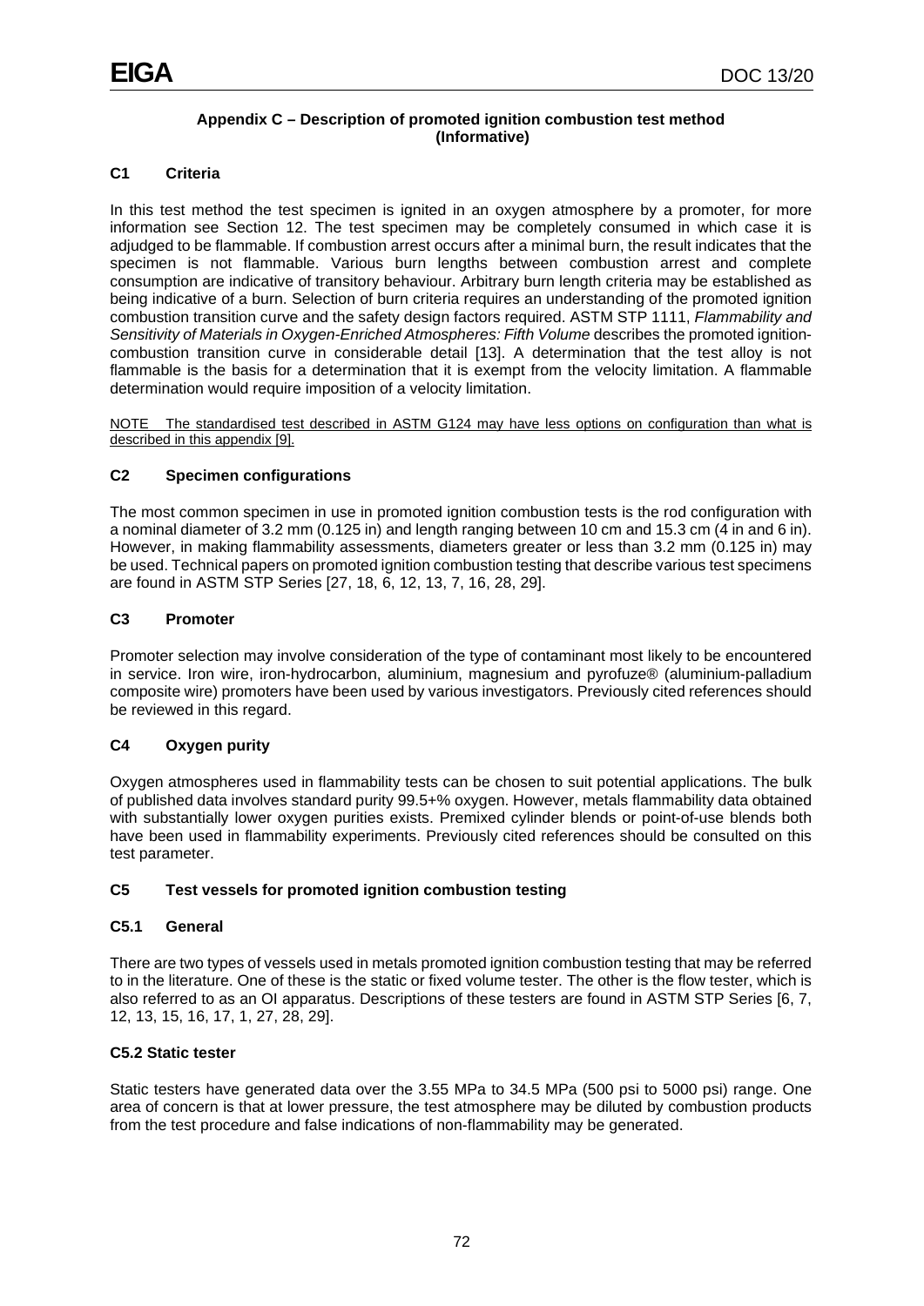## Appendix C – Description of promoted ignition combustion test method (Informative)

### C1 Criteria

In this test method the test specimen is ignited in an oxygen atmosphere by a promoter, for more information see Section 12. The test specimen may be completely consumed in which case it is adjudged to be flammable. If combustion arrest occurs after a minimal burn, the result indicates that the specimen is not flammable. Various burn lengths between combustion arrest and complete consumption are indicative of transitory behaviour. Arbitrary burn length criteria may be established as being indicative of a burn. Selection of burn criteria requires an understanding of the promoted ignition combustion transition curve and the safety design factors required. ASTM STP 1111, *Flammability and Sensitivity of Materials in Oxygen-Enriched Atmospheres: Fifth Volume* describes the promoted ignition-combustion transition curve in considerable detail [13]. A determination that the test alloy is not flammable is the basis for a determination that it is exempt from the velocity limitation. A flammable determination would require imposition of a velocity limitation.

NOTE The standardised test described in ASTM G124 may have less options on configuration than what is described in this appendix [9].

### C2 Specimen configurations

The most common specimen in use in promoted ignition combustion tests is the rod configuration with a nominal diameter of 3.2 mm (0.125 in) and length ranging between 10 cm and 15.3 cm (4 in and 6 in). However, in making flammability assessments, diameters greater or less than 3.2 mm (0.125 in) may be used. Technical papers on promoted ignition combustion testing that describe various test specimens are found in ASTM STP Series [27, 18, 6, 12, 13, 7, 16, 28, 29].

### C3 Promoter

Promoter selection may involve consideration of the type of contaminant most likely to be encountered in service. Iron wire, iron-hydrocarbon, aluminium, magnesium and pyrofuze® (aluminium-palladium composite wire) promoters have been used by various investigators. Previously cited references should be reviewed in this regard.

### C4 Oxygen purity

Oxygen atmospheres used in flammability tests can be chosen to suit potential applications. The bulk of published data involves standard purity 99.5+% oxygen. However, metals flammability data obtained with substantially lower oxygen purities exists. Premixed cylinder blends or point-of-use blends both have been used in flammability experiments. Previously cited references should be consulted on this test parameter.

### C5 Test vessels for promoted ignition combustion testing

#### C5.1 General

There are two types of vessels used in metals promoted ignition combustion testing that may be referred to in the literature. One of these is the static or fixed volume tester. The other is the flow tester, which is also referred to as an OI apparatus. Descriptions of these testers are found in ASTM STP Series [6, 7, 12, 13, 15, 16, 17, 1, 27, 28, 29].

#### C5.2 Static tester

Static testers have generated data over the 3.55 MPa to 34.5 MPa (500 psi to 5000 psi) range. One area of concern is that at lower pressure, the test atmosphere may be diluted by combustion products from the test procedure and false indications of non-flammability may be generated.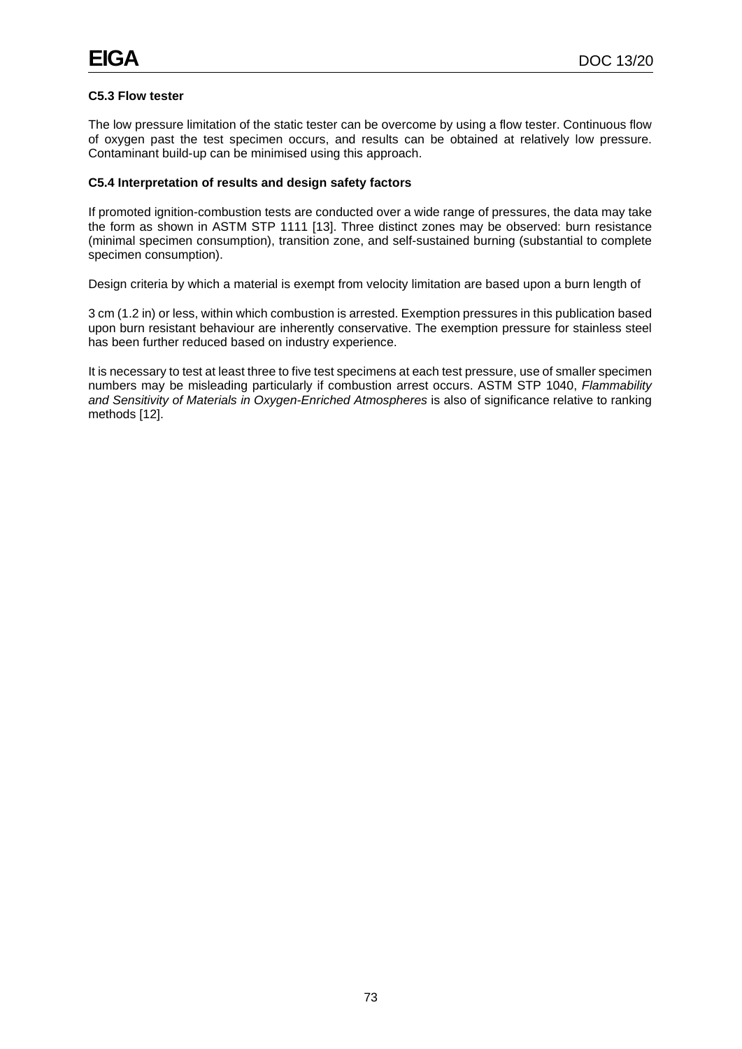### C5.3 Flow tester

The low pressure limitation of the static tester can be overcome by using a flow tester. Continuous flow of oxygen past the test specimen occurs, and results can be obtained at relatively low pressure. Contaminant build-up can be minimised using this approach.

### C5.4 Interpretation of results and design safety factors

If promoted ignition-combustion tests are conducted over a wide range of pressures, the data may take the form as shown in ASTM STP 1111 [13]. Three distinct zones may be observed: burn resistance (minimal specimen consumption), transition zone, and self-sustained burning (substantial to complete specimen consumption).

Design criteria by which a material is exempt from velocity limitation are based upon a burn length of

3 cm (1.2 in) or less, within which combustion is arrested. Exemption pressures in this publication based upon burn resistant behaviour are inherently conservative. The exemption pressure for stainless steel has been further reduced based on industry experience.

It is necessary to test at least three to five test specimens at each test pressure, use of smaller specimen numbers may be misleading particularly if combustion arrest occurs. ASTM STP 1040, *Flammability and Sensitivity of Materials in Oxygen-Enriched Atmospheres* is also of significance relative to ranking methods [12].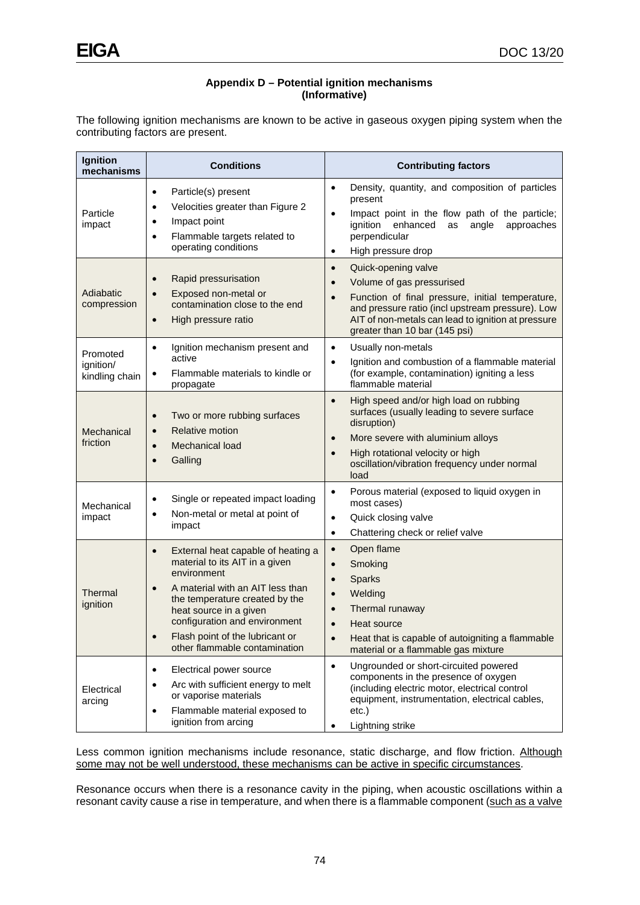**Appendix D – Potential ignition mechanisms**
**(Informative)**

The following ignition mechanisms are known to be active in gaseous oxygen piping system when the contributing factors are present.

| Ignition mechanisms | Conditions | Contributing factors |
|---|---|---|
| Particle impact | • Particle(s) present<br>• Velocities greater than Figure 2<br>• Impact point<br>• Flammable targets related to operating conditions | • Density, quantity, and composition of particles present<br>• Impact point in the flow path of the particle; ignition enhanced as angle approaches perpendicular<br>• High pressure drop |
| Adiabatic compression | • Rapid pressurisation<br>• Exposed non-metal or contamination close to the end<br>• High pressure ratio | • Quick-opening valve<br>• Volume of gas pressurised<br>• Function of final pressure, initial temperature, and pressure ratio (incl upstream pressure). Low AIT of non-metals can lead to ignition at pressure greater than 10 bar (145 psi) |
| Promoted ignition/ kindling chain | • Ignition mechanism present and active<br>• Flammable materials to kindle or propagate | • Usually non-metals<br>• Ignition and combustion of a flammable material (for example, contamination) igniting a less flammable material |
| Mechanical friction | • Two or more rubbing surfaces<br>• Relative motion<br>• Mechanical load<br>• Galling | • High speed and/or high load on rubbing surfaces (usually leading to severe surface disruption)<br>• More severe with aluminium alloys<br>• High rotational velocity or high oscillation/vibration frequency under normal load |
| Mechanical impact | • Single or repeated impact loading<br>• Non-metal or metal at point of impact | • Porous material (exposed to liquid oxygen in most cases)<br>• Quick closing valve<br>• Chattering check or relief valve |
| Thermal ignition | • External heat capable of heating a material to its AIT in a given environment<br>• A material with an AIT less than the temperature created by the heat source in a given configuration and environment<br>• Flash point of the lubricant or other flammable contamination | • Open flame<br>• Smoking<br>• Sparks<br>• Welding<br>• Thermal runaway<br>• Heat source<br>• Heat that is capable of autoigniting a flammable material or a flammable gas mixture |
| Electrical arcing | • Electrical power source<br>• Arc with sufficient energy to melt or vaporise materials<br>• Flammable material exposed to ignition from arcing | • Ungrounded or short-circuited powered components in the presence of oxygen (including electric motor, electrical control equipment, instrumentation, electrical cables, etc.)<br>• Lightning strike |

Less common ignition mechanisms include resonance, static discharge, and flow friction. Although some may not be well understood, these mechanisms can be active in specific circumstances.

Resonance occurs when there is a resonance cavity in the piping, when acoustic oscillations within a resonant cavity cause a rise in temperature, and when there is a flammable component (such as a valve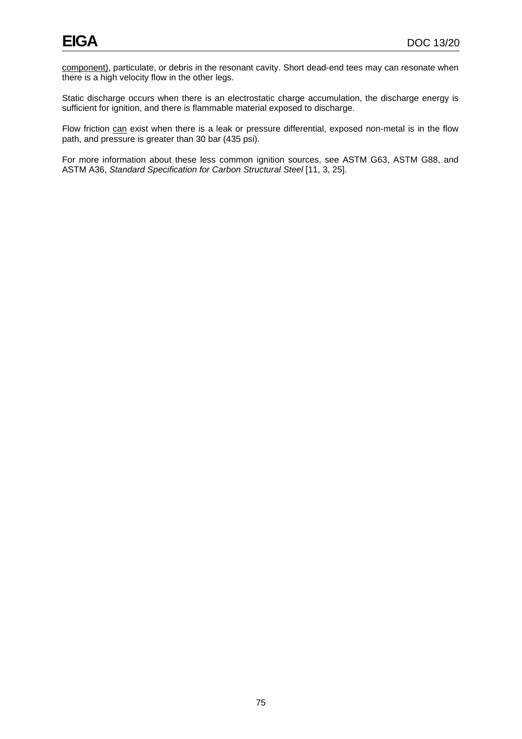component), particulate, or debris in the resonant cavity. Short dead-end tees may can resonate when there is a high velocity flow in the other legs.

Static discharge occurs when there is an electrostatic charge accumulation, the discharge energy is sufficient for ignition, and there is flammable material exposed to discharge.

Flow friction can exist when there is a leak or pressure differential, exposed non-metal is in the flow path, and pressure is greater than 30 bar (435 psi).

For more information about these less common ignition sources, see ASTM G63, ASTM G88, and ASTM A36, *Standard Specification for Carbon Structural Steel* [11, 3, 25].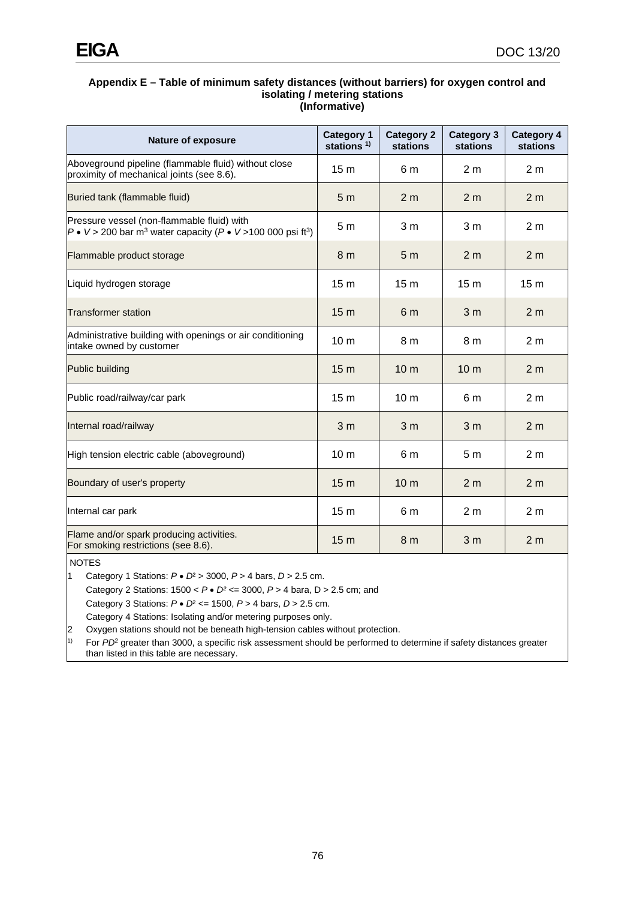## Appendix E – Table of minimum safety distances (without barriers) for oxygen control and isolating / metering stations
**(Informative)**

| Nature of exposure | Category 1 stations [1)] | Category 2 stations | Category 3 stations | Category 4 stations |
|---|---|---|---|---|
| Aboveground pipeline (flammable fluid) without close proximity of mechanical joints (see 8.6). | 15 m | 6 m | 2 m | 2 m |
| Buried tank (flammable fluid) | 5 m | 2 m | 2 m | 2 m |
| Pressure vessel (non-flammable fluid) with $P \bullet V$ > 200 bar $m^3$ water capacity ($P \bullet V$ >100 000 psi $ft^3$) | 5 m | 3 m | 3 m | 2 m |
| Flammable product storage | 8 m | 5 m | 2 m | 2 m |
| Liquid hydrogen storage | 15 m | 15 m | 15 m | 15 m |
| Transformer station | 15 m | 6 m | 3 m | 2 m |
| Administrative building with openings or air conditioning intake owned by customer | 10 m | 8 m | 8 m | 2 m |
| Public building | 15 m | 10 m | 10 m | 2 m |
| Public road/railway/car park | 15 m | 10 m | 6 m | 2 m |
| Internal road/railway | 3 m | 3 m | 3 m | 2 m |
| High tension electric cable (aboveground) | 10 m | 6 m | 5 m | 2 m |
| Boundary of user's property | 15 m | 10 m | 2 m | 2 m |
| Internal car park | 15 m | 6 m | 2 m | 2 m |
| Flame and/or spark producing activities. For smoking restrictions (see 8.6). | 15 m | 8 m | 3 m | 2 m |

NOTES

1. Category 1 Stations: $P \bullet D^2 > 3000$, $P > 4$ bars, $D > 2.5$ cm.
   Category 2 Stations: $1500 < P \bullet D^2 <= 3000$, $P > 4$ bara, D > 2.5 cm; and
   Category 3 Stations: $P \bullet D^2 <= 1500$, $P > 4$ bars, $D > 2.5$ cm.
   Category 4 Stations: Isolating and/or metering purposes only.
2. Oxygen stations should not be beneath high-tension cables without protection.

1) For $PD^2$ greater than 3000, a specific risk assessment should be performed to determine if safety distances greater than listed in this table are necessary.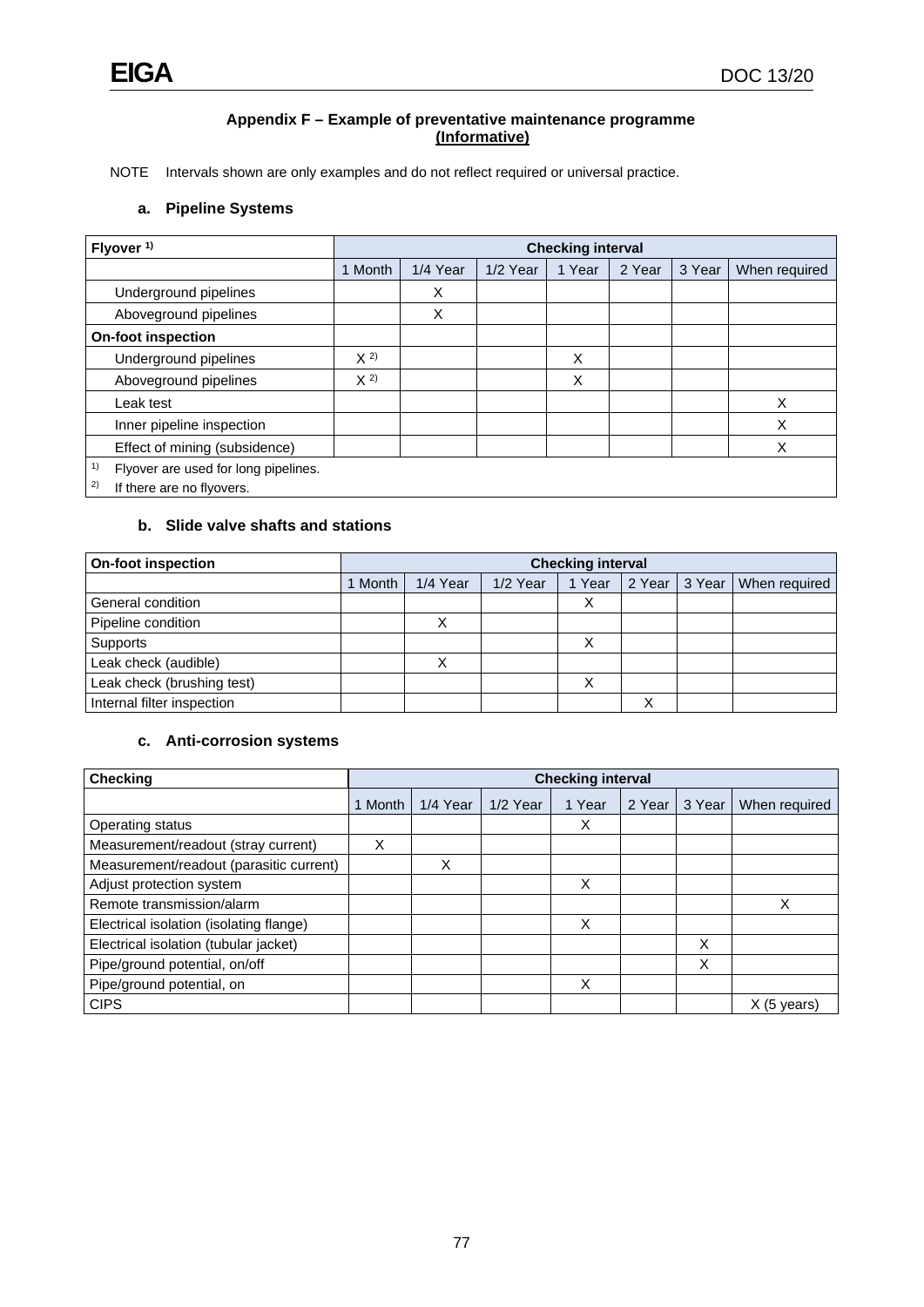### Appendix F – Example of preventative maintenance programme (Informative)

NOTE Intervals shown are only examples and do not reflect required or universal practice.

#### a. Pipeline Systems

| Flyover [1)] | Checking interval | | | | | | |
|---|---|---|---|---|---|---|---|
| | 1 Month | 1/4 Year | 1/2 Year | 1 Year | 2 Year | 3 Year | When required |
| Underground pipelines | | X | | | | | |
| Aboveground pipelines | | X | | | | | |
| **On-foot inspection** | | | | | | | |
| Underground pipelines | X [2)] | | | X | | | |
| Aboveground pipelines | X [2)] | | | X | | | |
| Leak test | | | | | | | X |
| Inner pipeline inspection | | | | | | | X |
| Effect of mining (subsidence) | | | | | | | X |

1) Flyover are used for long pipelines.
2) If there are no flyovers.

#### b. Slide valve shafts and stations

| On-foot inspection | Checking interval | | | | | | |
|---|---|---|---|---|---|---|---|
| | 1 Month | 1/4 Year | 1/2 Year | 1 Year | 2 Year | 3 Year | When required |
| General condition | | | | X | | | |
| Pipeline condition | | X | | | | | |
| Supports | | | | X | | | |
| Leak check (audible) | | X | | | | | |
| Leak check (brushing test) | | | | X | | | |
| Internal filter inspection | | | | | X | | |

#### c. Anti-corrosion systems

| Checking | Checking interval | | | | | | |
|---|---|---|---|---|---|---|---|
| | 1 Month | 1/4 Year | 1/2 Year | 1 Year | 2 Year | 3 Year | When required |
| Operating status | | | | X | | | |
| Measurement/readout (stray current) | X | | | | | | |
| Measurement/readout (parasitic current) | | X | | | | | |
| Adjust protection system | | | | X | | | |
| Remote transmission/alarm | | | | | | | X |
| Electrical isolation (isolating flange) | | | | X | | | |
| Electrical isolation (tubular jacket) | | | | | | X | |
| Pipe/ground potential, on/off | | | | | | X | |
| Pipe/ground potential, on | | | | X | | | |
| CIPS | | | | | | | X (5 years) |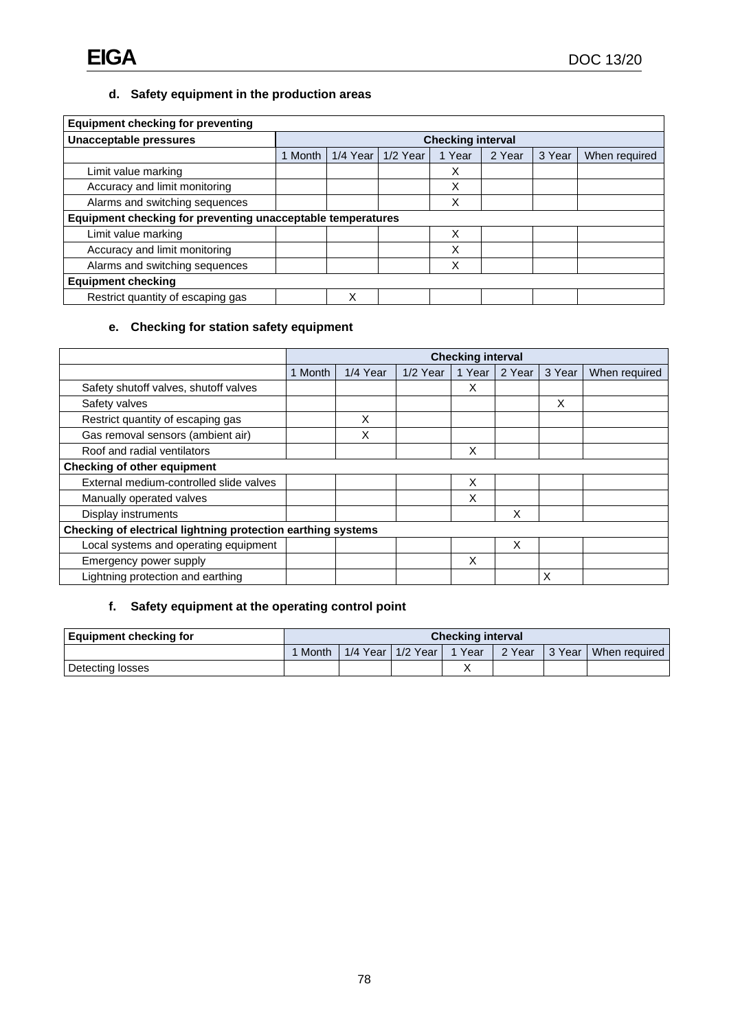#### d. Safety equipment in the production areas

| Equipment checking for preventing | | | | | | | |
|---|---|---|---|---|---|---|---|
| **Unacceptable pressures** | **Checking interval** | | | | | | |
| | 1 Month | 1/4 Year | 1/2 Year | 1 Year | 2 Year | 3 Year | When required |
| Limit value marking | | | | X | | | |
| Accuracy and limit monitoring | | | | X | | | |
| Alarms and switching sequences | | | | X | | | |
| **Equipment checking for preventing unacceptable temperatures** | | | | | | | |
| Limit value marking | | | | X | | | |
| Accuracy and limit monitoring | | | | X | | | |
| Alarms and switching sequences | | | | X | | | |
| **Equipment checking** | | | | | | | |
| Restrict quantity of escaping gas | | X | | | | | |

#### e. Checking for station safety equipment

| | **Checking interval** | | | | | | |
|---|---|---|---|---|---|---|---|
| | 1 Month | 1/4 Year | 1/2 Year | 1 Year | 2 Year | 3 Year | When required |
| Safety shutoff valves, shutoff valves | | | | X | | | |
| Safety valves | | | | | | X | |
| Restrict quantity of escaping gas | | X | | | | | |
| Gas removal sensors (ambient air) | | X | | | | | |
| Roof and radial ventilators | | | | X | | | |
| **Checking of other equipment** | | | | | | | |
| External medium-controlled slide valves | | | | X | | | |
| Manually operated valves | | | | X | | | |
| Display instruments | | | | | X | | |
| **Checking of electrical lightning protection earthing systems** | | | | | | | |
| Local systems and operating equipment | | | | | X | | |
| Emergency power supply | | | | X | | | |
| Lightning protection and earthing | | | | | | X | |

#### f. Safety equipment at the operating control point

| Equipment checking for | **Checking interval** | | | | | | |
|---|---|---|---|---|---|---|---|
| | 1 Month | 1/4 Year | 1/2 Year | 1 Year | 2 Year | 3 Year | When required |
| Detecting losses | | | | X | | | |